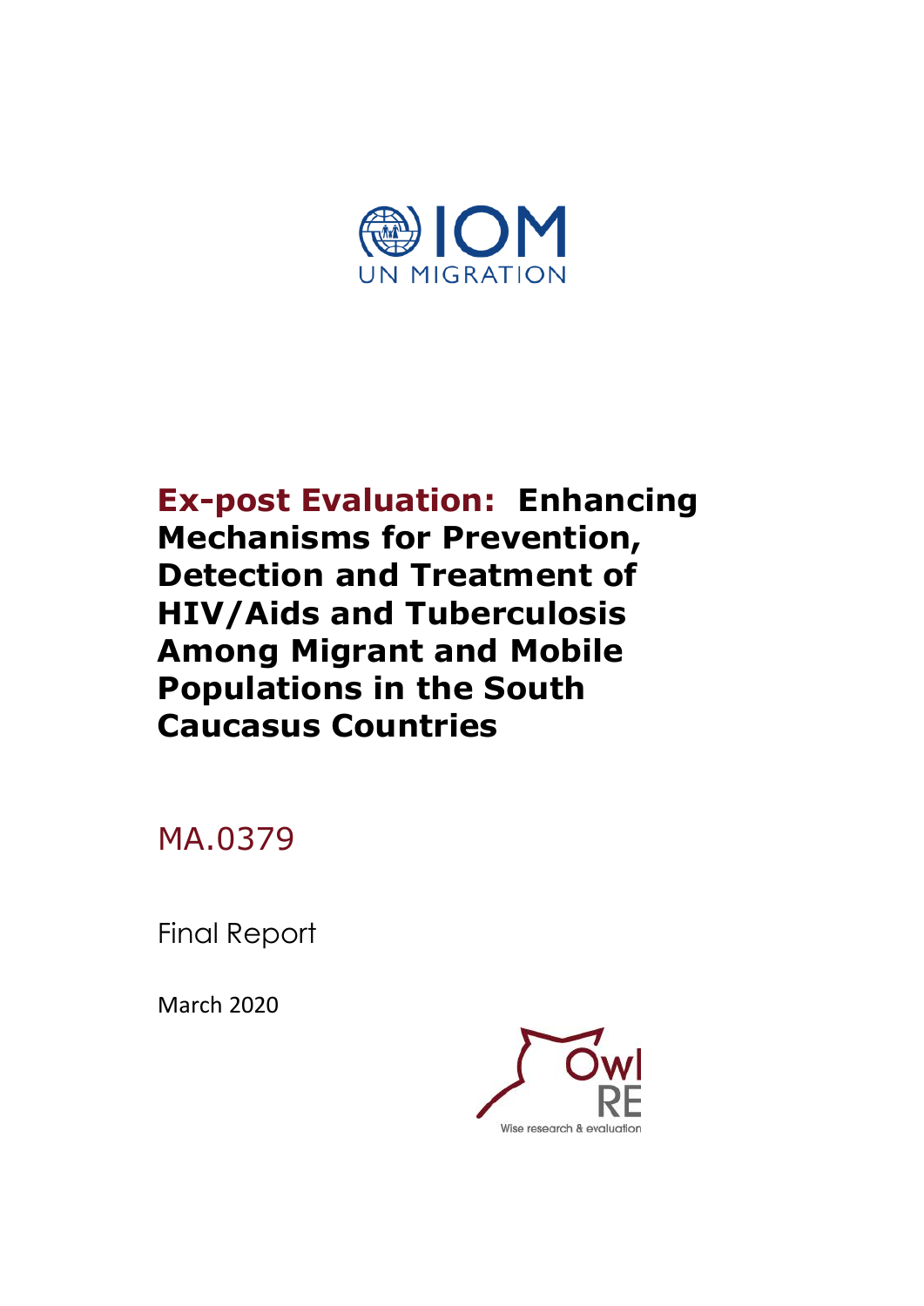IOM
UN MIGRATION

# Ex-post Evaluation: Enhancing Mechanisms for Prevention, Detection and Treatment of HIV/Aids and Tuberculosis Among Migrant and Mobile Populations in the South Caucasus Countries

MA.0379

Final Report

March 2020

Owl RE
Wise research & evaluation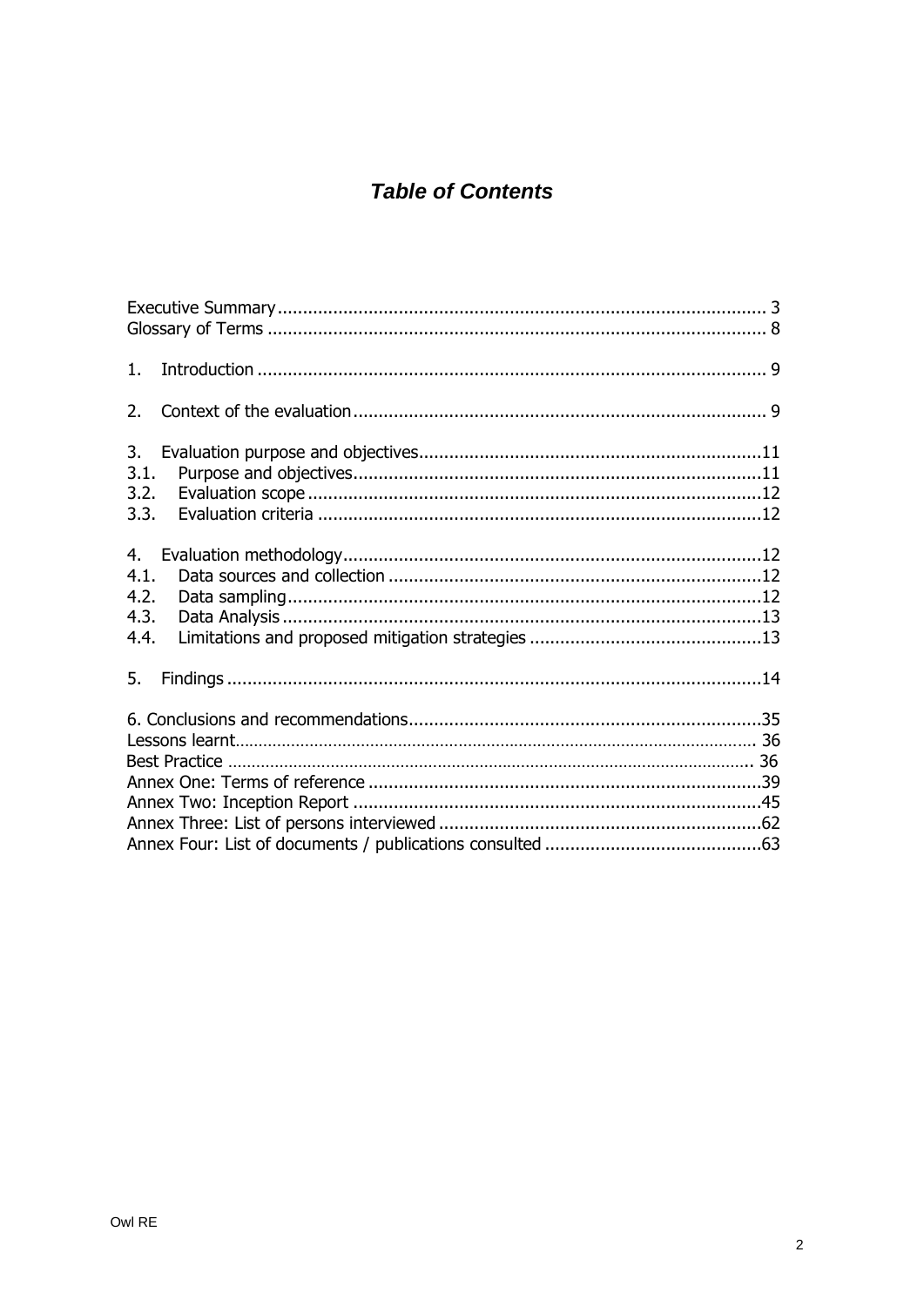# *Table of Contents*

Executive Summary ................................................................................................ 3
Glossary of Terms .................................................................................................. 8

1. Introduction .................................................................................................... 9

2. Context of the evaluation ................................................................................. 9

3. Evaluation purpose and objectives ...................................................................11
3.1. Purpose and objectives ................................................................................11
3.2. Evaluation scope .........................................................................................12
3.3. Evaluation criteria .......................................................................................12

4. Evaluation methodology ..................................................................................12
4.1. Data sources and collection .........................................................................12
4.2. Data sampling .............................................................................................12
4.3. Data Analysis ..............................................................................................13
4.4. Limitations and proposed mitigation strategies ..............................................13

5. Findings .........................................................................................................14

6. Conclusions and recommendations .....................................................................35
Lessons learnt ..................................................................................................... 36
Best Practice ...................................................................................................... 36
Annex One: Terms of reference .............................................................................39
Annex Two: Inception Report .................................................................................45
Annex Three: List of persons interviewed ................................................................62
Annex Four: List of documents / publications consulted ...........................................63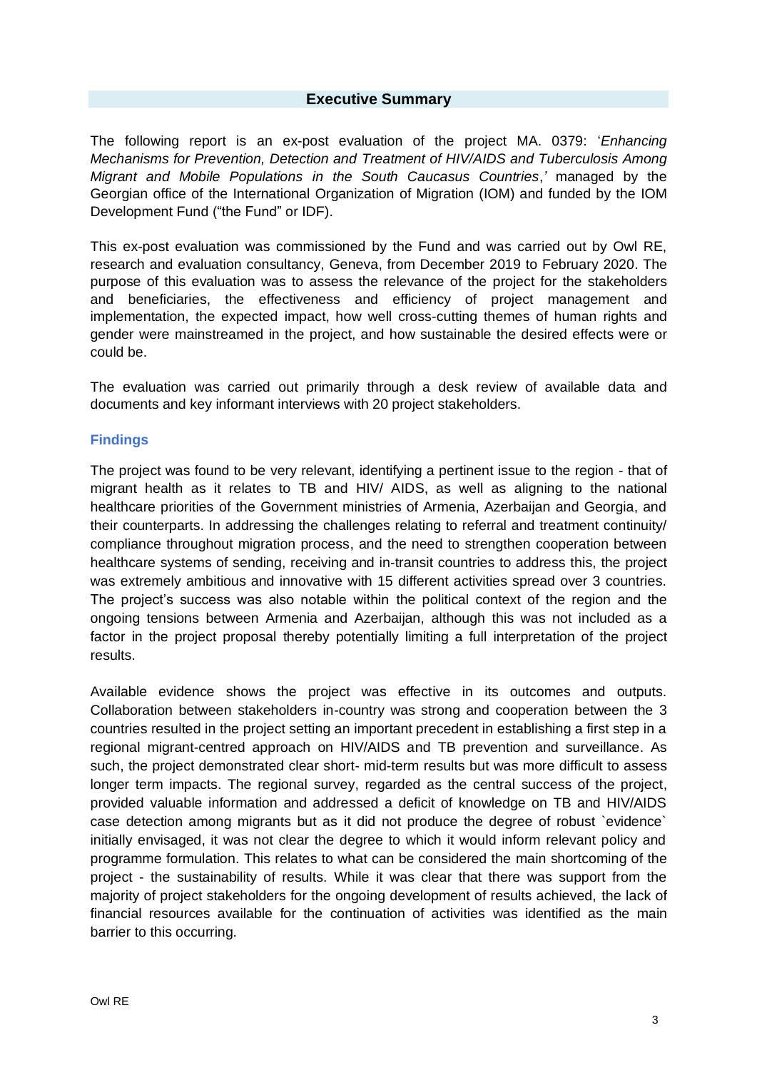## Executive Summary

The following report is an ex-post evaluation of the project MA. 0379: '*Enhancing Mechanisms for Prevention, Detection and Treatment of HIV/AIDS and Tuberculosis Among Migrant and Mobile Populations in the South Caucasus Countries*,' managed by the Georgian office of the International Organization of Migration (IOM) and funded by the IOM Development Fund ("the Fund" or IDF).

This ex-post evaluation was commissioned by the Fund and was carried out by Owl RE, research and evaluation consultancy, Geneva, from December 2019 to February 2020. The purpose of this evaluation was to assess the relevance of the project for the stakeholders and beneficiaries, the effectiveness and efficiency of project management and implementation, the expected impact, how well cross-cutting themes of human rights and gender were mainstreamed in the project, and how sustainable the desired effects were or could be.

The evaluation was carried out primarily through a desk review of available data and documents and key informant interviews with 20 project stakeholders.

### Findings

The project was found to be very relevant, identifying a pertinent issue to the region - that of migrant health as it relates to TB and HIV/ AIDS, as well as aligning to the national healthcare priorities of the Government ministries of Armenia, Azerbaijan and Georgia, and their counterparts. In addressing the challenges relating to referral and treatment continuity/ compliance throughout migration process, and the need to strengthen cooperation between healthcare systems of sending, receiving and in-transit countries to address this, the project was extremely ambitious and innovative with 15 different activities spread over 3 countries. The project's success was also notable within the political context of the region and the ongoing tensions between Armenia and Azerbaijan, although this was not included as a factor in the project proposal thereby potentially limiting a full interpretation of the project results.

Available evidence shows the project was effective in its outcomes and outputs. Collaboration between stakeholders in-country was strong and cooperation between the 3 countries resulted in the project setting an important precedent in establishing a first step in a regional migrant-centred approach on HIV/AIDS and TB prevention and surveillance. As such, the project demonstrated clear short- mid-term results but was more difficult to assess longer term impacts. The regional survey, regarded as the central success of the project, provided valuable information and addressed a deficit of knowledge on TB and HIV/AIDS case detection among migrants but as it did not produce the degree of robust `evidence` initially envisaged, it was not clear the degree to which it would inform relevant policy and programme formulation. This relates to what can be considered the main shortcoming of the project - the sustainability of results. While it was clear that there was support from the majority of project stakeholders for the ongoing development of results achieved, the lack of financial resources available for the continuation of activities was identified as the main barrier to this occurring.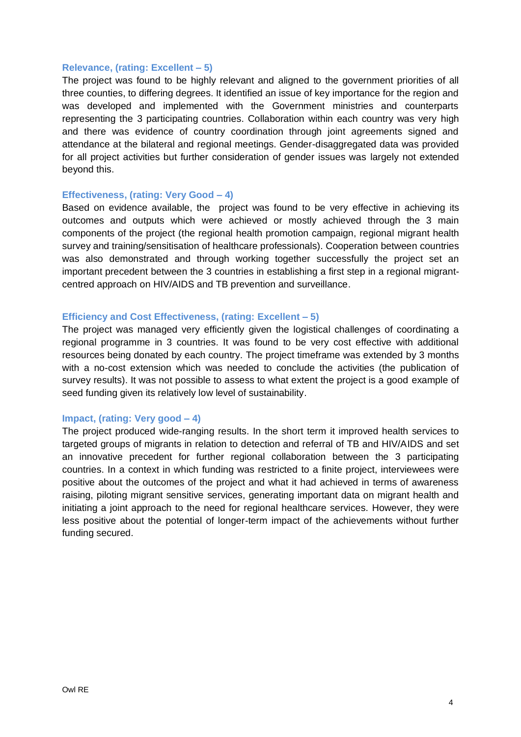### Relevance, (rating: Excellent – 5)

The project was found to be highly relevant and aligned to the government priorities of all three counties, to differing degrees. It identified an issue of key importance for the region and was developed and implemented with the Government ministries and counterparts representing the 3 participating countries. Collaboration within each country was very high and there was evidence of country coordination through joint agreements signed and attendance at the bilateral and regional meetings. Gender-disaggregated data was provided for all project activities but further consideration of gender issues was largely not extended beyond this.

### Effectiveness, (rating: Very Good – 4)

Based on evidence available, the project was found to be very effective in achieving its outcomes and outputs which were achieved or mostly achieved through the 3 main components of the project (the regional health promotion campaign, regional migrant health survey and training/sensitisation of healthcare professionals). Cooperation between countries was also demonstrated and through working together successfully the project set an important precedent between the 3 countries in establishing a first step in a regional migrant-centred approach on HIV/AIDS and TB prevention and surveillance.

### Efficiency and Cost Effectiveness, (rating: Excellent – 5)

The project was managed very efficiently given the logistical challenges of coordinating a regional programme in 3 countries. It was found to be very cost effective with additional resources being donated by each country. The project timeframe was extended by 3 months with a no-cost extension which was needed to conclude the activities (the publication of survey results). It was not possible to assess to what extent the project is a good example of seed funding given its relatively low level of sustainability.

### Impact, (rating: Very good – 4)

The project produced wide-ranging results. In the short term it improved health services to targeted groups of migrants in relation to detection and referral of TB and HIV/AIDS and set an innovative precedent for further regional collaboration between the 3 participating countries. In a context in which funding was restricted to a finite project, interviewees were positive about the outcomes of the project and what it had achieved in terms of awareness raising, piloting migrant sensitive services, generating important data on migrant health and initiating a joint approach to the need for regional healthcare services. However, they were less positive about the potential of longer-term impact of the achievements without further funding secured.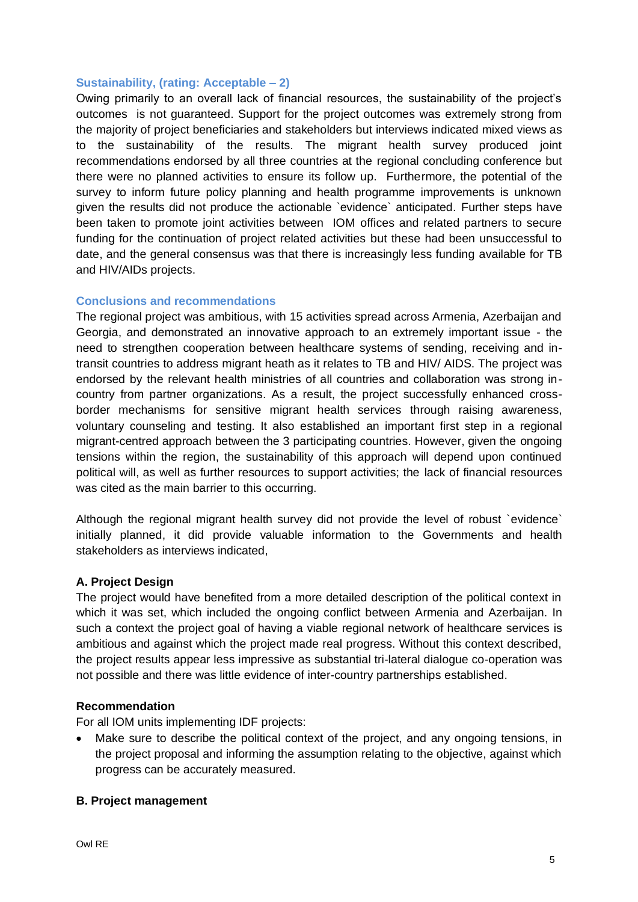### Sustainability, (rating: Acceptable – 2)

Owing primarily to an overall lack of financial resources, the sustainability of the project's outcomes is not guaranteed. Support for the project outcomes was extremely strong from the majority of project beneficiaries and stakeholders but interviews indicated mixed views as to the sustainability of the results. The migrant health survey produced joint recommendations endorsed by all three countries at the regional concluding conference but there were no planned activities to ensure its follow up. Furthermore, the potential of the survey to inform future policy planning and health programme improvements is unknown given the results did not produce the actionable `evidence` anticipated. Further steps have been taken to promote joint activities between IOM offices and related partners to secure funding for the continuation of project related activities but these had been unsuccessful to date, and the general consensus was that there is increasingly less funding available for TB and HIV/AIDs projects.

### Conclusions and recommendations

The regional project was ambitious, with 15 activities spread across Armenia, Azerbaijan and Georgia, and demonstrated an innovative approach to an extremely important issue - the need to strengthen cooperation between healthcare systems of sending, receiving and in-transit countries to address migrant heath as it relates to TB and HIV/ AIDS. The project was endorsed by the relevant health ministries of all countries and collaboration was strong in-country from partner organizations. As a result, the project successfully enhanced cross-border mechanisms for sensitive migrant health services through raising awareness, voluntary counseling and testing. It also established an important first step in a regional migrant-centred approach between the 3 participating countries. However, given the ongoing tensions within the region, the sustainability of this approach will depend upon continued political will, as well as further resources to support activities; the lack of financial resources was cited as the main barrier to this occurring.

Although the regional migrant health survey did not provide the level of robust `evidence` initially planned, it did provide valuable information to the Governments and health stakeholders as interviews indicated,

#### A. Project Design

The project would have benefited from a more detailed description of the political context in which it was set, which included the ongoing conflict between Armenia and Azerbaijan. In such a context the project goal of having a viable regional network of healthcare services is ambitious and against which the project made real progress. Without this context described, the project results appear less impressive as substantial tri-lateral dialogue co-operation was not possible and there was little evidence of inter-country partnerships established.

#### Recommendation

For all IOM units implementing IDF projects:

- Make sure to describe the political context of the project, and any ongoing tensions, in the project proposal and informing the assumption relating to the objective, against which progress can be accurately measured.

#### B. Project management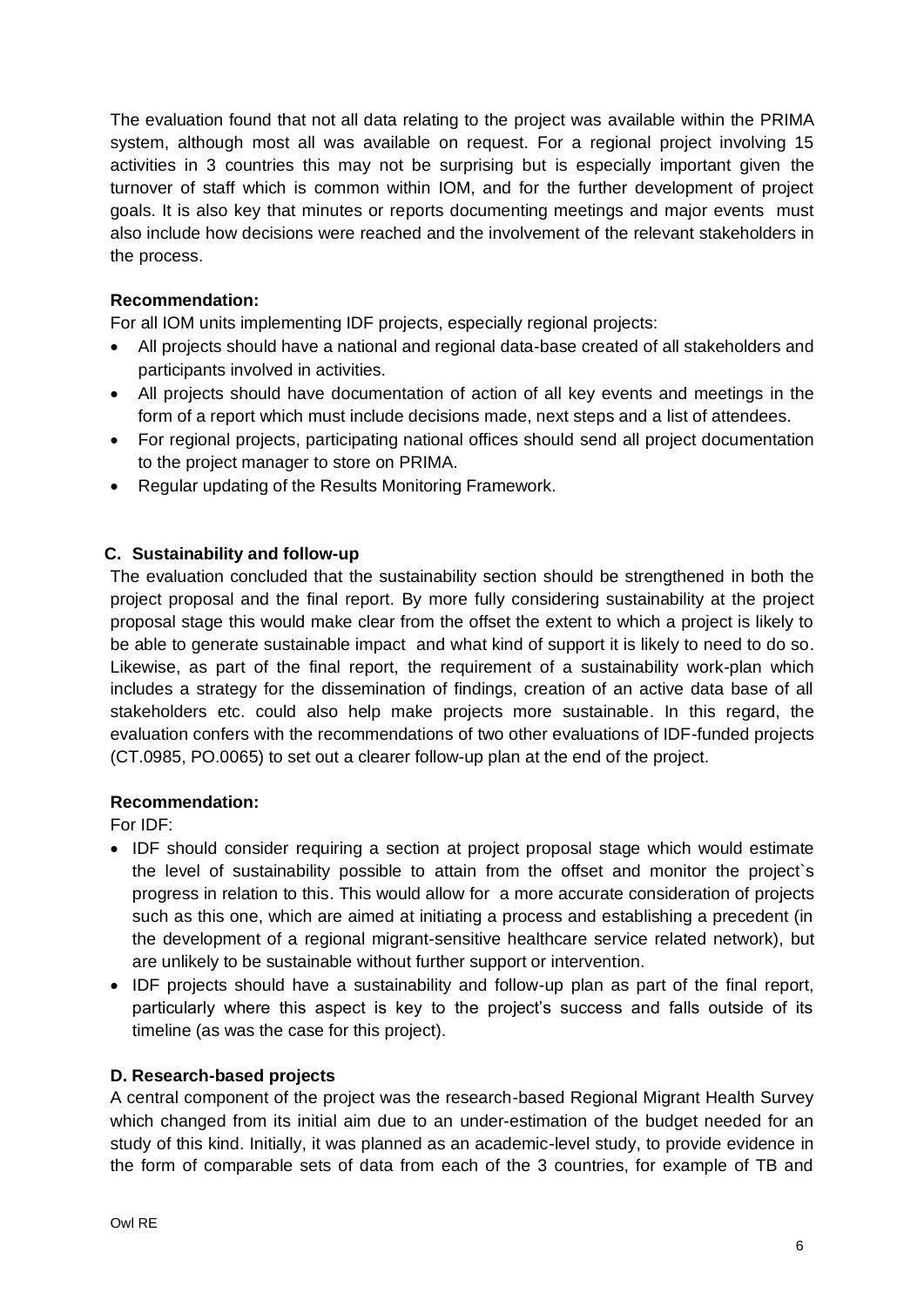The evaluation found that not all data relating to the project was available within the PRIMA system, although most all was available on request. For a regional project involving 15 activities in 3 countries this may not be surprising but is especially important given the turnover of staff which is common within IOM, and for the further development of project goals. It is also key that minutes or reports documenting meetings and major events must also include how decisions were reached and the involvement of the relevant stakeholders in the process.

**Recommendation:**

For all IOM units implementing IDF projects, especially regional projects:

- All projects should have a national and regional data-base created of all stakeholders and participants involved in activities.
- All projects should have documentation of action of all key events and meetings in the form of a report which must include decisions made, next steps and a list of attendees.
- For regional projects, participating national offices should send all project documentation to the project manager to store on PRIMA.
- Regular updating of the Results Monitoring Framework.

### C. Sustainability and follow-up

The evaluation concluded that the sustainability section should be strengthened in both the project proposal and the final report. By more fully considering sustainability at the project proposal stage this would make clear from the offset the extent to which a project is likely to be able to generate sustainable impact and what kind of support it is likely to need to do so. Likewise, as part of the final report, the requirement of a sustainability work-plan which includes a strategy for the dissemination of findings, creation of an active data base of all stakeholders etc. could also help make projects more sustainable. In this regard, the evaluation confers with the recommendations of two other evaluations of IDF-funded projects (CT.0985, PO.0065) to set out a clearer follow-up plan at the end of the project.

**Recommendation:**

For IDF:

- IDF should consider requiring a section at project proposal stage which would estimate the level of sustainability possible to attain from the offset and monitor the project`s progress in relation to this. This would allow for a more accurate consideration of projects such as this one, which are aimed at initiating a process and establishing a precedent (in the development of a regional migrant-sensitive healthcare service related network), but are unlikely to be sustainable without further support or intervention.
- IDF projects should have a sustainability and follow-up plan as part of the final report, particularly where this aspect is key to the project's success and falls outside of its timeline (as was the case for this project).

### D. Research-based projects

A central component of the project was the research-based Regional Migrant Health Survey which changed from its initial aim due to an under-estimation of the budget needed for an study of this kind. Initially, it was planned as an academic-level study, to provide evidence in the form of comparable sets of data from each of the 3 countries, for example of TB and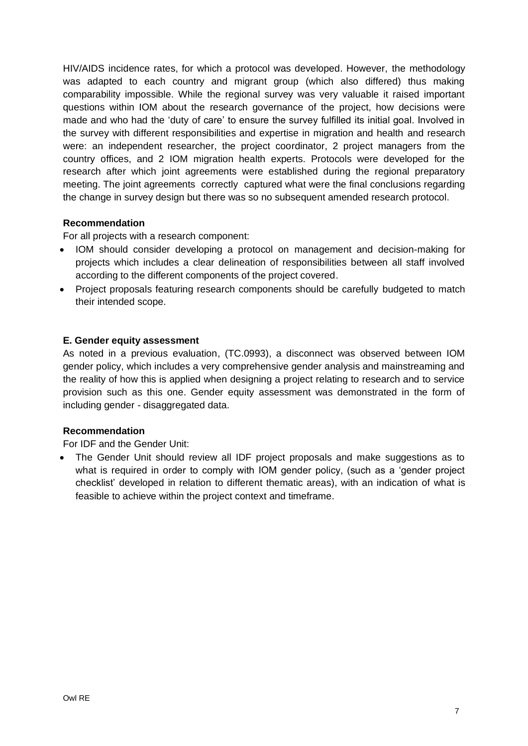HIV/AIDS incidence rates, for which a protocol was developed. However, the methodology was adapted to each country and migrant group (which also differed) thus making comparability impossible. While the regional survey was very valuable it raised important questions within IOM about the research governance of the project, how decisions were made and who had the 'duty of care' to ensure the survey fulfilled its initial goal. Involved in the survey with different responsibilities and expertise in migration and health and research were: an independent researcher, the project coordinator, 2 project managers from the country offices, and 2 IOM migration health experts. Protocols were developed for the research after which joint agreements were established during the regional preparatory meeting. The joint agreements correctly captured what were the final conclusions regarding the change in survey design but there was so no subsequent amended research protocol.

**Recommendation**

For all projects with a research component:

- IOM should consider developing a protocol on management and decision-making for projects which includes a clear delineation of responsibilities between all staff involved according to the different components of the project covered.
- Project proposals featuring research components should be carefully budgeted to match their intended scope.

**E. Gender equity assessment**

As noted in a previous evaluation, (TC.0993), a disconnect was observed between IOM gender policy, which includes a very comprehensive gender analysis and mainstreaming and the reality of how this is applied when designing a project relating to research and to service provision such as this one. Gender equity assessment was demonstrated in the form of including gender - disaggregated data.

**Recommendation**

For IDF and the Gender Unit:

- The Gender Unit should review all IDF project proposals and make suggestions as to what is required in order to comply with IOM gender policy, (such as a 'gender project checklist' developed in relation to different thematic areas), with an indication of what is feasible to achieve within the project context and timeframe.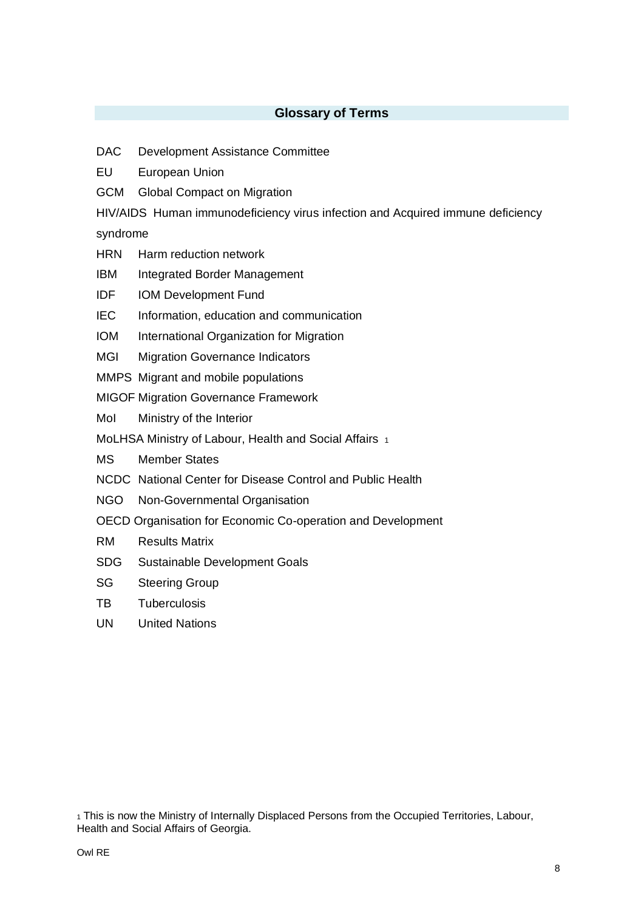## Glossary of Terms

DAC Development Assistance Committee

EU European Union

GCM Global Compact on Migration

HIV/AIDS Human immunodeficiency virus infection and Acquired immune deficiency syndrome

HRN Harm reduction network

IBM Integrated Border Management

IDF IOM Development Fund

IEC Information, education and communication

IOM International Organization for Migration

MGI Migration Governance Indicators

MMPS Migrant and mobile populations

MIGOF Migration Governance Framework

MoI Ministry of the Interior

MoLHSA Ministry of Labour, Health and Social Affairs [1]

MS Member States

NCDC National Center for Disease Control and Public Health

NGO Non-Governmental Organisation

OECD Organisation for Economic Co-operation and Development

RM Results Matrix

SDG Sustainable Development Goals

SG Steering Group

TB Tuberculosis

UN United Nations

[1] This is now the Ministry of Internally Displaced Persons from the Occupied Territories, Labour, Health and Social Affairs of Georgia.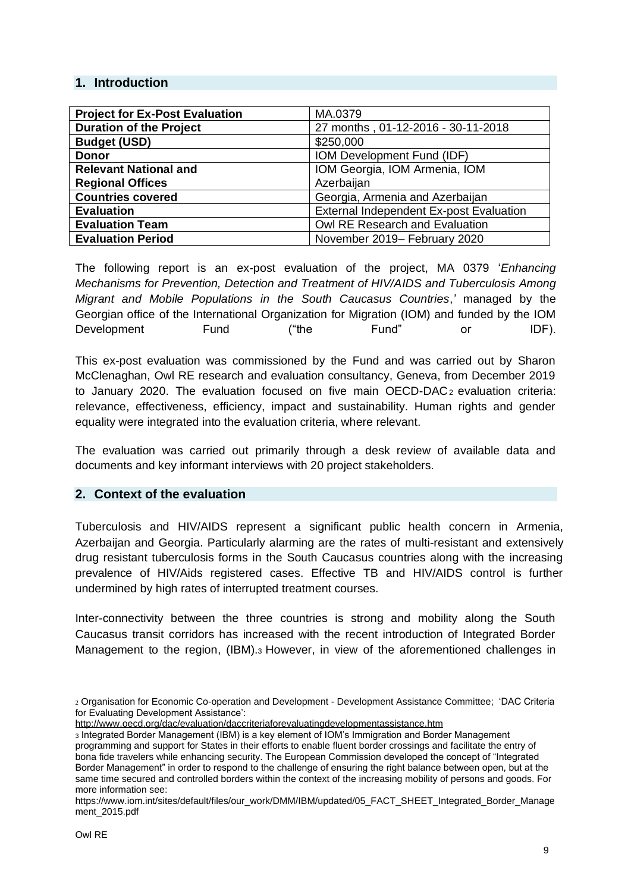## 1. Introduction

| Project for Ex-Post Evaluation | MA.0379 |
|---|---|
| Duration of the Project | 27 months , 01-12-2016 - 30-11-2018 |
| Budget (USD) | $250,000 |
| Donor | IOM Development Fund (IDF) |
| Relevant National and Regional Offices | IOM Georgia, IOM Armenia, IOM Azerbaijan |
| Countries covered | Georgia, Armenia and Azerbaijan |
| Evaluation | External Independent Ex-post Evaluation |
| Evaluation Team | Owl RE Research and Evaluation |
| Evaluation Period | November 2019– February 2020 |

The following report is an ex-post evaluation of the project, MA 0379 '*Enhancing Mechanisms for Prevention, Detection and Treatment of HIV/AIDS and Tuberculosis Among Migrant and Mobile Populations in the South Caucasus Countries*,' managed by the Georgian office of the International Organization for Migration (IOM) and funded by the IOM Development Fund ("the Fund" or IDF).

This ex-post evaluation was commissioned by the Fund and was carried out by Sharon McClenaghan, Owl RE research and evaluation consultancy, Geneva, from December 2019 to January 2020. The evaluation focused on five main OECD-DAC[2] evaluation criteria: relevance, effectiveness, efficiency, impact and sustainability. Human rights and gender equality were integrated into the evaluation criteria, where relevant.

The evaluation was carried out primarily through a desk review of available data and documents and key informant interviews with 20 project stakeholders.

## 2. Context of the evaluation

Tuberculosis and HIV/AIDS represent a significant public health concern in Armenia, Azerbaijan and Georgia. Particularly alarming are the rates of multi-resistant and extensively drug resistant tuberculosis forms in the South Caucasus countries along with the increasing prevalence of HIV/Aids registered cases. Effective TB and HIV/AIDS control is further undermined by high rates of interrupted treatment courses.

Inter-connectivity between the three countries is strong and mobility along the South Caucasus transit corridors has increased with the recent introduction of Integrated Border Management to the region, (IBM).[3] However, in view of the aforementioned challenges in

[2] Organisation for Economic Co-operation and Development - Development Assistance Committee; 'DAC Criteria for Evaluating Development Assistance': http://www.oecd.org/dac/evaluation/daccriteriaforevaluatingdevelopmentassistance.htm

[3] Integrated Border Management (IBM) is a key element of IOM's Immigration and Border Management programming and support for States in their efforts to enable fluent border crossings and facilitate the entry of bona fide travelers while enhancing security. The European Commission developed the concept of "Integrated Border Management" in order to respond to the challenge of ensuring the right balance between open, but at the same time secured and controlled borders within the context of the increasing mobility of persons and goods. For more information see: https://www.iom.int/sites/default/files/our_work/DMM/IBM/updated/05_FACT_SHEET_Integrated_Border_Management_2015.pdf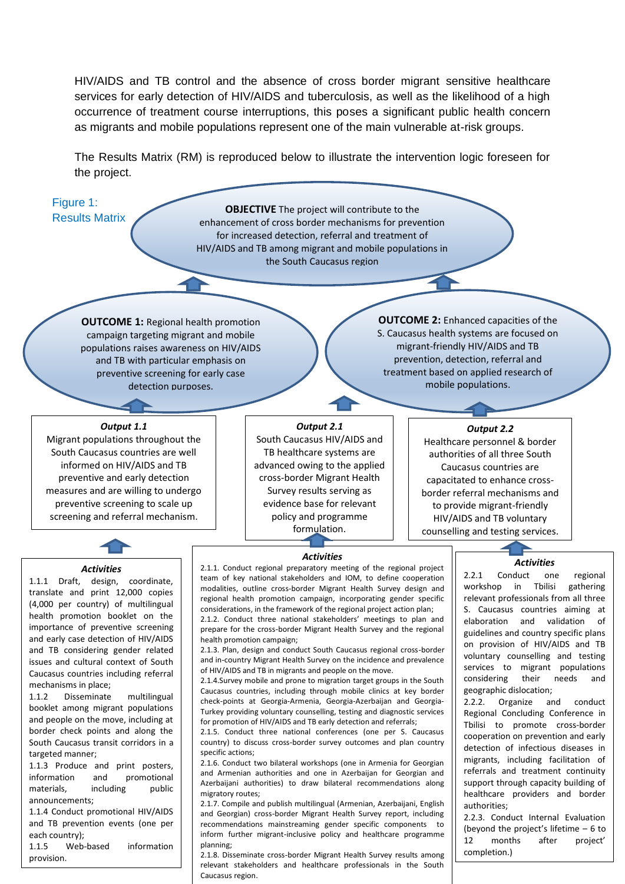HIV/AIDS and TB control and the absence of cross border migrant sensitive healthcare services for early detection of HIV/AIDS and tuberculosis, as well as the likelihood of a high occurrence of treatment course interruptions, this poses a significant public health concern as migrants and mobile populations represent one of the main vulnerable at-risk groups.

The Results Matrix (RM) is reproduced below to illustrate the intervention logic foreseen for the project.

Figure 1: Results Matrix

**OBJECTIVE** The project will contribute to the enhancement of cross border mechanisms for prevention for increased detection, referral and treatment of HIV/AIDS and TB among migrant and mobile populations in the South Caucasus region

**OUTCOME 1:** Regional health promotion campaign targeting migrant and mobile populations raises awareness on HIV/AIDS and TB with particular emphasis on preventive screening for early case detection purposes.

**OUTCOME 2:** Enhanced capacities of the S. Caucasus health systems are focused on migrant-friendly HIV/AIDS and TB prevention, detection, referral and treatment based on applied research of mobile populations.

***Output 1.1***

Migrant populations throughout the South Caucasus countries are well informed on HIV/AIDS and TB preventive and early detection measures and are willing to undergo preventive screening to scale up screening and referral mechanism.

***Activities***

1.1.1 Draft, design, coordinate, translate and print 12,000 copies (4,000 per country) of multilingual health promotion booklet on the importance of preventive screening and early case detection of HIV/AIDS and TB considering gender related issues and cultural context of South Caucasus countries including referral mechanisms in place;

1.1.2 Disseminate multilingual booklet among migrant populations and people on the move, including at border check points and along the South Caucasus transit corridors in a targeted manner;

1.1.3 Produce and print posters, information and promotional materials, including public announcements;

1.1.4 Conduct promotional HIV/AIDS and TB prevention events (one per each country);

1.1.5 Web-based information provision.

***Output 2.1***

South Caucasus HIV/AIDS and TB healthcare systems are advanced owing to the applied cross-border Migrant Health Survey results serving as evidence base for relevant policy and programme formulation.

***Activities***

2.1.1. Conduct regional preparatory meeting of the regional project team of key national stakeholders and IOM, to define cooperation modalities, outline cross-border Migrant Health Survey design and regional health promotion campaign, incorporating gender specific considerations, in the framework of the regional project action plan;

2.1.2. Conduct three national stakeholders' meetings to plan and prepare for the cross-border Migrant Health Survey and the regional health promotion campaign;

2.1.3. Plan, design and conduct South Caucasus regional cross-border and in-country Migrant Health Survey on the incidence and prevalence of HIV/AIDS and TB in migrants and people on the move.

2.1.4.Survey mobile and prone to migration target groups in the South Caucasus countries, including through mobile clinics at key border check-points at Georgia-Armenia, Georgia-Azerbaijan and Georgia-Turkey providing voluntary counselling, testing and diagnostic services for promotion of HIV/AIDS and TB early detection and referrals;

2.1.5. Conduct three national conferences (one per S. Caucasus country) to discuss cross-border survey outcomes and plan country specific actions;

2.1.6. Conduct two bilateral workshops (one in Armenia for Georgian and Armenian authorities and one in Azerbaijan for Georgian and Azerbaijani authorities) to draw bilateral recommendations along migratory routes;

2.1.7. Compile and publish multilingual (Armenian, Azerbaijani, English and Georgian) cross-border Migrant Health Survey report, including recommendations mainstreaming gender specific components to inform further migrant-inclusive policy and healthcare programme planning;

2.1.8. Disseminate cross-border Migrant Health Survey results among relevant stakeholders and healthcare professionals in the South Caucasus region.

***Output 2.2***

Healthcare personnel & border authorities of all three South Caucasus countries are capacitated to enhance cross-border referral mechanisms and to provide migrant-friendly HIV/AIDS and TB voluntary counselling and testing services.

***Activities***

2.2.1 Conduct one regional workshop in Tbilisi gathering relevant professionals from all three S. Caucasus countries aiming at elaboration and validation of guidelines and country specific plans on provision of HIV/AIDS and TB voluntary counselling and testing services to migrant populations considering their needs and geographic dislocation;

2.2.2. Organize and conduct Regional Concluding Conference in Tbilisi to promote cross-border cooperation on prevention and early detection of infectious diseases in migrants, including facilitation of referrals and treatment continuity support through capacity building of healthcare providers and border authorities;

2.2.3. Conduct Internal Evaluation (beyond the project's lifetime – 6 to 12 months after project' completion.)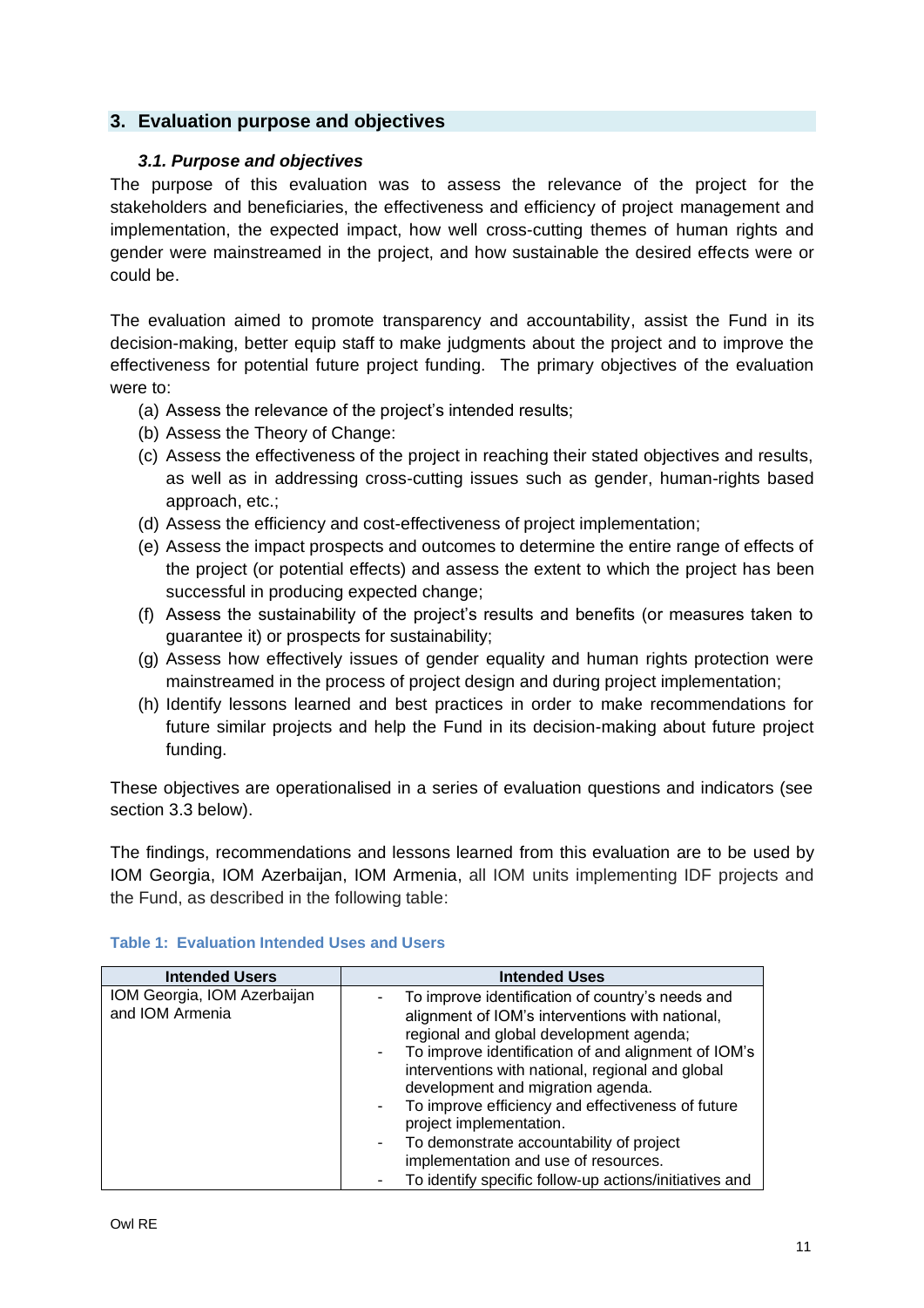## 3. Evaluation purpose and objectives

### *3.1. Purpose and objectives*

The purpose of this evaluation was to assess the relevance of the project for the stakeholders and beneficiaries, the effectiveness and efficiency of project management and implementation, the expected impact, how well cross-cutting themes of human rights and gender were mainstreamed in the project, and how sustainable the desired effects were or could be.

The evaluation aimed to promote transparency and accountability, assist the Fund in its decision-making, better equip staff to make judgments about the project and to improve the effectiveness for potential future project funding. The primary objectives of the evaluation were to:

(a) Assess the relevance of the project's intended results;
(b) Assess the Theory of Change:
(c) Assess the effectiveness of the project in reaching their stated objectives and results, as well as in addressing cross-cutting issues such as gender, human-rights based approach, etc.;
(d) Assess the efficiency and cost-effectiveness of project implementation;
(e) Assess the impact prospects and outcomes to determine the entire range of effects of the project (or potential effects) and assess the extent to which the project has been successful in producing expected change;
(f) Assess the sustainability of the project's results and benefits (or measures taken to guarantee it) or prospects for sustainability;
(g) Assess how effectively issues of gender equality and human rights protection were mainstreamed in the process of project design and during project implementation;
(h) Identify lessons learned and best practices in order to make recommendations for future similar projects and help the Fund in its decision-making about future project funding.

These objectives are operationalised in a series of evaluation questions and indicators (see section 3.3 below).

The findings, recommendations and lessons learned from this evaluation are to be used by IOM Georgia, IOM Azerbaijan, IOM Armenia, all IOM units implementing IDF projects and the Fund, as described in the following table:

**Table 1: Evaluation Intended Uses and Users**

| Intended Users | Intended Uses |
|---|---|
| IOM Georgia, IOM Azerbaijan and IOM Armenia | - To improve identification of country's needs and alignment of IOM's interventions with national, regional and global development agenda;<br>- To improve identification of and alignment of IOM's interventions with national, regional and global development and migration agenda.<br>- To improve efficiency and effectiveness of future project implementation.<br>- To demonstrate accountability of project implementation and use of resources.<br>- To identify specific follow-up actions/initiatives and |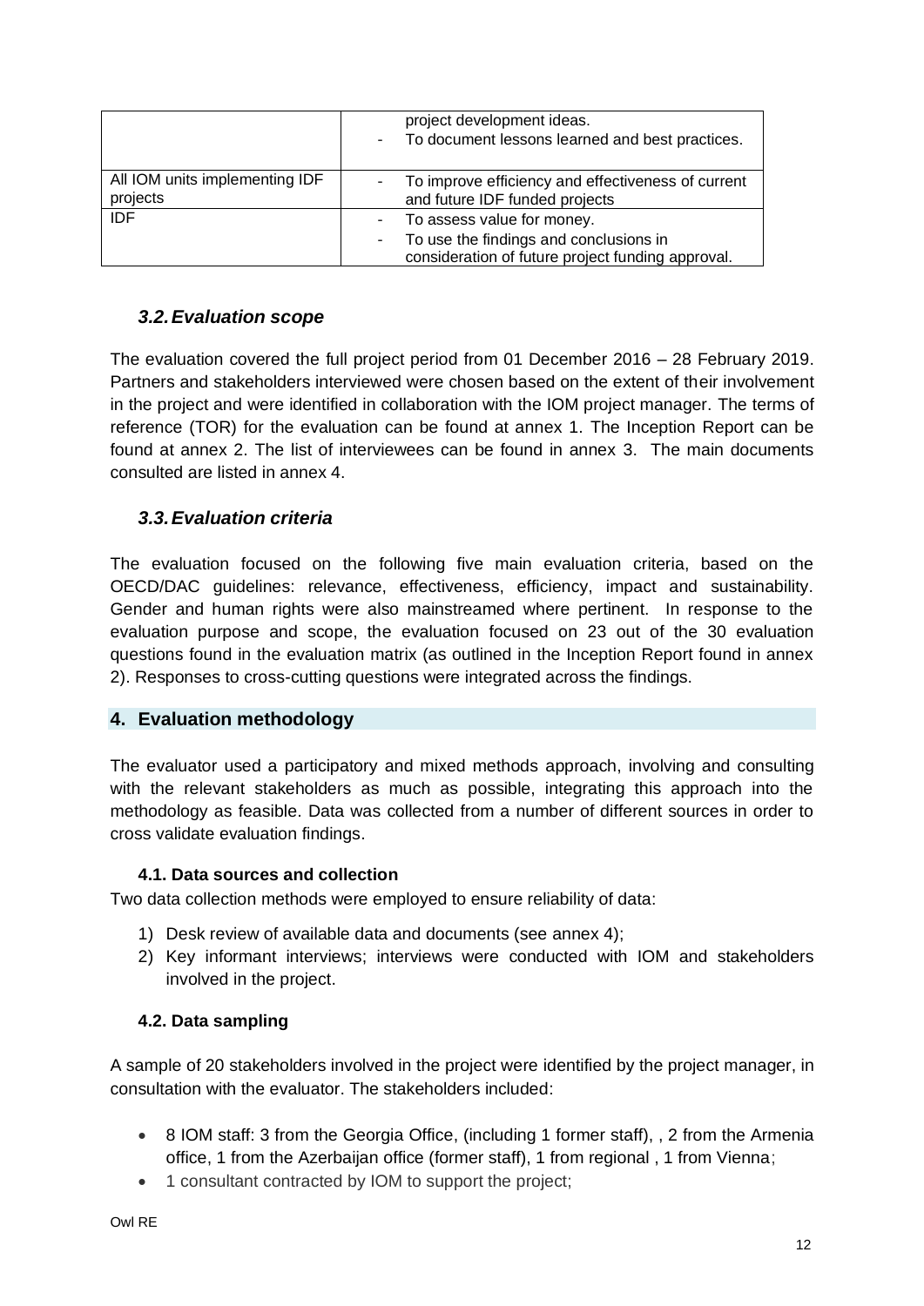| | |
|---|---|
| | project development ideas.<br>- To document lessons learned and best practices. |
| All IOM units implementing IDF projects | - To improve efficiency and effectiveness of current and future IDF funded projects |
| IDF | - To assess value for money.<br>- To use the findings and conclusions in consideration of future project funding approval. |

### *3.2. Evaluation scope*

The evaluation covered the full project period from 01 December 2016 – 28 February 2019. Partners and stakeholders interviewed were chosen based on the extent of their involvement in the project and were identified in collaboration with the IOM project manager. The terms of reference (TOR) for the evaluation can be found at annex 1. The Inception Report can be found at annex 2. The list of interviewees can be found in annex 3. The main documents consulted are listed in annex 4.

### *3.3. Evaluation criteria*

The evaluation focused on the following five main evaluation criteria, based on the OECD/DAC guidelines: relevance, effectiveness, efficiency, impact and sustainability. Gender and human rights were also mainstreamed where pertinent. In response to the evaluation purpose and scope, the evaluation focused on 23 out of the 30 evaluation questions found in the evaluation matrix (as outlined in the Inception Report found in annex 2). Responses to cross-cutting questions were integrated across the findings.

## 4. Evaluation methodology

The evaluator used a participatory and mixed methods approach, involving and consulting with the relevant stakeholders as much as possible, integrating this approach into the methodology as feasible. Data was collected from a number of different sources in order to cross validate evaluation findings.

#### 4.1. Data sources and collection

Two data collection methods were employed to ensure reliability of data:

1) Desk review of available data and documents (see annex 4);
2) Key informant interviews; interviews were conducted with IOM and stakeholders involved in the project.

#### 4.2. Data sampling

A sample of 20 stakeholders involved in the project were identified by the project manager, in consultation with the evaluator. The stakeholders included:

- 8 IOM staff: 3 from the Georgia Office, (including 1 former staff), , 2 from the Armenia office, 1 from the Azerbaijan office (former staff), 1 from regional , 1 from Vienna;
- 1 consultant contracted by IOM to support the project;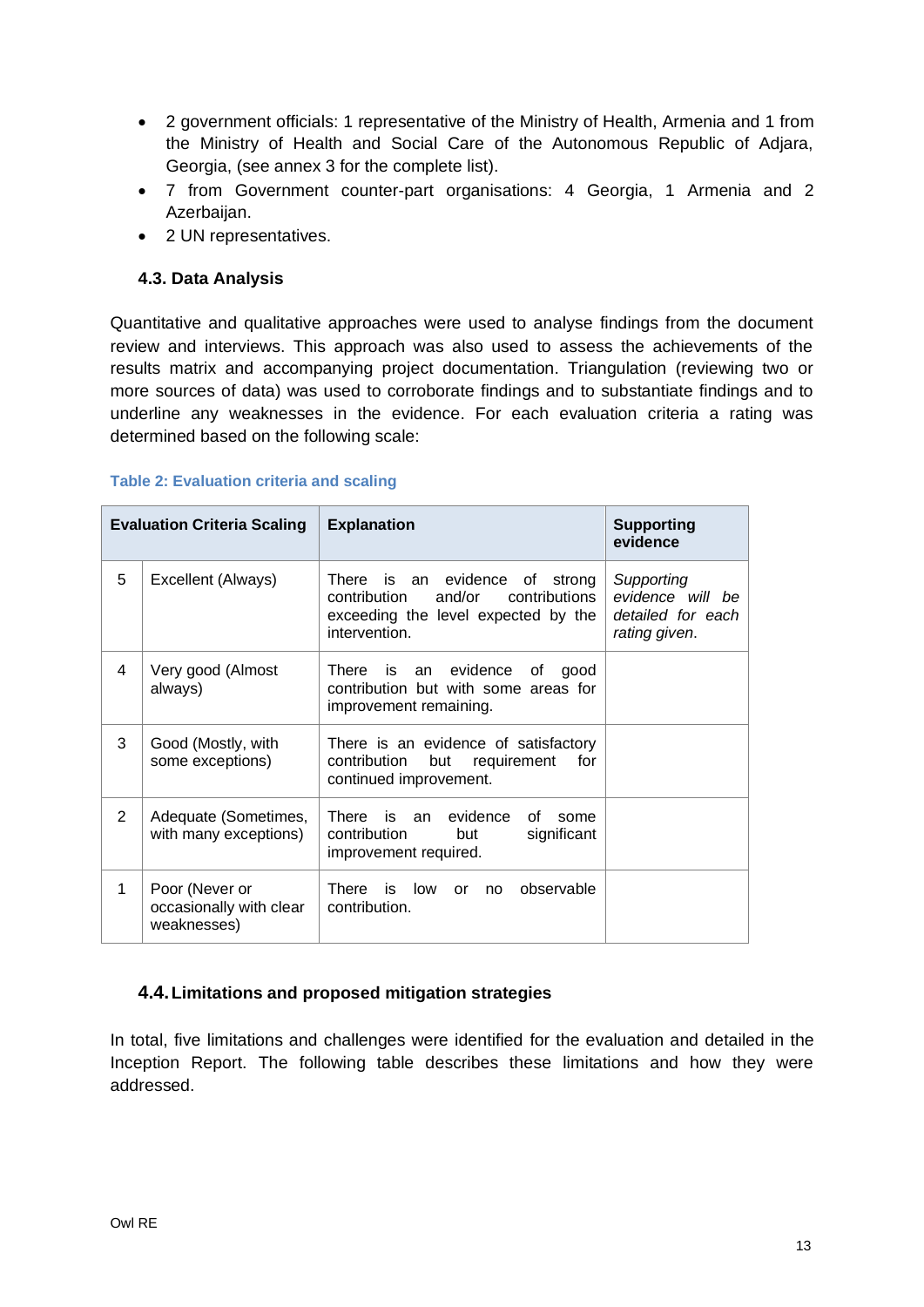- 2 government officials: 1 representative of the Ministry of Health, Armenia and 1 from the Ministry of Health and Social Care of the Autonomous Republic of Adjara, Georgia, (see annex 3 for the complete list).
- 7 from Government counter-part organisations: 4 Georgia, 1 Armenia and 2 Azerbaijan.
- 2 UN representatives.

### 4.3. Data Analysis

Quantitative and qualitative approaches were used to analyse findings from the document review and interviews. This approach was also used to assess the achievements of the results matrix and accompanying project documentation. Triangulation (reviewing two or more sources of data) was used to corroborate findings and to substantiate findings and to underline any weaknesses in the evidence. For each evaluation criteria a rating was determined based on the following scale:

**Table 2: Evaluation criteria and scaling**

| Evaluation Criteria Scaling | | Explanation | Supporting evidence |
|---|---|---|---|
| 5 | Excellent (Always) | There is an evidence of strong contribution and/or contributions exceeding the level expected by the intervention. | *Supporting evidence will be detailed for each rating given.* |
| 4 | Very good (Almost always) | There is an evidence of good contribution but with some areas for improvement remaining. | |
| 3 | Good (Mostly, with some exceptions) | There is an evidence of satisfactory contribution but requirement for continued improvement. | |
| 2 | Adequate (Sometimes, with many exceptions) | There is an evidence of some contribution but significant improvement required. | |
| 1 | Poor (Never or occasionally with clear weaknesses) | There is low or no observable contribution. | |

### 4.4. Limitations and proposed mitigation strategies

In total, five limitations and challenges were identified for the evaluation and detailed in the Inception Report. The following table describes these limitations and how they were addressed.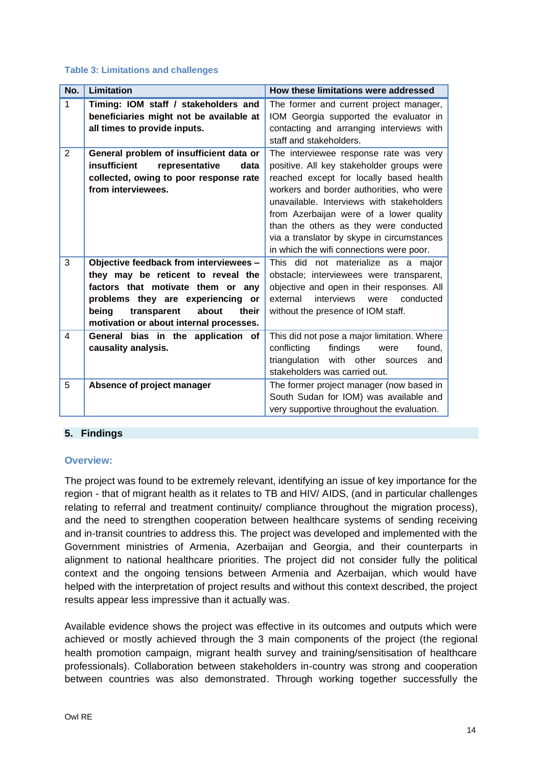**Table 3: Limitations and challenges**

| No. | Limitation | How these limitations were addressed |
|---|---|---|
| 1 | **Timing: IOM staff / stakeholders and beneficiaries might not be available at all times to provide inputs.** | The former and current project manager, IOM Georgia supported the evaluator in contacting and arranging interviews with staff and stakeholders. |
| 2 | **General problem of insufficient data or insufficient representative data collected, owing to poor response rate from interviewees.** | The interviewee response rate was very positive. All key stakeholder groups were reached except for locally based health workers and border authorities, who were unavailable. Interviews with stakeholders from Azerbaijan were of a lower quality than the others as they were conducted via a translator by skype in circumstances in which the wifi connections were poor. |
| 3 | **Objective feedback from interviewees – they may be reticent to reveal the factors that motivate them or any problems they are experiencing or being transparent about their motivation or about internal processes.** | This did not materialize as a major obstacle; interviewees were transparent, objective and open in their responses. All external interviews were conducted without the presence of IOM staff. |
| 4 | **General bias in the application of causality analysis.** | This did not pose a major limitation. Where conflicting findings were found, triangulation with other sources and stakeholders was carried out. |
| 5 | **Absence of project manager** | The former project manager (now based in South Sudan for IOM) was available and very supportive throughout the evaluation. |

## 5. Findings

### Overview:

The project was found to be extremely relevant, identifying an issue of key importance for the region - that of migrant health as it relates to TB and HIV/ AIDS, (and in particular challenges relating to referral and treatment continuity/ compliance throughout the migration process), and the need to strengthen cooperation between healthcare systems of sending receiving and in-transit countries to address this. The project was developed and implemented with the Government ministries of Armenia, Azerbaijan and Georgia, and their counterparts in alignment to national healthcare priorities. The project did not consider fully the political context and the ongoing tensions between Armenia and Azerbaijan, which would have helped with the interpretation of project results and without this context described, the project results appear less impressive than it actually was.

Available evidence shows the project was effective in its outcomes and outputs which were achieved or mostly achieved through the 3 main components of the project (the regional health promotion campaign, migrant health survey and training/sensitisation of healthcare professionals). Collaboration between stakeholders in-country was strong and cooperation between countries was also demonstrated. Through working together successfully the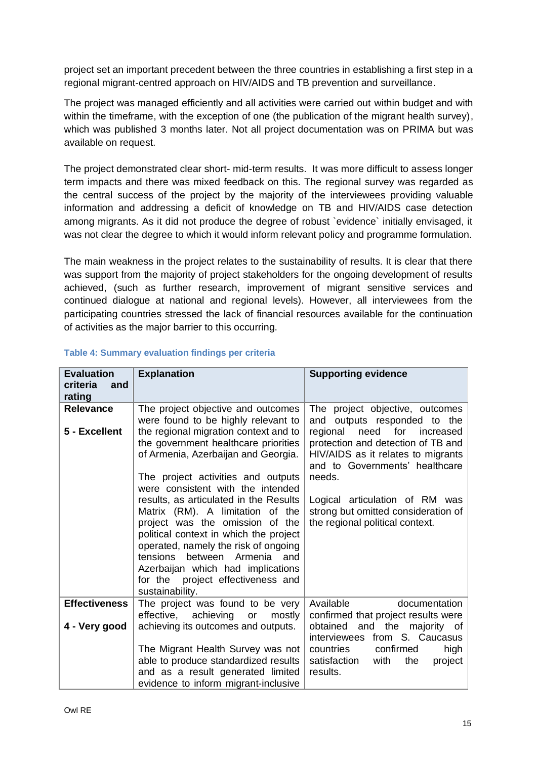project set an important precedent between the three countries in establishing a first step in a regional migrant-centred approach on HIV/AIDS and TB prevention and surveillance.

The project was managed efficiently and all activities were carried out within budget and with within the timeframe, with the exception of one (the publication of the migrant health survey), which was published 3 months later. Not all project documentation was on PRIMA but was available on request.

The project demonstrated clear short- mid-term results. It was more difficult to assess longer term impacts and there was mixed feedback on this. The regional survey was regarded as the central success of the project by the majority of the interviewees providing valuable information and addressing a deficit of knowledge on TB and HIV/AIDS case detection among migrants. As it did not produce the degree of robust `evidence` initially envisaged, it was not clear the degree to which it would inform relevant policy and programme formulation.

The main weakness in the project relates to the sustainability of results. It is clear that there was support from the majority of project stakeholders for the ongoing development of results achieved, (such as further research, improvement of migrant sensitive services and continued dialogue at national and regional levels). However, all interviewees from the participating countries stressed the lack of financial resources available for the continuation of activities as the major barrier to this occurring.

**Table 4: Summary evaluation findings per criteria**

| Evaluation criteria and rating | Explanation | Supporting evidence |
|---|---|---|
| **Relevance**<br><br>**5 - Excellent** | The project objective and outcomes were found to be highly relevant to the regional migration context and to the government healthcare priorities of Armenia, Azerbaijan and Georgia.<br><br>The project activities and outputs were consistent with the intended results, as articulated in the Results Matrix (RM). A limitation of the project was the omission of the political context in which the project operated, namely the risk of ongoing tensions between Armenia and Azerbaijan which had implications for the project effectiveness and sustainability. | The project objective, outcomes and outputs responded to the regional need for increased protection and detection of TB and HIV/AIDS as it relates to migrants and to Governments' healthcare needs.<br><br>Logical articulation of RM was strong but omitted consideration of the regional political context. |
| **Effectiveness**<br><br>**4 - Very good** | The project was found to be very effective, achieving or mostly achieving its outcomes and outputs.<br><br>The Migrant Health Survey was not able to produce standardized results and as a result generated limited evidence to inform migrant-inclusive | Available documentation confirmed that project results were obtained and the majority of interviewees from S. Caucasus countries confirmed high satisfaction with the project results. |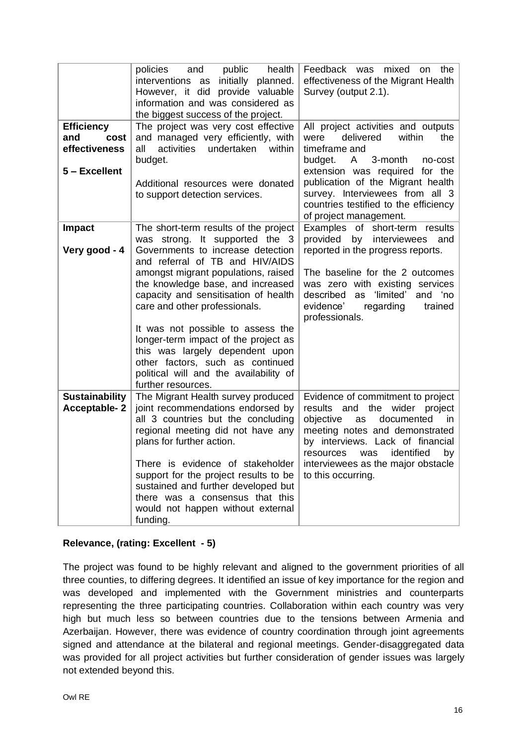| | | |
|---|---|---|
| | policies and public health interventions as initially planned. However, it did provide valuable information and was considered as the biggest success of the project. | Feedback was mixed on the effectiveness of the Migrant Health Survey (output 2.1). |
| **Efficiency and cost effectiveness**<br><br>**5 – Excellent** | The project was very cost effective and managed very efficiently, with all activities undertaken within budget.<br><br>Additional resources were donated to support detection services. | All project activities and outputs were delivered within the timeframe and budget. A 3-month no-cost extension was required for the publication of the Migrant health survey. Interviewees from all 3 countries testified to the efficiency of project management. |
| **Impact**<br><br>**Very good - 4** | The short-term results of the project was strong. It supported the 3 Governments to increase detection and referral of TB and HIV/AIDS amongst migrant populations, raised the knowledge base, and increased capacity and sensitisation of health care and other professionals.<br><br>It was not possible to assess the longer-term impact of the project as this was largely dependent upon other factors, such as continued political will and the availability of further resources. | Examples of short-term results provided by interviewees and reported in the progress reports.<br><br>The baseline for the 2 outcomes was zero with existing services described as 'limited' and 'no evidence' regarding trained professionals. |
| **Sustainability Acceptable- 2** | The Migrant Health survey produced joint recommendations endorsed by all 3 countries but the concluding regional meeting did not have any plans for further action.<br><br>There is evidence of stakeholder support for the project results to be sustained and further developed but there was a consensus that this would not happen without external funding. | Evidence of commitment to project results and the wider project objective as documented in meeting notes and demonstrated by interviews. Lack of financial resources was identified by interviewees as the major obstacle to this occurring. |

**Relevance, (rating: Excellent - 5)**

The project was found to be highly relevant and aligned to the government priorities of all three counties, to differing degrees. It identified an issue of key importance for the region and was developed and implemented with the Government ministries and counterparts representing the three participating countries. Collaboration within each country was very high but much less so between countries due to the tensions between Armenia and Azerbaijan. However, there was evidence of country coordination through joint agreements signed and attendance at the bilateral and regional meetings. Gender-disaggregated data was provided for all project activities but further consideration of gender issues was largely not extended beyond this.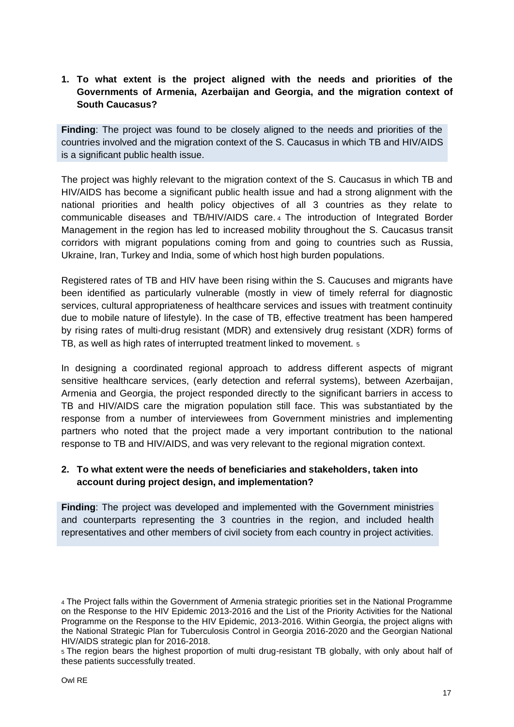**1. To what extent is the project aligned with the needs and priorities of the Governments of Armenia, Azerbaijan and Georgia, and the migration context of South Caucasus?**

**Finding**: The project was found to be closely aligned to the needs and priorities of the countries involved and the migration context of the S. Caucasus in which TB and HIV/AIDS is a significant public health issue.

The project was highly relevant to the migration context of the S. Caucasus in which TB and HIV/AIDS has become a significant public health issue and had a strong alignment with the national priorities and health policy objectives of all 3 countries as they relate to communicable diseases and TB/HIV/AIDS care.[4] The introduction of Integrated Border Management in the region has led to increased mobility throughout the S. Caucasus transit corridors with migrant populations coming from and going to countries such as Russia, Ukraine, Iran, Turkey and India, some of which host high burden populations.

Registered rates of TB and HIV have been rising within the S. Caucuses and migrants have been identified as particularly vulnerable (mostly in view of timely referral for diagnostic services, cultural appropriateness of healthcare services and issues with treatment continuity due to mobile nature of lifestyle). In the case of TB, effective treatment has been hampered by rising rates of multi-drug resistant (MDR) and extensively drug resistant (XDR) forms of TB, as well as high rates of interrupted treatment linked to movement.[5]

In designing a coordinated regional approach to address different aspects of migrant sensitive healthcare services, (early detection and referral systems), between Azerbaijan, Armenia and Georgia, the project responded directly to the significant barriers in access to TB and HIV/AIDS care the migration population still face. This was substantiated by the response from a number of interviewees from Government ministries and implementing partners who noted that the project made a very important contribution to the national response to TB and HIV/AIDS, and was very relevant to the regional migration context.

**2. To what extent were the needs of beneficiaries and stakeholders, taken into account during project design, and implementation?**

**Finding**: The project was developed and implemented with the Government ministries and counterparts representing the 3 countries in the region, and included health representatives and other members of civil society from each country in project activities.

[4] The Project falls within the Government of Armenia strategic priorities set in the National Programme on the Response to the HIV Epidemic 2013-2016 and the List of the Priority Activities for the National Programme on the Response to the HIV Epidemic, 2013-2016. Within Georgia, the project aligns with the National Strategic Plan for Tuberculosis Control in Georgia 2016-2020 and the Georgian National HIV/AIDS strategic plan for 2016-2018.

[5] The region bears the highest proportion of multi drug-resistant TB globally, with only about half of these patients successfully treated.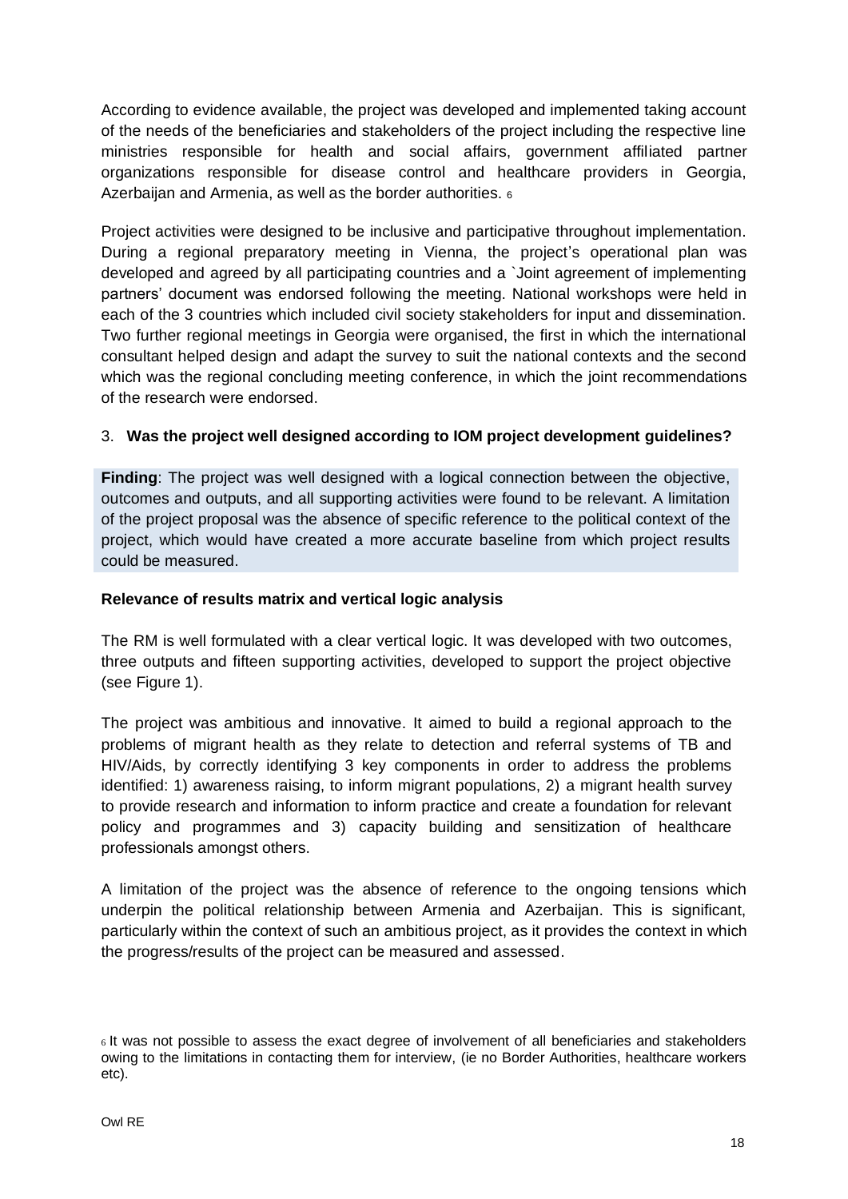According to evidence available, the project was developed and implemented taking account of the needs of the beneficiaries and stakeholders of the project including the respective line ministries responsible for health and social affairs, government affiliated partner organizations responsible for disease control and healthcare providers in Georgia, Azerbaijan and Armenia, as well as the border authorities. [6]

Project activities were designed to be inclusive and participative throughout implementation. During a regional preparatory meeting in Vienna, the project's operational plan was developed and agreed by all participating countries and a `Joint agreement of implementing partners' document was endorsed following the meeting. National workshops were held in each of the 3 countries which included civil society stakeholders for input and dissemination. Two further regional meetings in Georgia were organised, the first in which the international consultant helped design and adapt the survey to suit the national contexts and the second which was the regional concluding meeting conference, in which the joint recommendations of the research were endorsed.

### 3. Was the project well designed according to IOM project development guidelines?

**Finding**: The project was well designed with a logical connection between the objective, outcomes and outputs, and all supporting activities were found to be relevant. A limitation of the project proposal was the absence of specific reference to the political context of the project, which would have created a more accurate baseline from which project results could be measured.

#### Relevance of results matrix and vertical logic analysis

The RM is well formulated with a clear vertical logic. It was developed with two outcomes, three outputs and fifteen supporting activities, developed to support the project objective (see Figure 1).

The project was ambitious and innovative. It aimed to build a regional approach to the problems of migrant health as they relate to detection and referral systems of TB and HIV/Aids, by correctly identifying 3 key components in order to address the problems identified: 1) awareness raising, to inform migrant populations, 2) a migrant health survey to provide research and information to inform practice and create a foundation for relevant policy and programmes and 3) capacity building and sensitization of healthcare professionals amongst others.

A limitation of the project was the absence of reference to the ongoing tensions which underpin the political relationship between Armenia and Azerbaijan. This is significant, particularly within the context of such an ambitious project, as it provides the context in which the progress/results of the project can be measured and assessed.

[6] It was not possible to assess the exact degree of involvement of all beneficiaries and stakeholders owing to the limitations in contacting them for interview, (ie no Border Authorities, healthcare workers etc).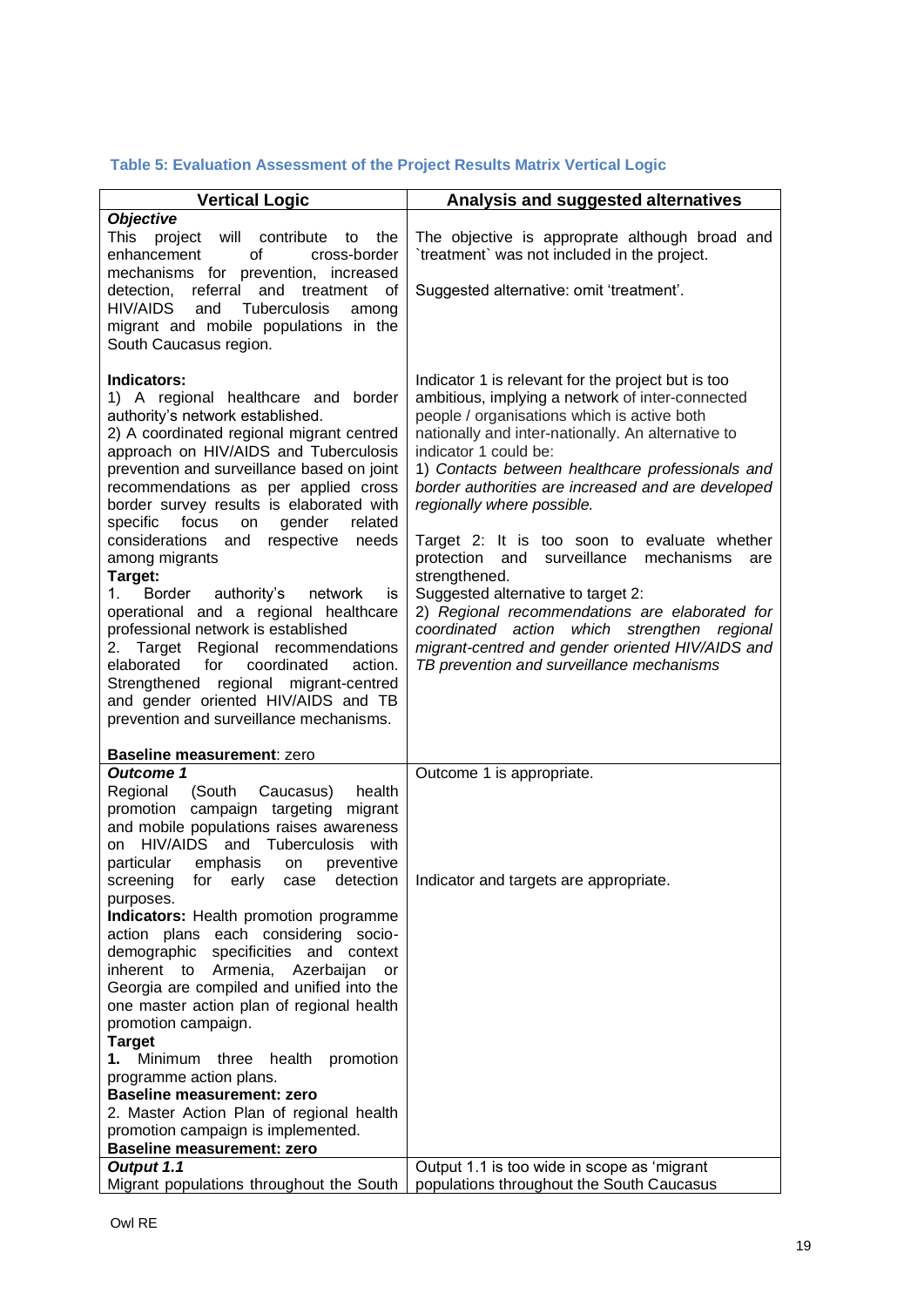### Table 5: Evaluation Assessment of the Project Results Matrix Vertical Logic

| Vertical Logic | Analysis and suggested alternatives |
|---|---|
| ***Objective***<br>This project will contribute to the enhancement of cross-border mechanisms for prevention, increased detection, referral and treatment of HIV/AIDS and Tuberculosis among migrant and mobile populations in the South Caucasus region. | The objective is approprate although broad and \`treatment\` was not included in the project.<br><br>Suggested alternative: omit 'treatment'. |
| **Indicators:**<br>1) A regional healthcare and border authority's network established.<br>2) A coordinated regional migrant centred approach on HIV/AIDS and Tuberculosis prevention and surveillance based on joint recommendations as per applied cross border survey results is elaborated with specific focus on gender related considerations and respective needs among migrants<br>**Target:**<br>1. Border authority's network is operational and a regional healthcare professional network is established<br>2. Target Regional recommendations elaborated for coordinated action. Strengthened regional migrant-centred and gender oriented HIV/AIDS and TB prevention and surveillance mechanisms.<br><br>**Baseline measurement**: zero | Indicator 1 is relevant for the project but is too ambitious, implying a network of inter-connected people / organisations which is active both nationally and inter-nationally. An alternative to indicator 1 could be:<br>1) *Contacts between healthcare professionals and border authorities are increased and are developed regionally where possible.*<br><br>Target 2: It is too soon to evaluate whether protection and surveillance mechanisms are strengthened.<br>Suggested alternative to target 2:<br>2) *Regional recommendations are elaborated for coordinated action which strengthen regional migrant-centred and gender oriented HIV/AIDS and TB prevention and surveillance mechanisms* |
| ***Outcome 1***<br>Regional (South Caucasus) health promotion campaign targeting migrant and mobile populations raises awareness on HIV/AIDS and Tuberculosis with particular emphasis on preventive screening for early case detection purposes.<br>**Indicators:** Health promotion programme action plans each considering socio-demographic specificities and context inherent to Armenia, Azerbaijan or Georgia are compiled and unified into the one master action plan of regional health promotion campaign.<br>**Target**<br>**1.** Minimum three health promotion programme action plans.<br>**Baseline measurement: zero**<br>2. Master Action Plan of regional health promotion campaign is implemented.<br>**Baseline measurement: zero** | Outcome 1 is appropriate.<br><br>Indicator and targets are appropriate. |
| ***Output 1.1***<br>Migrant populations throughout the South | Output 1.1 is too wide in scope as 'migrant populations throughout the South Caucasus |

Owl RE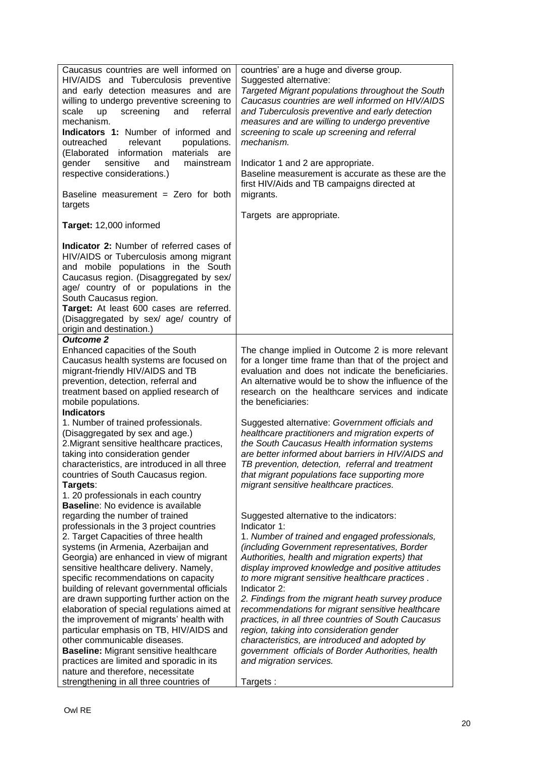| | |
|---|---|
| Caucasus countries are well informed on HIV/AIDS and Tuberculosis preventive and early detection measures and are willing to undergo preventive screening to scale up screening and referral mechanism.<br>**Indicators 1:** Number of informed and outreached relevant populations. (Elaborated information materials are gender sensitive and mainstream respective considerations.)<br><br>Baseline measurement = Zero for both targets<br><br>**Target:** 12,000 informed<br><br>**Indicator 2:** Number of referred cases of HIV/AIDS or Tuberculosis among migrant and mobile populations in the South Caucasus region. (Disaggregated by sex/ age/ country of or populations in the South Caucasus region.<br>**Target:** At least 600 cases are referred. (Disaggregated by sex/ age/ country of origin and destination.) | countries' are a huge and diverse group.<br>Suggested alternative:<br>*Targeted Migrant populations throughout the South Caucasus countries are well informed on HIV/AIDS and Tuberculosis preventive and early detection measures and are willing to undergo preventive screening to scale up screening and referral mechanism.*<br><br>Indicator 1 and 2 are appropriate.<br>Baseline measurement is accurate as these are the first HIV/Aids and TB campaigns directed at migrants.<br><br>Targets are appropriate. |
| ***Outcome 2***<br>Enhanced capacities of the South Caucasus health systems are focused on migrant-friendly HIV/AIDS and TB prevention, detection, referral and treatment based on applied research of mobile populations.<br>**Indicators**<br>1. Number of trained professionals. (Disaggregated by sex and age.)<br>2. Migrant sensitive healthcare practices, taking into consideration gender characteristics, are introduced in all three countries of South Caucasus region.<br>**Targets**:<br>1. 20 professionals in each country<br>**Baselin**e: No evidence is available regarding the number of trained professionals in the 3 project countries<br>2. Target Capacities of three health systems (in Armenia, Azerbaijan and Georgia) are enhanced in view of migrant sensitive healthcare delivery. Namely, specific recommendations on capacity building of relevant governmental officials are drawn supporting further action on the elaboration of special regulations aimed at the improvement of migrants' health with particular emphasis on TB, HIV/AIDS and other communicable diseases.<br>**Baseline:** Migrant sensitive healthcare practices are limited and sporadic in its nature and therefore, necessitate strengthening in all three countries of | The change implied in Outcome 2 is more relevant for a longer time frame than that of the project and evaluation and does not indicate the beneficiaries. An alternative would be to show the influence of the research on the healthcare services and indicate the beneficiaries:<br><br>Suggested alternative: *Government officials and healthcare practitioners and migration experts of the South Caucasus Health information systems are better informed about barriers in HIV/AIDS and TB prevention, detection, referral and treatment that migrant populations face supporting more migrant sensitive healthcare practices.*<br><br>Suggested alternative to the indicators:<br>Indicator 1:<br>1. *Number of trained and engaged professionals, (including Government representatives, Border Authorities, health and migration experts) that display improved knowledge and positive attitudes to more migrant sensitive healthcare practices .*<br>Indicator 2:<br>*2. Findings from the migrant heath survey produce recommendations for migrant sensitive healthcare practices, in all three countries of South Caucasus region, taking into consideration gender characteristics, are introduced and adopted by government officials of Border Authorities, health and migration services.*<br><br>Targets : |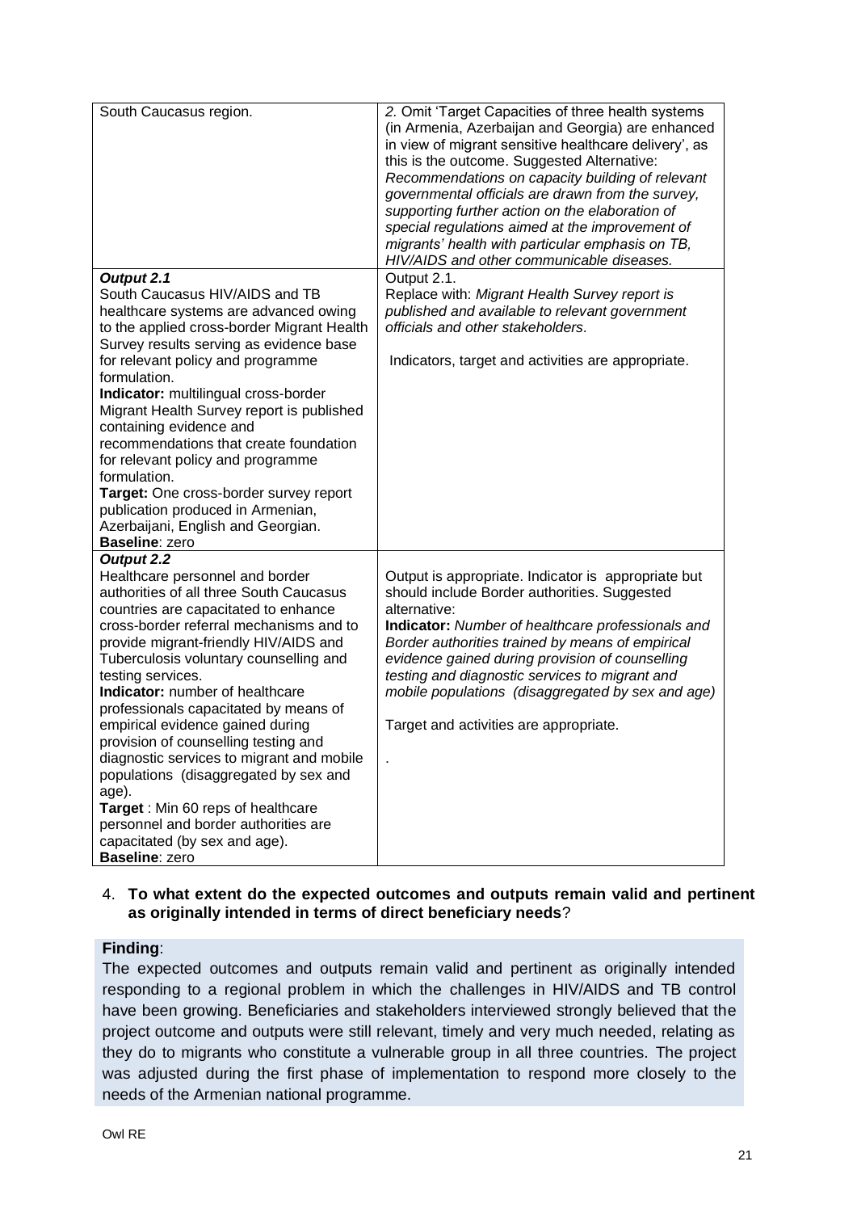| | |
|---|---|
| South Caucasus region. | *2.* Omit 'Target Capacities of three health systems (in Armenia, Azerbaijan and Georgia) are enhanced in view of migrant sensitive healthcare delivery', as this is the outcome. Suggested Alternative: *Recommendations on capacity building of relevant governmental officials are drawn from the survey, supporting further action on the elaboration of special regulations aimed at the improvement of migrants' health with particular emphasis on TB, HIV/AIDS and other communicable diseases.* |
| ***Output 2.1*** South Caucasus HIV/AIDS and TB healthcare systems are advanced owing to the applied cross-border Migrant Health Survey results serving as evidence base for relevant policy and programme formulation. **Indicator:** multilingual cross-border Migrant Health Survey report is published containing evidence and recommendations that create foundation for relevant policy and programme formulation. **Target:** One cross-border survey report publication produced in Armenian, Azerbaijani, English and Georgian. **Baseline**: zero | Output 2.1. Replace with: *Migrant Health Survey report is published and available to relevant government officials and other stakeholders.* Indicators, target and activities are appropriate. |
| ***Output 2.2*** Healthcare personnel and border authorities of all three South Caucasus countries are capacitated to enhance cross-border referral mechanisms and to provide migrant-friendly HIV/AIDS and Tuberculosis voluntary counselling and testing services. **Indicator:** number of healthcare professionals capacitated by means of empirical evidence gained during provision of counselling testing and diagnostic services to migrant and mobile populations (disaggregated by sex and age). **Target** : Min 60 reps of healthcare personnel and border authorities are capacitated (by sex and age). **Baseline**: zero | Output is appropriate. Indicator is appropriate but should include Border authorities. Suggested alternative: **Indicator:** *Number of healthcare professionals and Border authorities trained by means of empirical evidence gained during provision of counselling testing and diagnostic services to migrant and mobile populations (disaggregated by sex and age)* Target and activities are appropriate. . |

4. **To what extent do the expected outcomes and outputs remain valid and pertinent as originally intended in terms of direct beneficiary needs**?

**Finding**:

The expected outcomes and outputs remain valid and pertinent as originally intended responding to a regional problem in which the challenges in HIV/AIDS and TB control have been growing. Beneficiaries and stakeholders interviewed strongly believed that the project outcome and outputs were still relevant, timely and very much needed, relating as they do to migrants who constitute a vulnerable group in all three countries. The project was adjusted during the first phase of implementation to respond more closely to the needs of the Armenian national programme.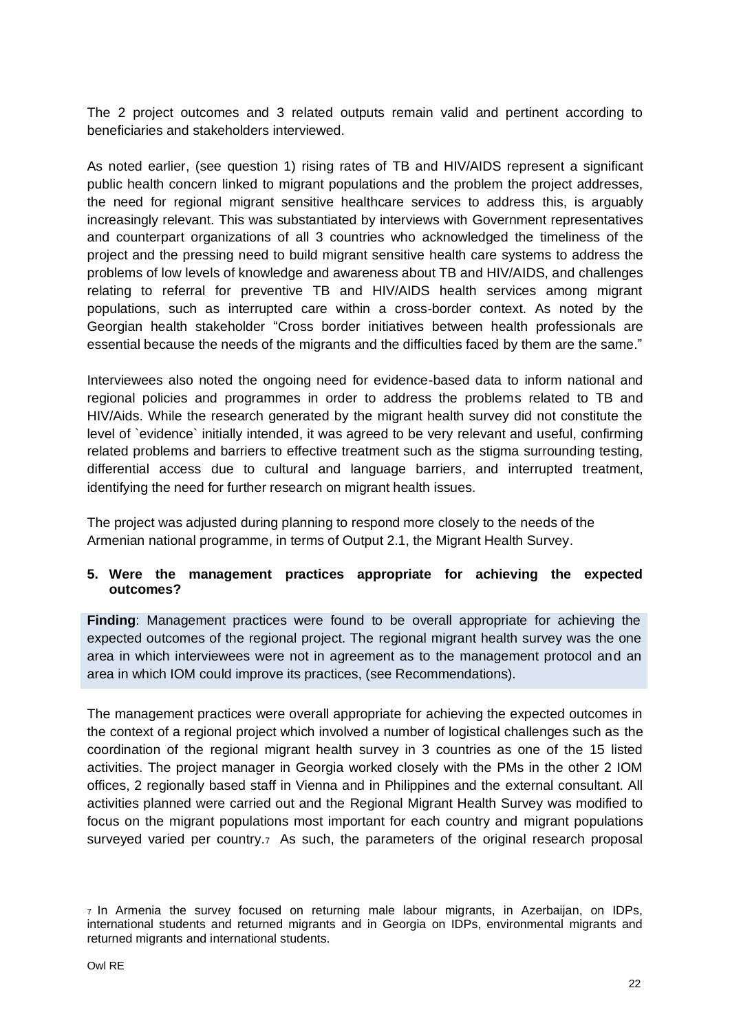The 2 project outcomes and 3 related outputs remain valid and pertinent according to beneficiaries and stakeholders interviewed.

As noted earlier, (see question 1) rising rates of TB and HIV/AIDS represent a significant public health concern linked to migrant populations and the problem the project addresses, the need for regional migrant sensitive healthcare services to address this, is arguably increasingly relevant. This was substantiated by interviews with Government representatives and counterpart organizations of all 3 countries who acknowledged the timeliness of the project and the pressing need to build migrant sensitive health care systems to address the problems of low levels of knowledge and awareness about TB and HIV/AIDS, and challenges relating to referral for preventive TB and HIV/AIDS health services among migrant populations, such as interrupted care within a cross-border context. As noted by the Georgian health stakeholder "Cross border initiatives between health professionals are essential because the needs of the migrants and the difficulties faced by them are the same."

Interviewees also noted the ongoing need for evidence-based data to inform national and regional policies and programmes in order to address the problems related to TB and HIV/Aids. While the research generated by the migrant health survey did not constitute the level of `evidence` initially intended, it was agreed to be very relevant and useful, confirming related problems and barriers to effective treatment such as the stigma surrounding testing, differential access due to cultural and language barriers, and interrupted treatment, identifying the need for further research on migrant health issues.

The project was adjusted during planning to respond more closely to the needs of the Armenian national programme, in terms of Output 2.1, the Migrant Health Survey.

### 5. Were the management practices appropriate for achieving the expected outcomes?

**Finding**: Management practices were found to be overall appropriate for achieving the expected outcomes of the regional project. The regional migrant health survey was the one area in which interviewees were not in agreement as to the management protocol and an area in which IOM could improve its practices, (see Recommendations).

The management practices were overall appropriate for achieving the expected outcomes in the context of a regional project which involved a number of logistical challenges such as the coordination of the regional migrant health survey in 3 countries as one of the 15 listed activities. The project manager in Georgia worked closely with the PMs in the other 2 IOM offices, 2 regionally based staff in Vienna and in Philippines and the external consultant. All activities planned were carried out and the Regional Migrant Health Survey was modified to focus on the migrant populations most important for each country and migrant populations surveyed varied per country.[7] As such, the parameters of the original research proposal

[7] In Armenia the survey focused on returning male labour migrants, in Azerbaijan, on IDPs, international students and returned migrants and in Georgia on IDPs, environmental migrants and returned migrants and international students.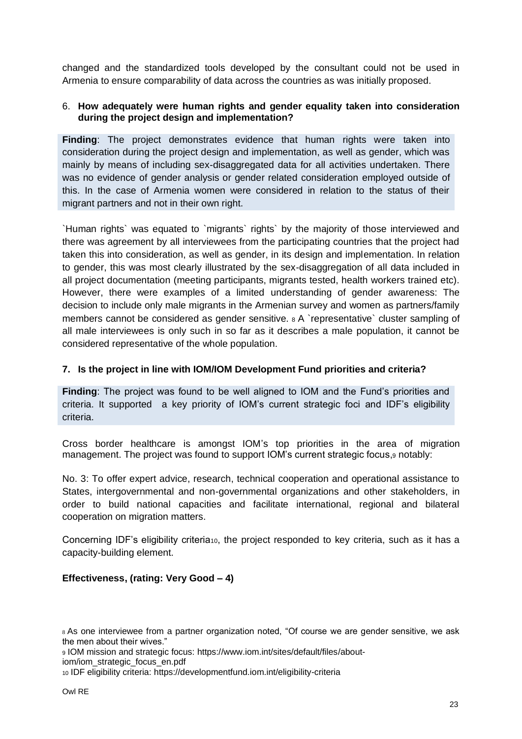changed and the standardized tools developed by the consultant could not be used in Armenia to ensure comparability of data across the countries as was initially proposed.

6. **How adequately were human rights and gender equality taken into consideration during the project design and implementation?**

**Finding**: The project demonstrates evidence that human rights were taken into consideration during the project design and implementation, as well as gender, which was mainly by means of including sex-disaggregated data for all activities undertaken. There was no evidence of gender analysis or gender related consideration employed outside of this. In the case of Armenia women were considered in relation to the status of their migrant partners and not in their own right.

`Human rights` was equated to `migrants` rights` by the majority of those interviewed and there was agreement by all interviewees from the participating countries that the project had taken this into consideration, as well as gender, in its design and implementation. In relation to gender, this was most clearly illustrated by the sex-disaggregation of all data included in all project documentation (meeting participants, migrants tested, health workers trained etc). However, there were examples of a limited understanding of gender awareness: The decision to include only male migrants in the Armenian survey and women as partners/family members cannot be considered as gender sensitive. [8] A `representative` cluster sampling of all male interviewees is only such in so far as it describes a male population, it cannot be considered representative of the whole population.

7. **Is the project in line with IOM/IOM Development Fund priorities and criteria?**

**Finding**: The project was found to be well aligned to IOM and the Fund's priorities and criteria. It supported a key priority of IOM's current strategic foci and IDF's eligibility criteria.

Cross border healthcare is amongst IOM's top priorities in the area of migration management. The project was found to support IOM's current strategic focus,[9] notably:

No. 3: To offer expert advice, research, technical cooperation and operational assistance to States, intergovernmental and non-governmental organizations and other stakeholders, in order to build national capacities and facilitate international, regional and bilateral cooperation on migration matters.

Concerning IDF's eligibility criteria[10], the project responded to key criteria, such as it has a capacity-building element.

**Effectiveness, (rating: Very Good – 4)**

[8] As one interviewee from a partner organization noted, "Of course we are gender sensitive, we ask the men about their wives."

[9] IOM mission and strategic focus: https://www.iom.int/sites/default/files/about-iom/iom_strategic_focus_en.pdf

[10] IDF eligibility criteria: https://developmentfund.iom.int/eligibility-criteria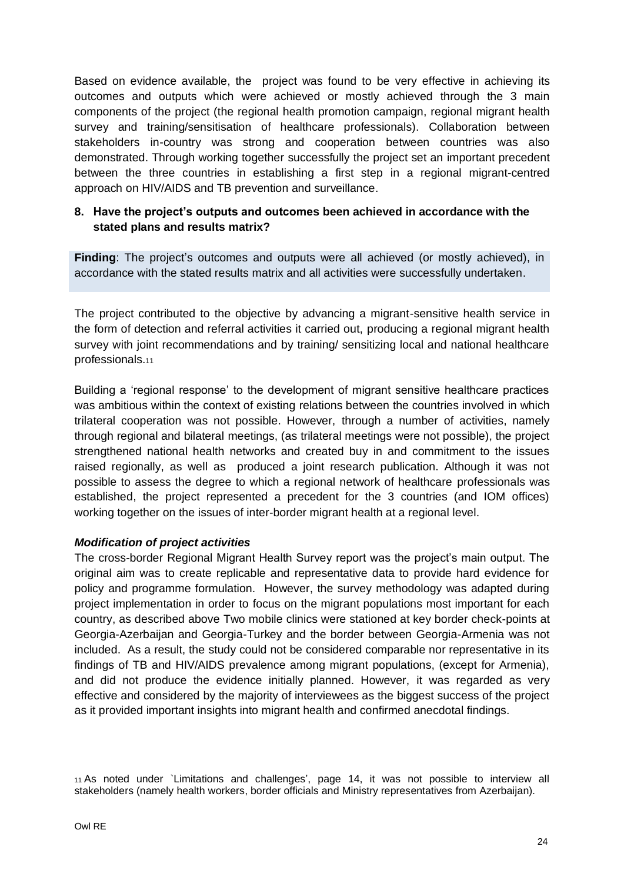Based on evidence available, the project was found to be very effective in achieving its outcomes and outputs which were achieved or mostly achieved through the 3 main components of the project (the regional health promotion campaign, regional migrant health survey and training/sensitisation of healthcare professionals). Collaboration between stakeholders in-country was strong and cooperation between countries was also demonstrated. Through working together successfully the project set an important precedent between the three countries in establishing a first step in a regional migrant-centred approach on HIV/AIDS and TB prevention and surveillance.

**8. Have the project's outputs and outcomes been achieved in accordance with the stated plans and results matrix?**

**Finding**: The project's outcomes and outputs were all achieved (or mostly achieved), in accordance with the stated results matrix and all activities were successfully undertaken.

The project contributed to the objective by advancing a migrant-sensitive health service in the form of detection and referral activities it carried out, producing a regional migrant health survey with joint recommendations and by training/ sensitizing local and national healthcare professionals.[11]

Building a 'regional response' to the development of migrant sensitive healthcare practices was ambitious within the context of existing relations between the countries involved in which trilateral cooperation was not possible. However, through a number of activities, namely through regional and bilateral meetings, (as trilateral meetings were not possible), the project strengthened national health networks and created buy in and commitment to the issues raised regionally, as well as produced a joint research publication. Although it was not possible to assess the degree to which a regional network of healthcare professionals was established, the project represented a precedent for the 3 countries (and IOM offices) working together on the issues of inter-border migrant health at a regional level.

***Modification of project activities***

The cross-border Regional Migrant Health Survey report was the project's main output. The original aim was to create replicable and representative data to provide hard evidence for policy and programme formulation. However, the survey methodology was adapted during project implementation in order to focus on the migrant populations most important for each country, as described above Two mobile clinics were stationed at key border check-points at Georgia-Azerbaijan and Georgia-Turkey and the border between Georgia-Armenia was not included. As a result, the study could not be considered comparable nor representative in its findings of TB and HIV/AIDS prevalence among migrant populations, (except for Armenia), and did not produce the evidence initially planned. However, it was regarded as very effective and considered by the majority of interviewees as the biggest success of the project as it provided important insights into migrant health and confirmed anecdotal findings.

[11] As noted under `Limitations and challenges', page 14, it was not possible to interview all stakeholders (namely health workers, border officials and Ministry representatives from Azerbaijan).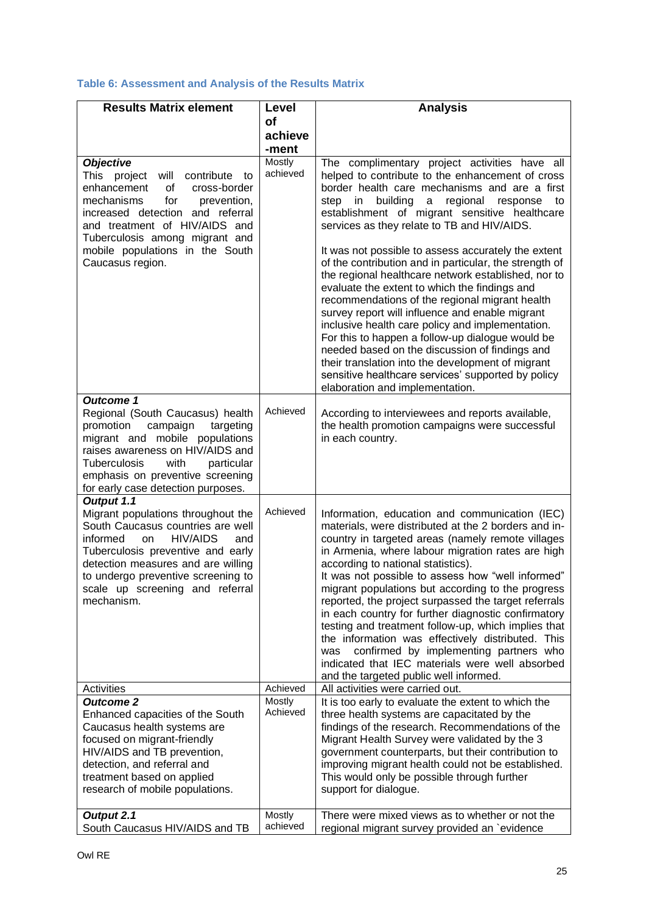### Table 6: Assessment and Analysis of the Results Matrix

| Results Matrix element | Level of achieve-ment | Analysis |
|---|---|---|
| ***Objective*** This project will contribute to enhancement of cross-border mechanisms for prevention, increased detection and referral and treatment of HIV/AIDS and Tuberculosis among migrant and mobile populations in the South Caucasus region. | Mostly achieved | The complimentary project activities have all helped to contribute to the enhancement of cross border health care mechanisms and are a first step in building a regional response to establishment of migrant sensitive healthcare services as they relate to TB and HIV/AIDS.<br><br>It was not possible to assess accurately the extent of the contribution and in particular, the strength of the regional healthcare network established, nor to evaluate the extent to which the findings and recommendations of the regional migrant health survey report will influence and enable migrant inclusive health care policy and implementation. For this to happen a follow-up dialogue would be needed based on the discussion of findings and their translation into the development of migrant sensitive healthcare services' supported by policy elaboration and implementation. |
| ***Outcome 1*** Regional (South Caucasus) health promotion campaign targeting migrant and mobile populations raises awareness on HIV/AIDS and Tuberculosis with particular emphasis on preventive screening for early case detection purposes. | Achieved | According to interviewees and reports available, the health promotion campaigns were successful in each country. |
| ***Output 1.1*** Migrant populations throughout the South Caucasus countries are well informed on HIV/AIDS and Tuberculosis preventive and early detection measures and are willing to undergo preventive screening to scale up screening and referral mechanism. | Achieved | Information, education and communication (IEC) materials, were distributed at the 2 borders and in-country in targeted areas (namely remote villages in Armenia, where labour migration rates are high according to national statistics).<br>It was not possible to assess how "well informed" migrant populations but according to the progress reported, the project surpassed the target referrals in each country for further diagnostic confirmatory testing and treatment follow-up, which implies that the information was effectively distributed. This was confirmed by implementing partners who indicated that IEC materials were well absorbed and the targeted public well informed. |
| Activities | Achieved | All activities were carried out. |
| ***Outcome 2*** Enhanced capacities of the South Caucasus health systems are focused on migrant-friendly HIV/AIDS and TB prevention, detection, and referral and treatment based on applied research of mobile populations. | Mostly Achieved | It is too early to evaluate the extent to which the three health systems are capacitated by the findings of the research. Recommendations of the Migrant Health Survey were validated by the 3 government counterparts, but their contribution to improving migrant health could not be established. This would only be possible through further support for dialogue. |
| ***Output 2.1*** South Caucasus HIV/AIDS and TB | Mostly achieved | There were mixed views as to whether or not the regional migrant survey provided an `evidence |

Owl RE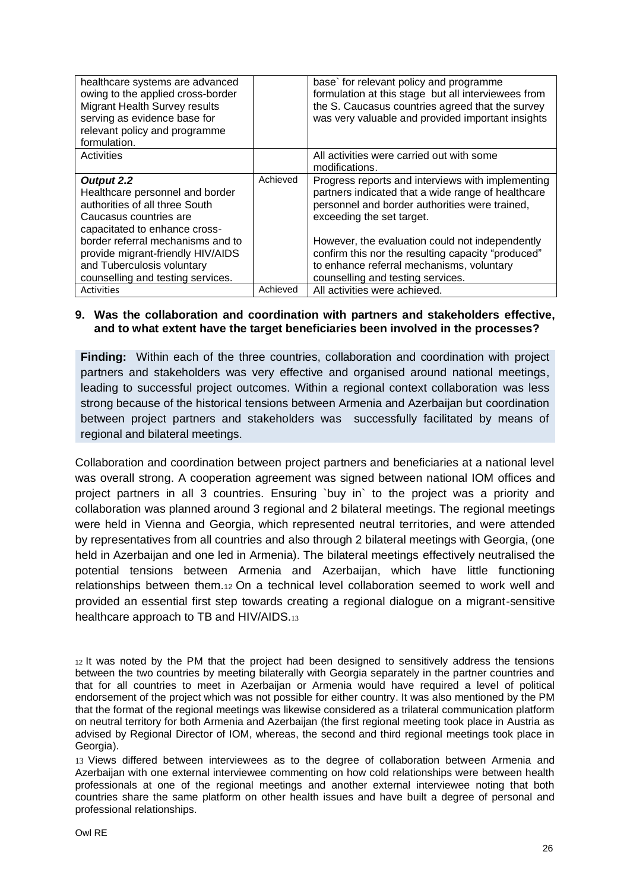| | | |
|---|---|---|
| healthcare systems are advanced owing to the applied cross-border Migrant Health Survey results serving as evidence base for relevant policy and programme formulation. | | base` for relevant policy and programme formulation at this stage but all interviewees from the S. Caucasus countries agreed that the survey was very valuable and provided important insights |
| Activities | | All activities were carried out with some modifications. |
| ***Output 2.2*** Healthcare personnel and border authorities of all three South Caucasus countries are capacitated to enhance cross-border referral mechanisms and to provide migrant-friendly HIV/AIDS and Tuberculosis voluntary counselling and testing services. | Achieved | Progress reports and interviews with implementing partners indicated that a wide range of healthcare personnel and border authorities were trained, exceeding the set target. However, the evaluation could not independently confirm this nor the resulting capacity "produced" to enhance referral mechanisms, voluntary counselling and testing services. |
| Activities | Achieved | All activities were achieved. |

**9. Was the collaboration and coordination with partners and stakeholders effective, and to what extent have the target beneficiaries been involved in the processes?**

**Finding:** Within each of the three countries, collaboration and coordination with project partners and stakeholders was very effective and organised around national meetings, leading to successful project outcomes. Within a regional context collaboration was less strong because of the historical tensions between Armenia and Azerbaijan but coordination between project partners and stakeholders was successfully facilitated by means of regional and bilateral meetings.

Collaboration and coordination between project partners and beneficiaries at a national level was overall strong. A cooperation agreement was signed between national IOM offices and project partners in all 3 countries. Ensuring `buy in` to the project was a priority and collaboration was planned around 3 regional and 2 bilateral meetings. The regional meetings were held in Vienna and Georgia, which represented neutral territories, and were attended by representatives from all countries and also through 2 bilateral meetings with Georgia, (one held in Azerbaijan and one led in Armenia). The bilateral meetings effectively neutralised the potential tensions between Armenia and Azerbaijan, which have little functioning relationships between them.[12] On a technical level collaboration seemed to work well and provided an essential first step towards creating a regional dialogue on a migrant-sensitive healthcare approach to TB and HIV/AIDS.[13]

[12] It was noted by the PM that the project had been designed to sensitively address the tensions between the two countries by meeting bilaterally with Georgia separately in the partner countries and that for all countries to meet in Azerbaijan or Armenia would have required a level of political endorsement of the project which was not possible for either country. It was also mentioned by the PM that the format of the regional meetings was likewise considered as a trilateral communication platform on neutral territory for both Armenia and Azerbaijan (the first regional meeting took place in Austria as advised by Regional Director of IOM, whereas, the second and third regional meetings took place in Georgia).

[13] Views differed between interviewees as to the degree of collaboration between Armenia and Azerbaijan with one external interviewee commenting on how cold relationships were between health professionals at one of the regional meetings and another external interviewee noting that both countries share the same platform on other health issues and have built a degree of personal and professional relationships.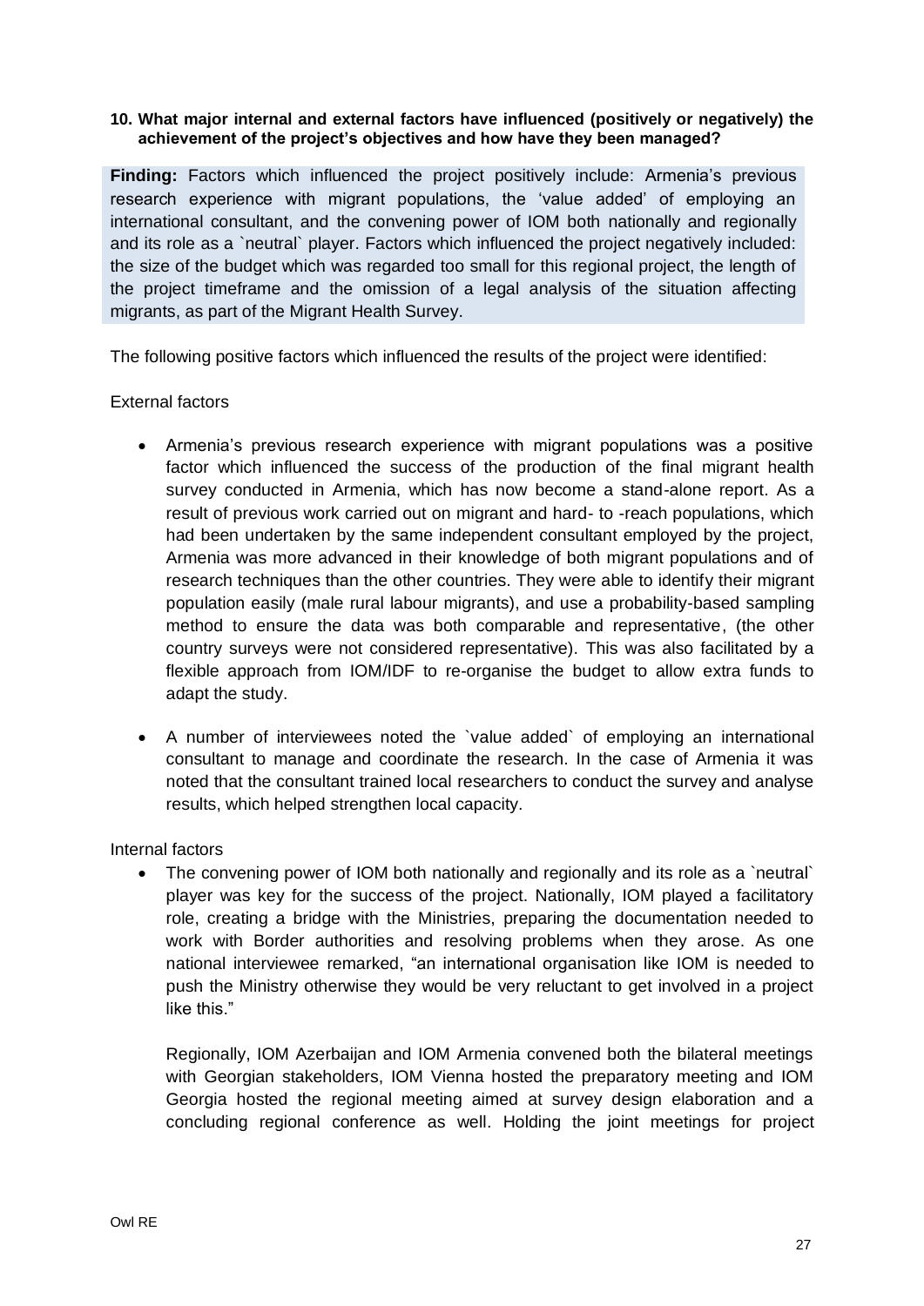**10. What major internal and external factors have influenced (positively or negatively) the achievement of the project's objectives and how have they been managed?**

**Finding:** Factors which influenced the project positively include: Armenia's previous research experience with migrant populations, the 'value added' of employing an international consultant, and the convening power of IOM both nationally and regionally and its role as a `neutral` player. Factors which influenced the project negatively included: the size of the budget which was regarded too small for this regional project, the length of the project timeframe and the omission of a legal analysis of the situation affecting migrants, as part of the Migrant Health Survey.

The following positive factors which influenced the results of the project were identified:

External factors

- Armenia's previous research experience with migrant populations was a positive factor which influenced the success of the production of the final migrant health survey conducted in Armenia, which has now become a stand-alone report. As a result of previous work carried out on migrant and hard- to -reach populations, which had been undertaken by the same independent consultant employed by the project, Armenia was more advanced in their knowledge of both migrant populations and of research techniques than the other countries. They were able to identify their migrant population easily (male rural labour migrants), and use a probability-based sampling method to ensure the data was both comparable and representative, (the other country surveys were not considered representative). This was also facilitated by a flexible approach from IOM/IDF to re-organise the budget to allow extra funds to adapt the study.
- A number of interviewees noted the `value added` of employing an international consultant to manage and coordinate the research. In the case of Armenia it was noted that the consultant trained local researchers to conduct the survey and analyse results, which helped strengthen local capacity.

Internal factors

- The convening power of IOM both nationally and regionally and its role as a `neutral` player was key for the success of the project. Nationally, IOM played a facilitatory role, creating a bridge with the Ministries, preparing the documentation needed to work with Border authorities and resolving problems when they arose. As one national interviewee remarked, "an international organisation like IOM is needed to push the Ministry otherwise they would be very reluctant to get involved in a project like this."

  Regionally, IOM Azerbaijan and IOM Armenia convened both the bilateral meetings with Georgian stakeholders, IOM Vienna hosted the preparatory meeting and IOM Georgia hosted the regional meeting aimed at survey design elaboration and a concluding regional conference as well. Holding the joint meetings for project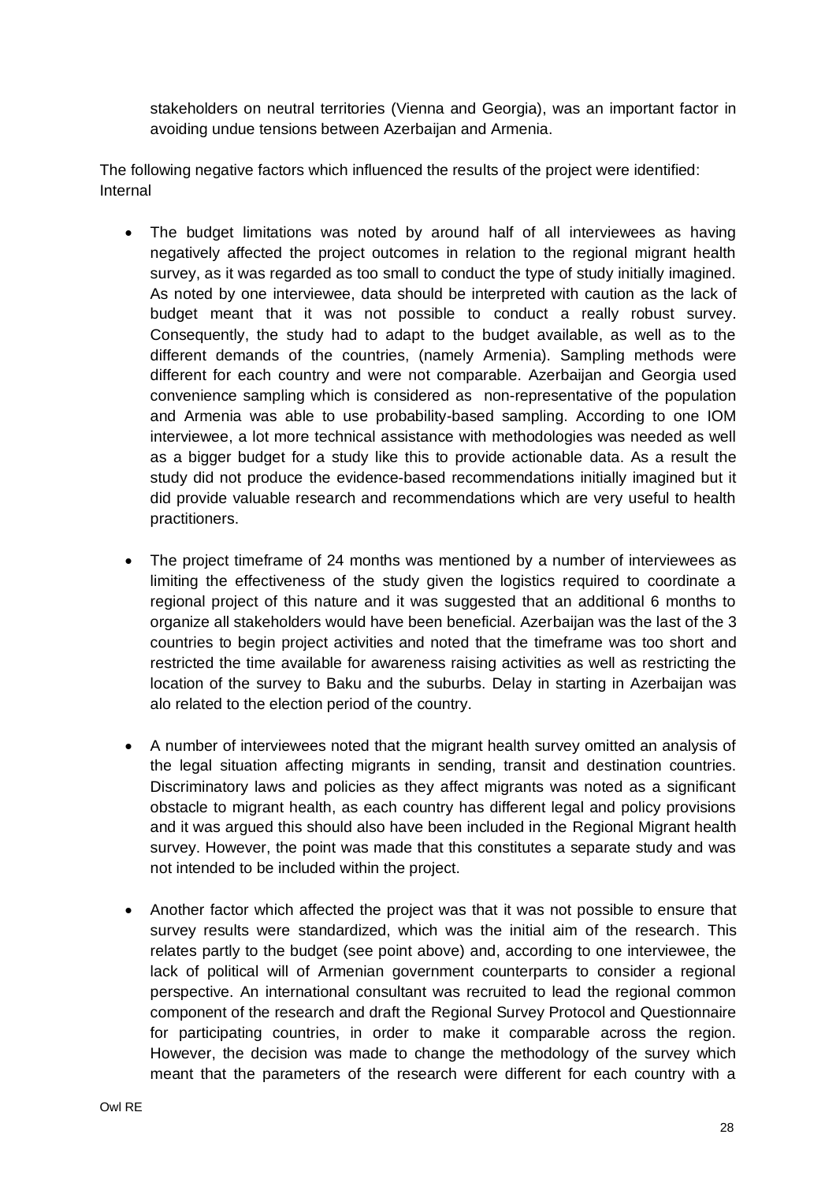stakeholders on neutral territories (Vienna and Georgia), was an important factor in avoiding undue tensions between Azerbaijan and Armenia.

The following negative factors which influenced the results of the project were identified:
Internal

- The budget limitations was noted by around half of all interviewees as having negatively affected the project outcomes in relation to the regional migrant health survey, as it was regarded as too small to conduct the type of study initially imagined. As noted by one interviewee, data should be interpreted with caution as the lack of budget meant that it was not possible to conduct a really robust survey. Consequently, the study had to adapt to the budget available, as well as to the different demands of the countries, (namely Armenia). Sampling methods were different for each country and were not comparable. Azerbaijan and Georgia used convenience sampling which is considered as non-representative of the population and Armenia was able to use probability-based sampling. According to one IOM interviewee, a lot more technical assistance with methodologies was needed as well as a bigger budget for a study like this to provide actionable data. As a result the study did not produce the evidence-based recommendations initially imagined but it did provide valuable research and recommendations which are very useful to health practitioners.

- The project timeframe of 24 months was mentioned by a number of interviewees as limiting the effectiveness of the study given the logistics required to coordinate a regional project of this nature and it was suggested that an additional 6 months to organize all stakeholders would have been beneficial. Azerbaijan was the last of the 3 countries to begin project activities and noted that the timeframe was too short and restricted the time available for awareness raising activities as well as restricting the location of the survey to Baku and the suburbs. Delay in starting in Azerbaijan was alo related to the election period of the country.

- A number of interviewees noted that the migrant health survey omitted an analysis of the legal situation affecting migrants in sending, transit and destination countries. Discriminatory laws and policies as they affect migrants was noted as a significant obstacle to migrant health, as each country has different legal and policy provisions and it was argued this should also have been included in the Regional Migrant health survey. However, the point was made that this constitutes a separate study and was not intended to be included within the project.

- Another factor which affected the project was that it was not possible to ensure that survey results were standardized, which was the initial aim of the research. This relates partly to the budget (see point above) and, according to one interviewee, the lack of political will of Armenian government counterparts to consider a regional perspective. An international consultant was recruited to lead the regional common component of the research and draft the Regional Survey Protocol and Questionnaire for participating countries, in order to make it comparable across the region. However, the decision was made to change the methodology of the survey which meant that the parameters of the research were different for each country with a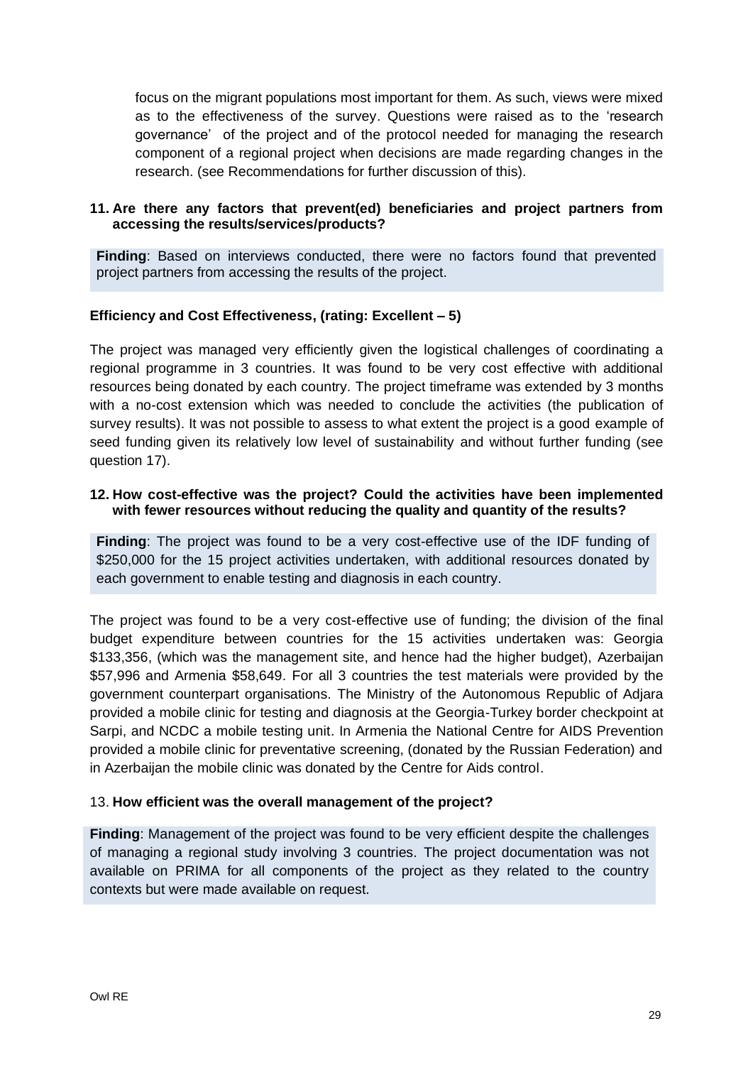focus on the migrant populations most important for them. As such, views were mixed as to the effectiveness of the survey. Questions were raised as to the 'research governance' of the project and of the protocol needed for managing the research component of a regional project when decisions are made regarding changes in the research. (see Recommendations for further discussion of this).

**11. Are there any factors that prevent(ed) beneficiaries and project partners from accessing the results/services/products?**

**Finding**: Based on interviews conducted, there were no factors found that prevented project partners from accessing the results of the project.

**Efficiency and Cost Effectiveness, (rating: Excellent – 5)**

The project was managed very efficiently given the logistical challenges of coordinating a regional programme in 3 countries. It was found to be very cost effective with additional resources being donated by each country. The project timeframe was extended by 3 months with a no-cost extension which was needed to conclude the activities (the publication of survey results). It was not possible to assess to what extent the project is a good example of seed funding given its relatively low level of sustainability and without further funding (see question 17).

**12. How cost-effective was the project? Could the activities have been implemented with fewer resources without reducing the quality and quantity of the results?**

**Finding**: The project was found to be a very cost-effective use of the IDF funding of $250,000 for the 15 project activities undertaken, with additional resources donated by each government to enable testing and diagnosis in each country.

The project was found to be a very cost-effective use of funding; the division of the final budget expenditure between countries for the 15 activities undertaken was: Georgia $133,356, (which was the management site, and hence had the higher budget), Azerbaijan $57,996 and Armenia $58,649. For all 3 countries the test materials were provided by the government counterpart organisations. The Ministry of the Autonomous Republic of Adjara provided a mobile clinic for testing and diagnosis at the Georgia-Turkey border checkpoint at Sarpi, and NCDC a mobile testing unit. In Armenia the National Centre for AIDS Prevention provided a mobile clinic for preventative screening, (donated by the Russian Federation) and in Azerbaijan the mobile clinic was donated by the Centre for Aids control.

13. **How efficient was the overall management of the project?**

**Finding**: Management of the project was found to be very efficient despite the challenges of managing a regional study involving 3 countries. The project documentation was not available on PRIMA for all components of the project as they related to the country contexts but were made available on request.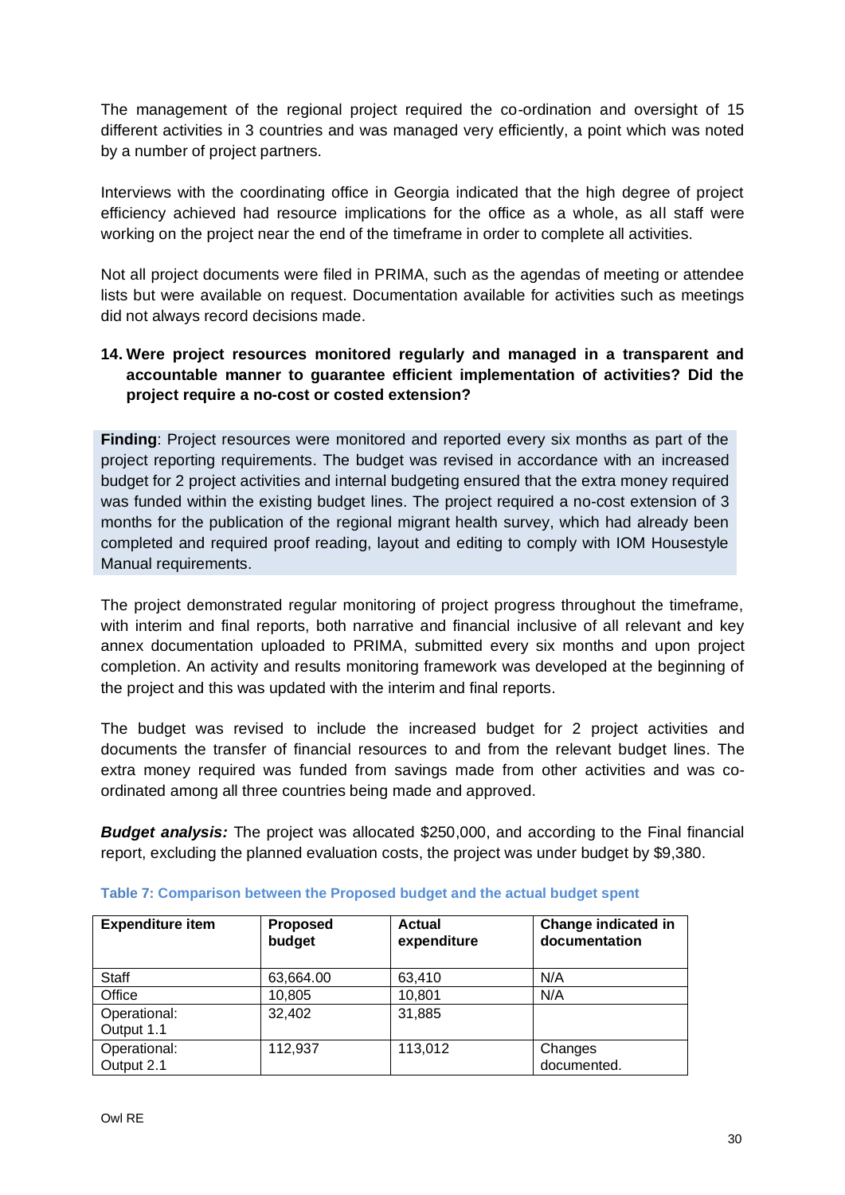The management of the regional project required the co-ordination and oversight of 15 different activities in 3 countries and was managed very efficiently, a point which was noted by a number of project partners.

Interviews with the coordinating office in Georgia indicated that the high degree of project efficiency achieved had resource implications for the office as a whole, as all staff were working on the project near the end of the timeframe in order to complete all activities.

Not all project documents were filed in PRIMA, such as the agendas of meeting or attendee lists but were available on request. Documentation available for activities such as meetings did not always record decisions made.

### 14. Were project resources monitored regularly and managed in a transparent and accountable manner to guarantee efficient implementation of activities? Did the project require a no-cost or costed extension?

**Finding**: Project resources were monitored and reported every six months as part of the project reporting requirements. The budget was revised in accordance with an increased budget for 2 project activities and internal budgeting ensured that the extra money required was funded within the existing budget lines. The project required a no-cost extension of 3 months for the publication of the regional migrant health survey, which had already been completed and required proof reading, layout and editing to comply with IOM Housestyle Manual requirements.

The project demonstrated regular monitoring of project progress throughout the timeframe, with interim and final reports, both narrative and financial inclusive of all relevant and key annex documentation uploaded to PRIMA, submitted every six months and upon project completion. An activity and results monitoring framework was developed at the beginning of the project and this was updated with the interim and final reports.

The budget was revised to include the increased budget for 2 project activities and documents the transfer of financial resources to and from the relevant budget lines. The extra money required was funded from savings made from other activities and was co-ordinated among all three countries being made and approved.

***Budget analysis:*** The project was allocated $250,000, and according to the Final financial report, excluding the planned evaluation costs, the project was under budget by $9,380.

**Table 7: Comparison between the Proposed budget and the actual budget spent**

| Expenditure item | Proposed budget | Actual expenditure | Change indicated in documentation |
|---|---|---|---|
| Staff | 63,664.00 | 63,410 | N/A |
| Office | 10,805 | 10,801 | N/A |
| Operational: Output 1.1 | 32,402 | 31,885 | |
| Operational: Output 2.1 | 112,937 | 113,012 | Changes documented. |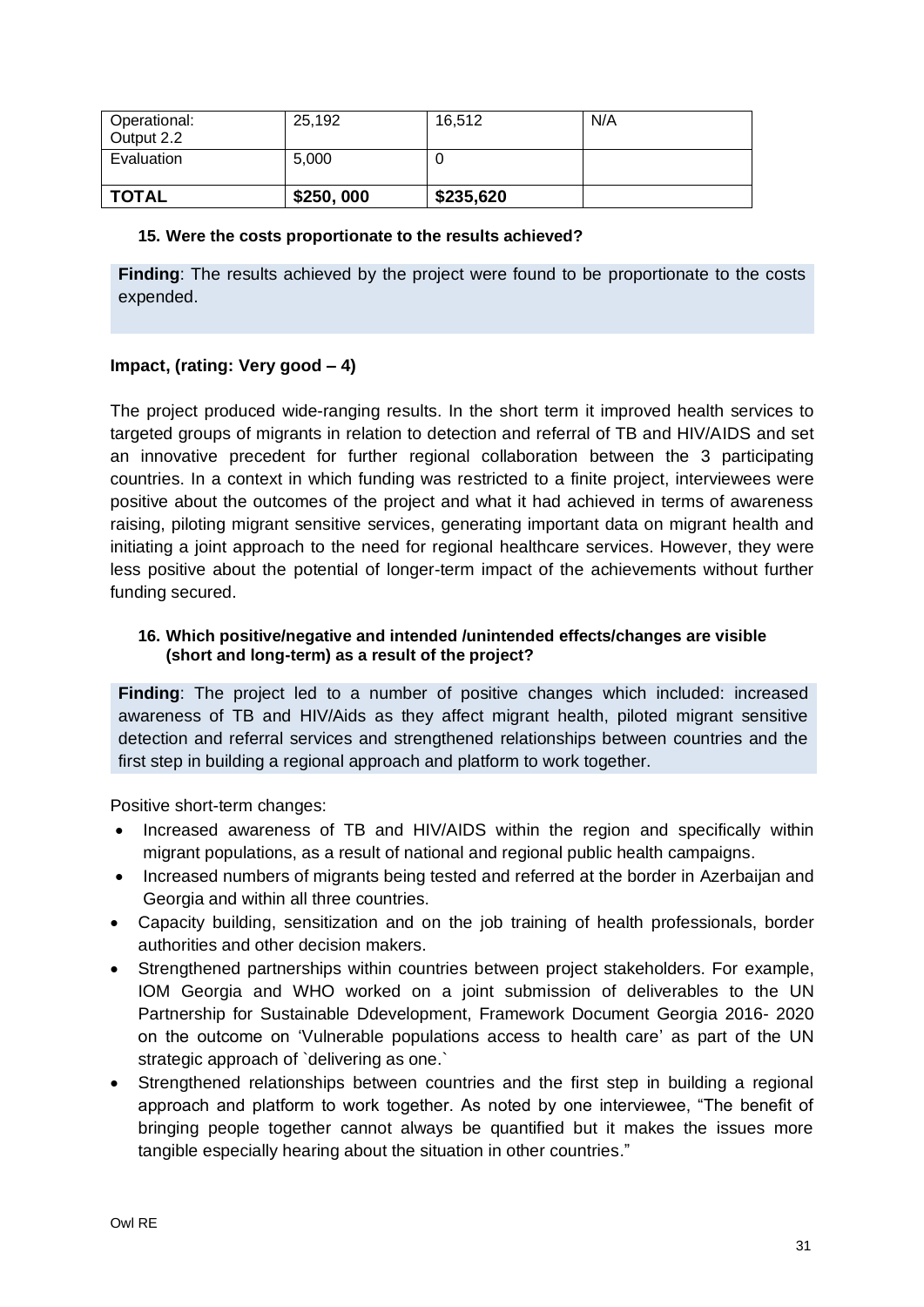| Operational: Output 2.2 | 25,192 | 16,512 | N/A |
|---|---|---|---|
| Evaluation | 5,000 | 0 | |
| **TOTAL** | **$250, 000** | **$235,620** | |

**15. Were the costs proportionate to the results achieved?**

**Finding**: The results achieved by the project were found to be proportionate to the costs expended.

**Impact, (rating: Very good – 4)**

The project produced wide-ranging results. In the short term it improved health services to targeted groups of migrants in relation to detection and referral of TB and HIV/AIDS and set an innovative precedent for further regional collaboration between the 3 participating countries. In a context in which funding was restricted to a finite project, interviewees were positive about the outcomes of the project and what it had achieved in terms of awareness raising, piloting migrant sensitive services, generating important data on migrant health and initiating a joint approach to the need for regional healthcare services. However, they were less positive about the potential of longer-term impact of the achievements without further funding secured.

**16. Which positive/negative and intended /unintended effects/changes are visible (short and long-term) as a result of the project?**

**Finding**: The project led to a number of positive changes which included: increased awareness of TB and HIV/Aids as they affect migrant health, piloted migrant sensitive detection and referral services and strengthened relationships between countries and the first step in building a regional approach and platform to work together.

Positive short-term changes:

- Increased awareness of TB and HIV/AIDS within the region and specifically within migrant populations, as a result of national and regional public health campaigns.
- Increased numbers of migrants being tested and referred at the border in Azerbaijan and Georgia and within all three countries.
- Capacity building, sensitization and on the job training of health professionals, border authorities and other decision makers.
- Strengthened partnerships within countries between project stakeholders. For example, IOM Georgia and WHO worked on a joint submission of deliverables to the UN Partnership for Sustainable Ddevelopment, Framework Document Georgia 2016- 2020 on the outcome on 'Vulnerable populations access to health care' as part of the UN strategic approach of `delivering as one.`
- Strengthened relationships between countries and the first step in building a regional approach and platform to work together. As noted by one interviewee, "The benefit of bringing people together cannot always be quantified but it makes the issues more tangible especially hearing about the situation in other countries."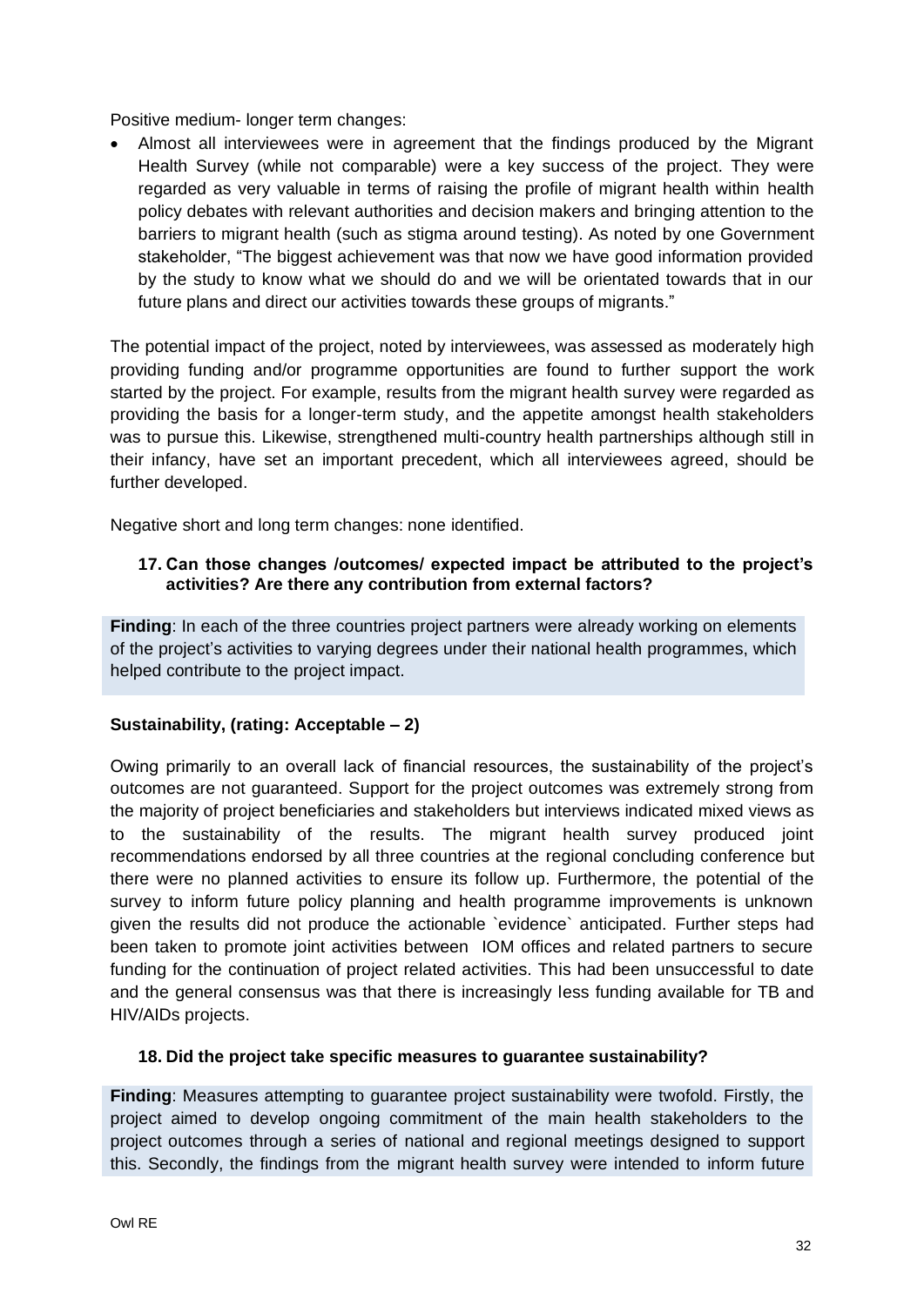Positive medium- longer term changes:

- Almost all interviewees were in agreement that the findings produced by the Migrant Health Survey (while not comparable) were a key success of the project. They were regarded as very valuable in terms of raising the profile of migrant health within health policy debates with relevant authorities and decision makers and bringing attention to the barriers to migrant health (such as stigma around testing). As noted by one Government stakeholder, "The biggest achievement was that now we have good information provided by the study to know what we should do and we will be orientated towards that in our future plans and direct our activities towards these groups of migrants."

The potential impact of the project, noted by interviewees, was assessed as moderately high providing funding and/or programme opportunities are found to further support the work started by the project. For example, results from the migrant health survey were regarded as providing the basis for a longer-term study, and the appetite amongst health stakeholders was to pursue this. Likewise, strengthened multi-country health partnerships although still in their infancy, have set an important precedent, which all interviewees agreed, should be further developed.

Negative short and long term changes: none identified.

**17. Can those changes /outcomes/ expected impact be attributed to the project's activities? Are there any contribution from external factors?**

**Finding**: In each of the three countries project partners were already working on elements of the project's activities to varying degrees under their national health programmes, which helped contribute to the project impact.

**Sustainability, (rating: Acceptable – 2)**

Owing primarily to an overall lack of financial resources, the sustainability of the project's outcomes are not guaranteed. Support for the project outcomes was extremely strong from the majority of project beneficiaries and stakeholders but interviews indicated mixed views as to the sustainability of the results. The migrant health survey produced joint recommendations endorsed by all three countries at the regional concluding conference but there were no planned activities to ensure its follow up. Furthermore, the potential of the survey to inform future policy planning and health programme improvements is unknown given the results did not produce the actionable `evidence` anticipated. Further steps had been taken to promote joint activities between IOM offices and related partners to secure funding for the continuation of project related activities. This had been unsuccessful to date and the general consensus was that there is increasingly less funding available for TB and HIV/AIDs projects.

**18. Did the project take specific measures to guarantee sustainability?**

**Finding**: Measures attempting to guarantee project sustainability were twofold. Firstly, the project aimed to develop ongoing commitment of the main health stakeholders to the project outcomes through a series of national and regional meetings designed to support this. Secondly, the findings from the migrant health survey were intended to inform future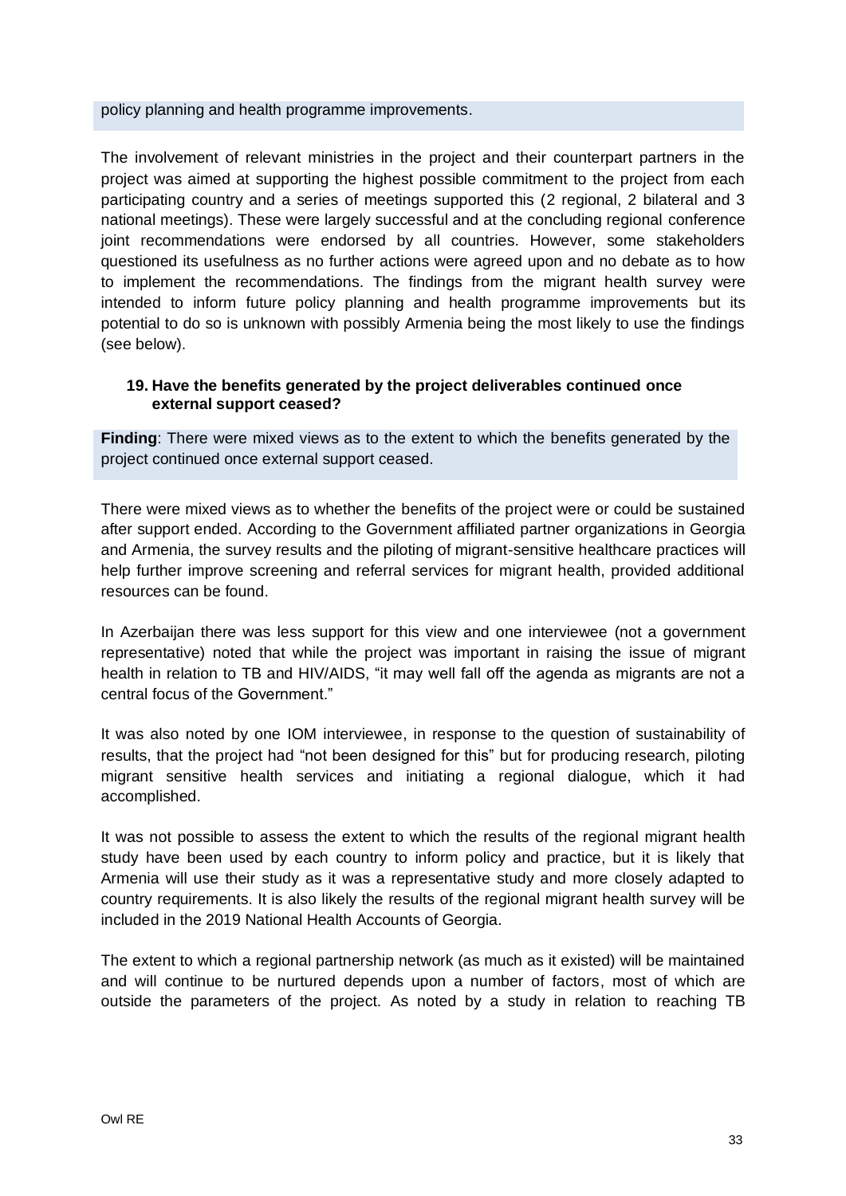policy planning and health programme improvements.

The involvement of relevant ministries in the project and their counterpart partners in the project was aimed at supporting the highest possible commitment to the project from each participating country and a series of meetings supported this (2 regional, 2 bilateral and 3 national meetings). These were largely successful and at the concluding regional conference joint recommendations were endorsed by all countries. However, some stakeholders questioned its usefulness as no further actions were agreed upon and no debate as to how to implement the recommendations. The findings from the migrant health survey were intended to inform future policy planning and health programme improvements but its potential to do so is unknown with possibly Armenia being the most likely to use the findings (see below).

### 19. Have the benefits generated by the project deliverables continued once external support ceased?

**Finding**: There were mixed views as to the extent to which the benefits generated by the project continued once external support ceased.

There were mixed views as to whether the benefits of the project were or could be sustained after support ended. According to the Government affiliated partner organizations in Georgia and Armenia, the survey results and the piloting of migrant-sensitive healthcare practices will help further improve screening and referral services for migrant health, provided additional resources can be found.

In Azerbaijan there was less support for this view and one interviewee (not a government representative) noted that while the project was important in raising the issue of migrant health in relation to TB and HIV/AIDS, "it may well fall off the agenda as migrants are not a central focus of the Government."

It was also noted by one IOM interviewee, in response to the question of sustainability of results, that the project had "not been designed for this" but for producing research, piloting migrant sensitive health services and initiating a regional dialogue, which it had accomplished.

It was not possible to assess the extent to which the results of the regional migrant health study have been used by each country to inform policy and practice, but it is likely that Armenia will use their study as it was a representative study and more closely adapted to country requirements. It is also likely the results of the regional migrant health survey will be included in the 2019 National Health Accounts of Georgia.

The extent to which a regional partnership network (as much as it existed) will be maintained and will continue to be nurtured depends upon a number of factors, most of which are outside the parameters of the project. As noted by a study in relation to reaching TB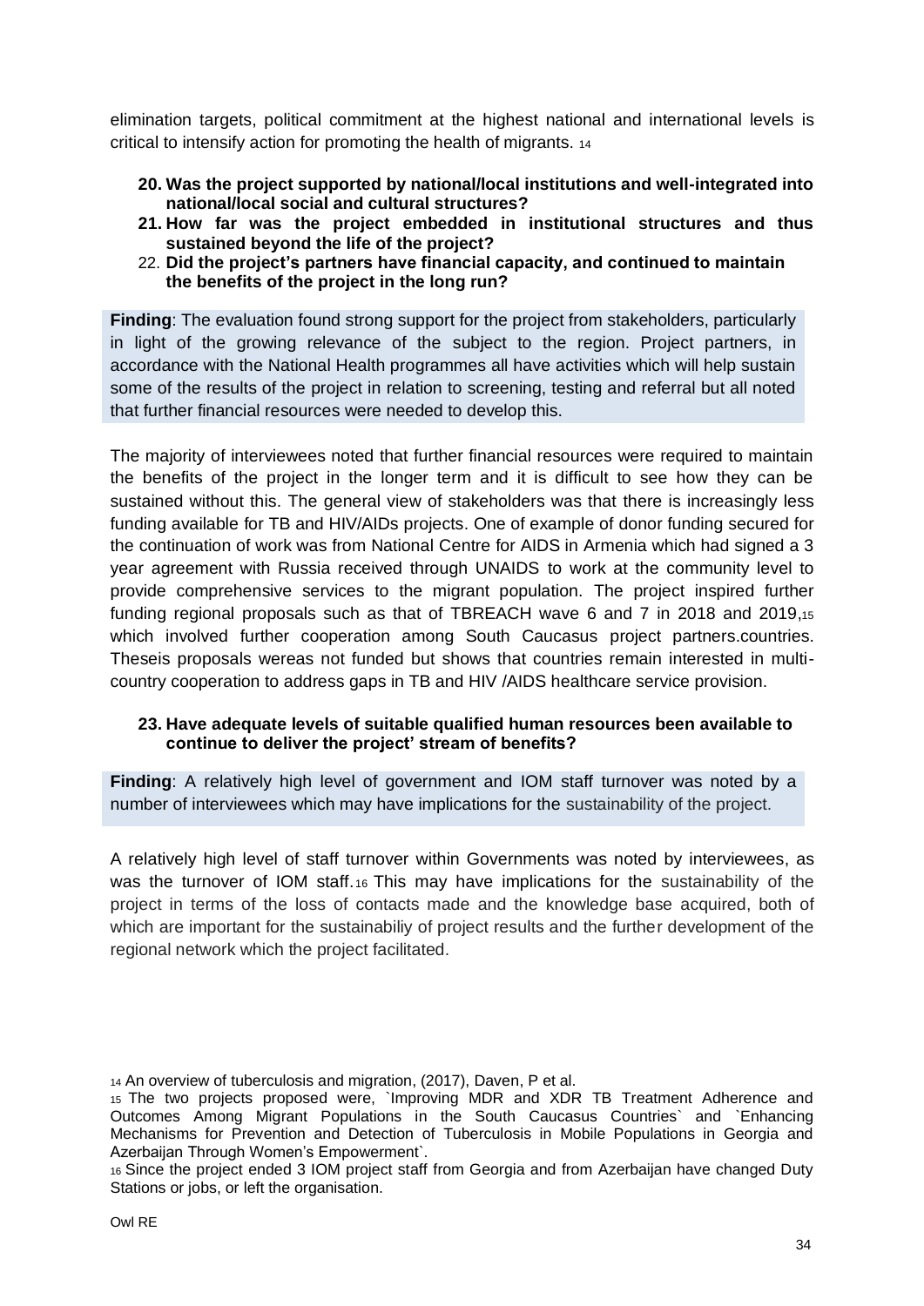elimination targets, political commitment at the highest national and international levels is critical to intensify action for promoting the health of migrants. [14]

20. **Was the project supported by national/local institutions and well-integrated into national/local social and cultural structures?**
21. **How far was the project embedded in institutional structures and thus sustained beyond the life of the project?**
22. **Did the project's partners have financial capacity, and continued to maintain the benefits of the project in the long run?**

**Finding**: The evaluation found strong support for the project from stakeholders, particularly in light of the growing relevance of the subject to the region. Project partners, in accordance with the National Health programmes all have activities which will help sustain some of the results of the project in relation to screening, testing and referral but all noted that further financial resources were needed to develop this.

The majority of interviewees noted that further financial resources were required to maintain the benefits of the project in the longer term and it is difficult to see how they can be sustained without this. The general view of stakeholders was that there is increasingly less funding available for TB and HIV/AIDs projects. One of example of donor funding secured for the continuation of work was from National Centre for AIDS in Armenia which had signed a 3 year agreement with Russia received through UNAIDS to work at the community level to provide comprehensive services to the migrant population. The project inspired further funding regional proposals such as that of TBREACH wave 6 and 7 in 2018 and 2019,[15] which involved further cooperation among South Caucasus project partners.countries. Theseis proposals wereas not funded but shows that countries remain interested in multi-country cooperation to address gaps in TB and HIV /AIDS healthcare service provision.

23. **Have adequate levels of suitable qualified human resources been available to continue to deliver the project' stream of benefits?**

**Finding**: A relatively high level of government and IOM staff turnover was noted by a number of interviewees which may have implications for the sustainability of the project.

A relatively high level of staff turnover within Governments was noted by interviewees, as was the turnover of IOM staff.[16] This may have implications for the sustainability of the project in terms of the loss of contacts made and the knowledge base acquired, both of which are important for the sustainabiliy of project results and the further development of the regional network which the project facilitated.

[14] An overview of tuberculosis and migration, (2017), Daven, P et al.

[15] The two projects proposed were, `Improving MDR and XDR TB Treatment Adherence and Outcomes Among Migrant Populations in the South Caucasus Countries` and `Enhancing Mechanisms for Prevention and Detection of Tuberculosis in Mobile Populations in Georgia and Azerbaijan Through Women's Empowerment`.

[16] Since the project ended 3 IOM project staff from Georgia and from Azerbaijan have changed Duty Stations or jobs, or left the organisation.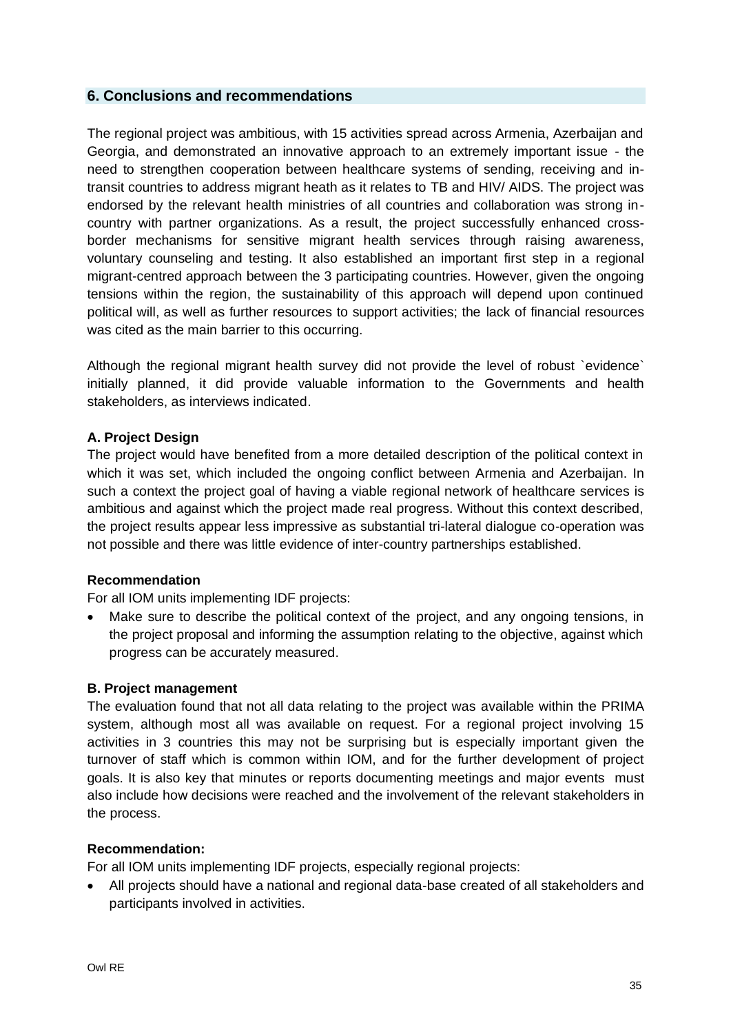## 6. Conclusions and recommendations

The regional project was ambitious, with 15 activities spread across Armenia, Azerbaijan and Georgia, and demonstrated an innovative approach to an extremely important issue - the need to strengthen cooperation between healthcare systems of sending, receiving and in-transit countries to address migrant heath as it relates to TB and HIV/ AIDS. The project was endorsed by the relevant health ministries of all countries and collaboration was strong in-country with partner organizations. As a result, the project successfully enhanced cross-border mechanisms for sensitive migrant health services through raising awareness, voluntary counseling and testing. It also established an important first step in a regional migrant-centred approach between the 3 participating countries. However, given the ongoing tensions within the region, the sustainability of this approach will depend upon continued political will, as well as further resources to support activities; the lack of financial resources was cited as the main barrier to this occurring.

Although the regional migrant health survey did not provide the level of robust `evidence` initially planned, it did provide valuable information to the Governments and health stakeholders, as interviews indicated.

**A. Project Design**

The project would have benefited from a more detailed description of the political context in which it was set, which included the ongoing conflict between Armenia and Azerbaijan. In such a context the project goal of having a viable regional network of healthcare services is ambitious and against which the project made real progress. Without this context described, the project results appear less impressive as substantial tri-lateral dialogue co-operation was not possible and there was little evidence of inter-country partnerships established.

**Recommendation**

For all IOM units implementing IDF projects:

- Make sure to describe the political context of the project, and any ongoing tensions, in the project proposal and informing the assumption relating to the objective, against which progress can be accurately measured.

**B. Project management**

The evaluation found that not all data relating to the project was available within the PRIMA system, although most all was available on request. For a regional project involving 15 activities in 3 countries this may not be surprising but is especially important given the turnover of staff which is common within IOM, and for the further development of project goals. It is also key that minutes or reports documenting meetings and major events must also include how decisions were reached and the involvement of the relevant stakeholders in the process.

**Recommendation:**

For all IOM units implementing IDF projects, especially regional projects:

- All projects should have a national and regional data-base created of all stakeholders and participants involved in activities.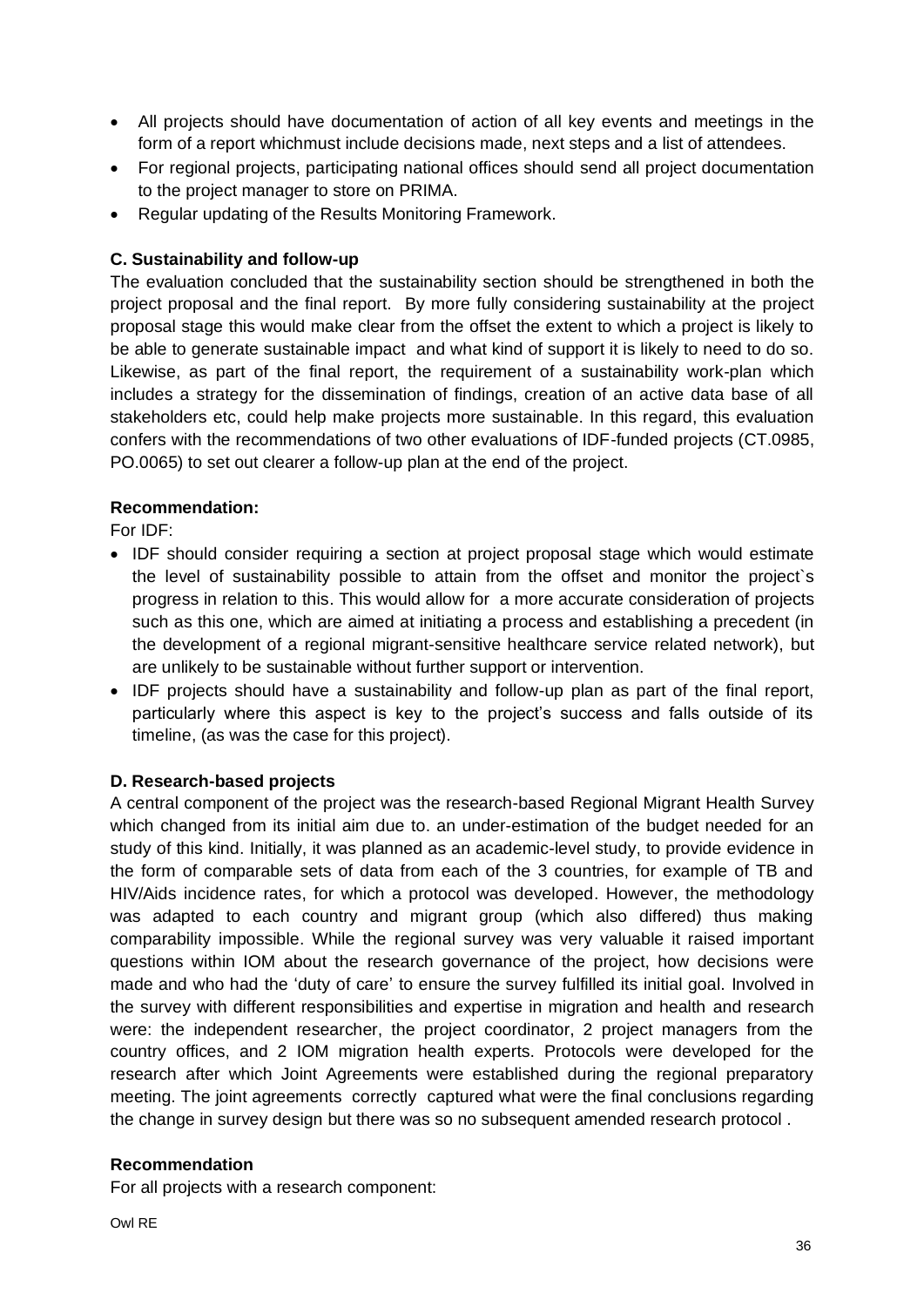- All projects should have documentation of action of all key events and meetings in the form of a report whichmust include decisions made, next steps and a list of attendees.
- For regional projects, participating national offices should send all project documentation to the project manager to store on PRIMA.
- Regular updating of the Results Monitoring Framework.

**C. Sustainability and follow-up**

The evaluation concluded that the sustainability section should be strengthened in both the project proposal and the final report. By more fully considering sustainability at the project proposal stage this would make clear from the offset the extent to which a project is likely to be able to generate sustainable impact and what kind of support it is likely to need to do so. Likewise, as part of the final report, the requirement of a sustainability work-plan which includes a strategy for the dissemination of findings, creation of an active data base of all stakeholders etc, could help make projects more sustainable. In this regard, this evaluation confers with the recommendations of two other evaluations of IDF-funded projects (CT.0985, PO.0065) to set out clearer a follow-up plan at the end of the project.

**Recommendation:**

For IDF:

- IDF should consider requiring a section at project proposal stage which would estimate the level of sustainability possible to attain from the offset and monitor the project`s progress in relation to this. This would allow for a more accurate consideration of projects such as this one, which are aimed at initiating a process and establishing a precedent (in the development of a regional migrant-sensitive healthcare service related network), but are unlikely to be sustainable without further support or intervention.
- IDF projects should have a sustainability and follow-up plan as part of the final report, particularly where this aspect is key to the project's success and falls outside of its timeline, (as was the case for this project).

**D. Research-based projects**

A central component of the project was the research-based Regional Migrant Health Survey which changed from its initial aim due to. an under-estimation of the budget needed for an study of this kind. Initially, it was planned as an academic-level study, to provide evidence in the form of comparable sets of data from each of the 3 countries, for example of TB and HIV/Aids incidence rates, for which a protocol was developed. However, the methodology was adapted to each country and migrant group (which also differed) thus making comparability impossible. While the regional survey was very valuable it raised important questions within IOM about the research governance of the project, how decisions were made and who had the 'duty of care' to ensure the survey fulfilled its initial goal. Involved in the survey with different responsibilities and expertise in migration and health and research were: the independent researcher, the project coordinator, 2 project managers from the country offices, and 2 IOM migration health experts. Protocols were developed for the research after which Joint Agreements were established during the regional preparatory meeting. The joint agreements correctly captured what were the final conclusions regarding the change in survey design but there was so no subsequent amended research protocol .

**Recommendation**

For all projects with a research component: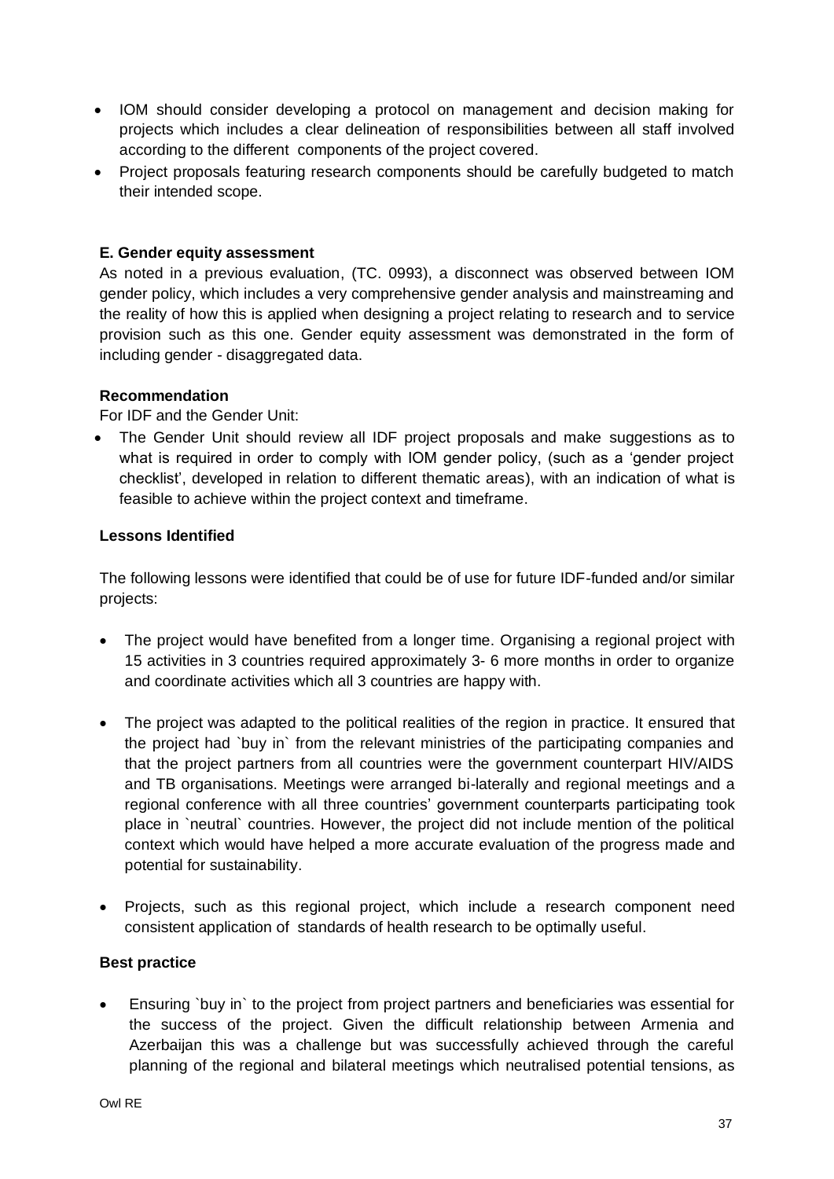- IOM should consider developing a protocol on management and decision making for projects which includes a clear delineation of responsibilities between all staff involved according to the different components of the project covered.
- Project proposals featuring research components should be carefully budgeted to match their intended scope.

**E. Gender equity assessment**

As noted in a previous evaluation, (TC. 0993), a disconnect was observed between IOM gender policy, which includes a very comprehensive gender analysis and mainstreaming and the reality of how this is applied when designing a project relating to research and to service provision such as this one. Gender equity assessment was demonstrated in the form of including gender - disaggregated data.

**Recommendation**

For IDF and the Gender Unit:

- The Gender Unit should review all IDF project proposals and make suggestions as to what is required in order to comply with IOM gender policy, (such as a 'gender project checklist', developed in relation to different thematic areas), with an indication of what is feasible to achieve within the project context and timeframe.

**Lessons Identified**

The following lessons were identified that could be of use for future IDF-funded and/or similar projects:

- The project would have benefited from a longer time. Organising a regional project with 15 activities in 3 countries required approximately 3- 6 more months in order to organize and coordinate activities which all 3 countries are happy with.

- The project was adapted to the political realities of the region in practice. It ensured that the project had `buy in` from the relevant ministries of the participating companies and that the project partners from all countries were the government counterpart HIV/AIDS and TB organisations. Meetings were arranged bi-laterally and regional meetings and a regional conference with all three countries' government counterparts participating took place in `neutral` countries. However, the project did not include mention of the political context which would have helped a more accurate evaluation of the progress made and potential for sustainability.

- Projects, such as this regional project, which include a research component need consistent application of standards of health research to be optimally useful.

**Best practice**

- Ensuring `buy in` to the project from project partners and beneficiaries was essential for the success of the project. Given the difficult relationship between Armenia and Azerbaijan this was a challenge but was successfully achieved through the careful planning of the regional and bilateral meetings which neutralised potential tensions, as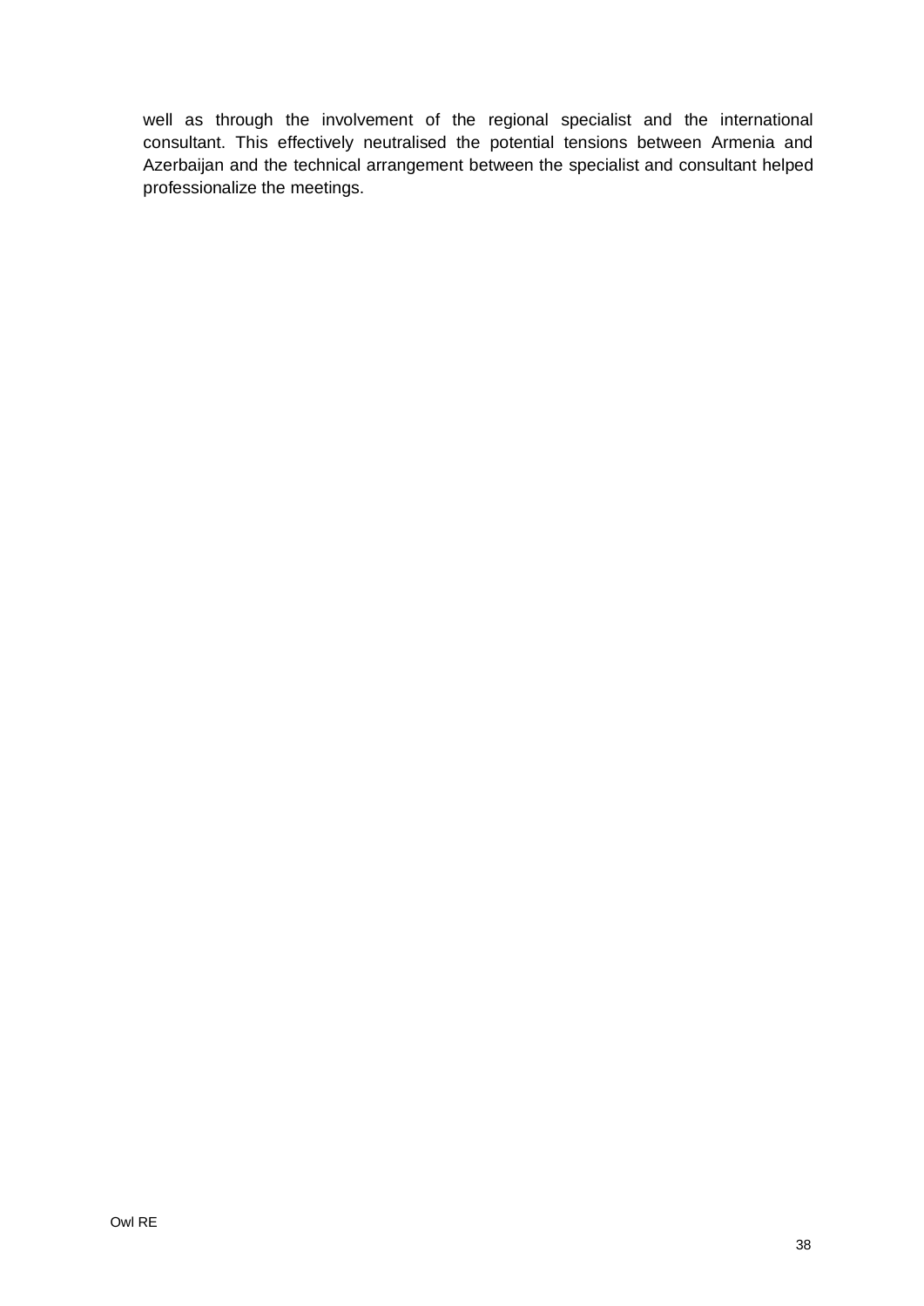well as through the involvement of the regional specialist and the international consultant. This effectively neutralised the potential tensions between Armenia and Azerbaijan and the technical arrangement between the specialist and consultant helped professionalize the meetings.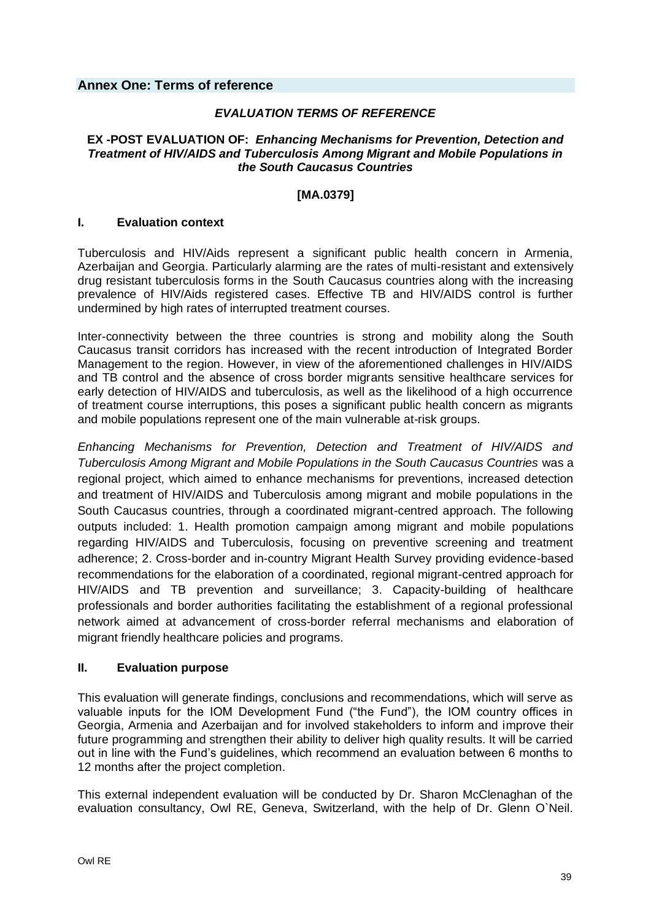## Annex One: Terms of reference

***EVALUATION TERMS OF REFERENCE***

**EX -POST EVALUATION OF: *Enhancing Mechanisms for Prevention, Detection and Treatment of HIV/AIDS and Tuberculosis Among Migrant and Mobile Populations in the South Caucasus Countries***

**[MA.0379]**

### I. Evaluation context

Tuberculosis and HIV/Aids represent a significant public health concern in Armenia, Azerbaijan and Georgia. Particularly alarming are the rates of multi-resistant and extensively drug resistant tuberculosis forms in the South Caucasus countries along with the increasing prevalence of HIV/Aids registered cases. Effective TB and HIV/AIDS control is further undermined by high rates of interrupted treatment courses.

Inter-connectivity between the three countries is strong and mobility along the South Caucasus transit corridors has increased with the recent introduction of Integrated Border Management to the region. However, in view of the aforementioned challenges in HIV/AIDS and TB control and the absence of cross border migrants sensitive healthcare services for early detection of HIV/AIDS and tuberculosis, as well as the likelihood of a high occurrence of treatment course interruptions, this poses a significant public health concern as migrants and mobile populations represent one of the main vulnerable at-risk groups.

*Enhancing Mechanisms for Prevention, Detection and Treatment of HIV/AIDS and Tuberculosis Among Migrant and Mobile Populations in the South Caucasus Countries* was a regional project, which aimed to enhance mechanisms for preventions, increased detection and treatment of HIV/AIDS and Tuberculosis among migrant and mobile populations in the South Caucasus countries, through a coordinated migrant-centred approach. The following outputs included: 1. Health promotion campaign among migrant and mobile populations regarding HIV/AIDS and Tuberculosis, focusing on preventive screening and treatment adherence; 2. Cross-border and in-country Migrant Health Survey providing evidence-based recommendations for the elaboration of a coordinated, regional migrant-centred approach for HIV/AIDS and TB prevention and surveillance; 3. Capacity-building of healthcare professionals and border authorities facilitating the establishment of a regional professional network aimed at advancement of cross-border referral mechanisms and elaboration of migrant friendly healthcare policies and programs.

### II. Evaluation purpose

This evaluation will generate findings, conclusions and recommendations, which will serve as valuable inputs for the IOM Development Fund ("the Fund"), the IOM country offices in Georgia, Armenia and Azerbaijan and for involved stakeholders to inform and improve their future programming and strengthen their ability to deliver high quality results. It will be carried out in line with the Fund's guidelines, which recommend an evaluation between 6 months to 12 months after the project completion.

This external independent evaluation will be conducted by Dr. Sharon McClenaghan of the evaluation consultancy, Owl RE, Geneva, Switzerland, with the help of Dr. Glenn O`Neil.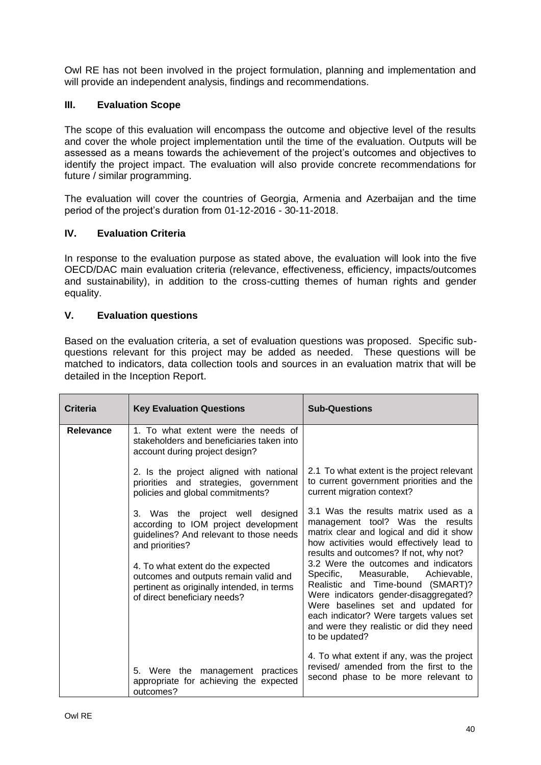Owl RE has not been involved in the project formulation, planning and implementation and will provide an independent analysis, findings and recommendations.

### III. Evaluation Scope

The scope of this evaluation will encompass the outcome and objective level of the results and cover the whole project implementation until the time of the evaluation. Outputs will be assessed as a means towards the achievement of the project's outcomes and objectives to identify the project impact. The evaluation will also provide concrete recommendations for future / similar programming.

The evaluation will cover the countries of Georgia, Armenia and Azerbaijan and the time period of the project's duration from 01-12-2016 - 30-11-2018.

### IV. Evaluation Criteria

In response to the evaluation purpose as stated above, the evaluation will look into the five OECD/DAC main evaluation criteria (relevance, effectiveness, efficiency, impacts/outcomes and sustainability), in addition to the cross-cutting themes of human rights and gender equality.

### V. Evaluation questions

Based on the evaluation criteria, a set of evaluation questions was proposed. Specific sub-questions relevant for this project may be added as needed. These questions will be matched to indicators, data collection tools and sources in an evaluation matrix that will be detailed in the Inception Report.

| Criteria | Key Evaluation Questions | Sub-Questions |
|---|---|---|
| **Relevance** | 1. To what extent were the needs of stakeholders and beneficiaries taken into account during project design? | |
| | 2. Is the project aligned with national priorities and strategies, government policies and global commitments? | 2.1 To what extent is the project relevant to current government priorities and the current migration context? |
| | 3. Was the project well designed according to IOM project development guidelines? And relevant to those needs and priorities? | 3.1 Was the results matrix used as a management tool? Was the results matrix clear and logical and did it show how activities would effectively lead to results and outcomes? If not, why not? |
| | 4. To what extent do the expected outcomes and outputs remain valid and pertinent as originally intended, in terms of direct beneficiary needs? | 3.2 Were the outcomes and indicators Specific, Measurable, Achievable, Realistic and Time-bound (SMART)? Were indicators gender-disaggregated? Were baselines set and updated for each indicator? Were targets values set and were they realistic or did they need to be updated? |
| | 5. Were the management practices appropriate for achieving the expected outcomes? | 4. To what extent if any, was the project revised/ amended from the first to the second phase to be more relevant to |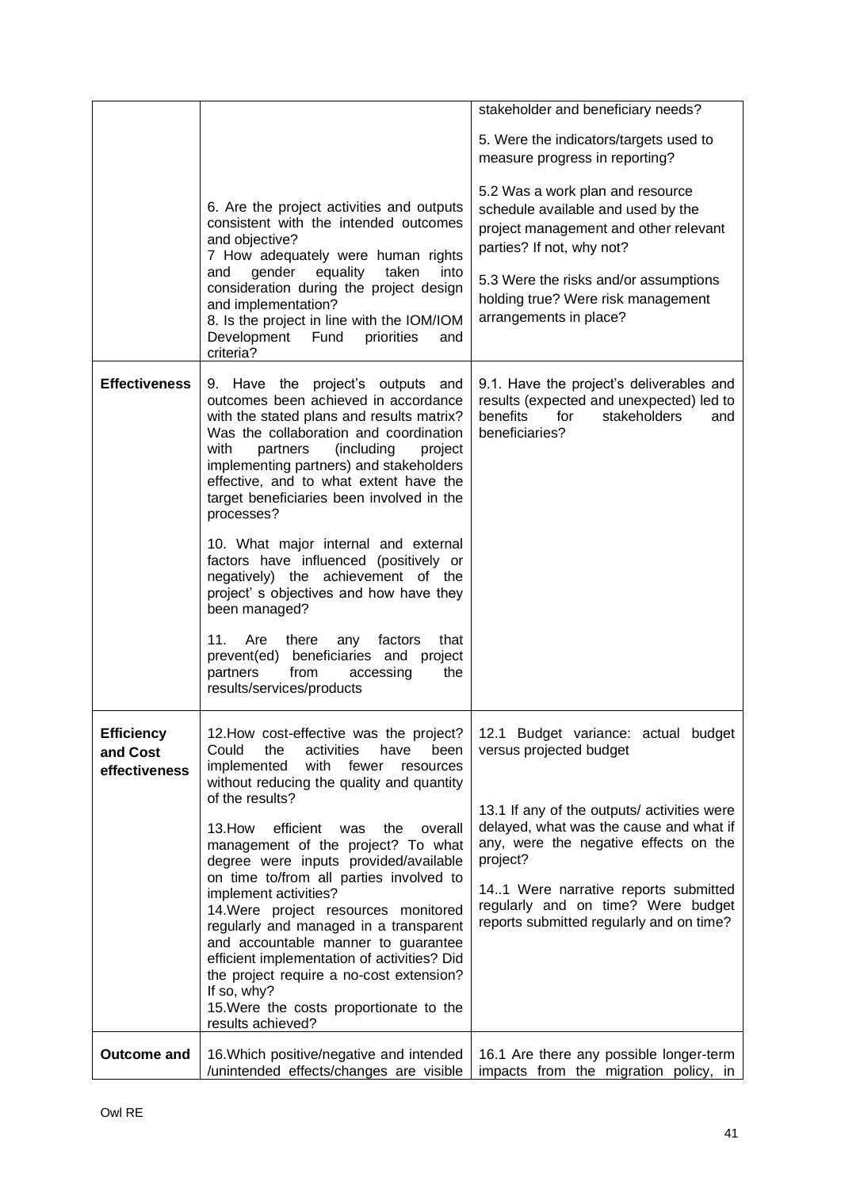| | | |
|---|---|---|
| | 6. Are the project activities and outputs consistent with the intended outcomes and objective?<br>7 How adequately were human rights and gender equality taken into consideration during the project design and implementation?<br>8. Is the project in line with the IOM/IOM Development Fund priorities and criteria? | stakeholder and beneficiary needs?<br><br>5. Were the indicators/targets used to measure progress in reporting?<br><br>5.2 Was a work plan and resource schedule available and used by the project management and other relevant parties? If not, why not?<br><br>5.3 Were the risks and/or assumptions holding true? Were risk management arrangements in place? |
| **Effectiveness** | 9. Have the project's outputs and outcomes been achieved in accordance with the stated plans and results matrix? Was the collaboration and coordination with partners (including project implementing partners) and stakeholders effective, and to what extent have the target beneficiaries been involved in the processes?<br><br>10. What major internal and external factors have influenced (positively or negatively) the achievement of the project' s objectives and how have they been managed?<br><br>11. Are there any factors that prevent(ed) beneficiaries and project partners from accessing the results/services/products | 9.1. Have the project's deliverables and results (expected and unexpected) led to benefits for stakeholders and beneficiaries? |
| **Efficiency and Cost effectiveness** | 12.How cost-effective was the project? Could the activities have been implemented with fewer resources without reducing the quality and quantity of the results?<br><br>13.How efficient was the overall management of the project? To what degree were inputs provided/available on time to/from all parties involved to implement activities?<br>14.Were project resources monitored regularly and managed in a transparent and accountable manner to guarantee efficient implementation of activities? Did the project require a no-cost extension? If so, why?<br>15.Were the costs proportionate to the results achieved? | 12.1 Budget variance: actual budget versus projected budget<br><br>13.1 If any of the outputs/ activities were delayed, what was the cause and what if any, were the negative effects on the project?<br><br>14..1 Were narrative reports submitted regularly and on time? Were budget reports submitted regularly and on time? |
| **Outcome and** | 16.Which positive/negative and intended /unintended effects/changes are visible | 16.1 Are there any possible longer-term impacts from the migration policy, in |

Owl RE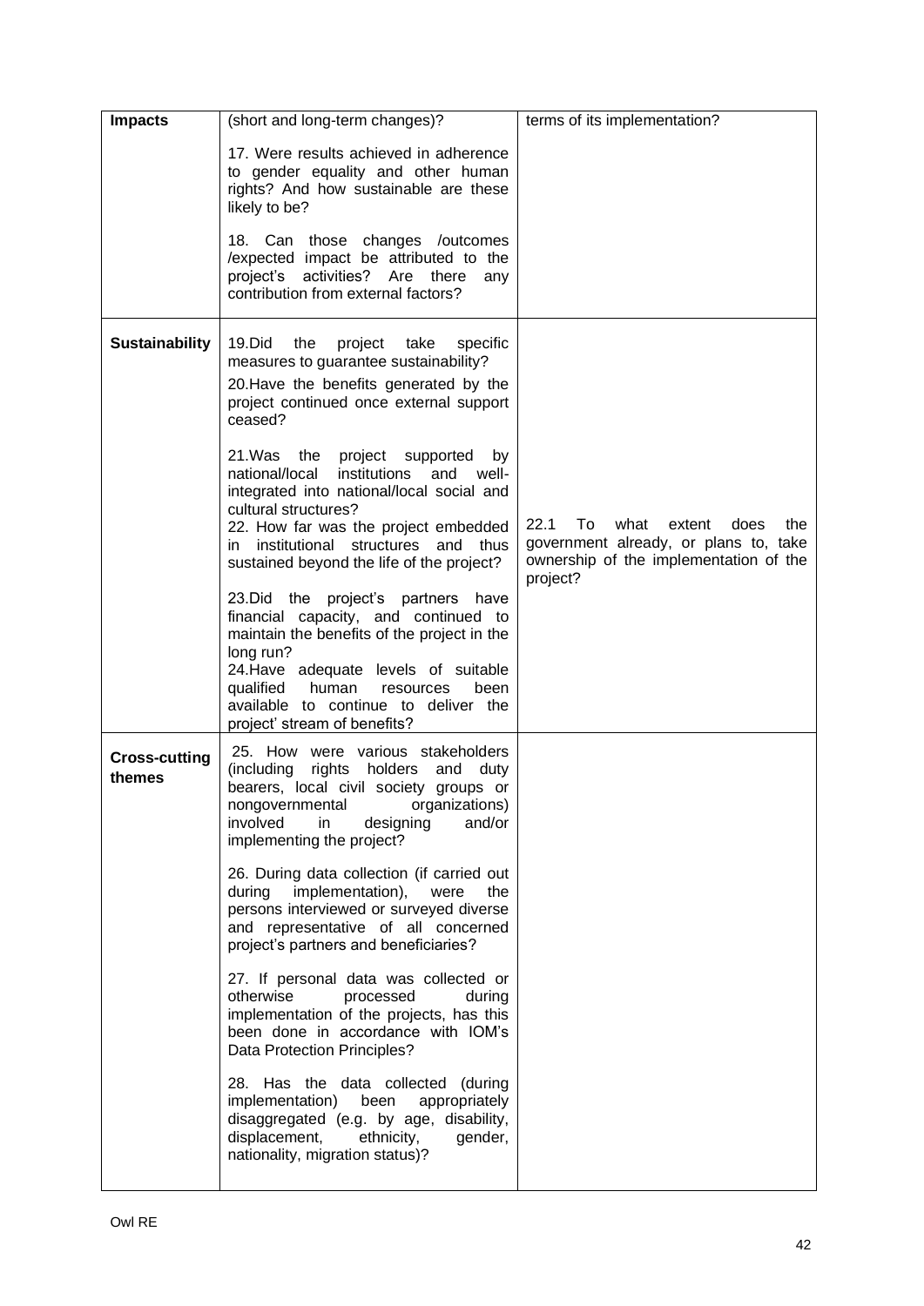| | | |
|---|---|---|
| **Impacts** | (short and long-term changes)?<br><br>17. Were results achieved in adherence to gender equality and other human rights? And how sustainable are these likely to be?<br><br>18. Can those changes /outcomes /expected impact be attributed to the project's activities? Are there any contribution from external factors? | terms of its implementation? |
| **Sustainability** | 19.Did the project take specific measures to guarantee sustainability?<br><br>20.Have the benefits generated by the project continued once external support ceased?<br><br>21.Was the project supported by national/local institutions and well-integrated into national/local social and cultural structures?<br>22. How far was the project embedded in institutional structures and thus sustained beyond the life of the project?<br><br>23.Did the project's partners have financial capacity, and continued to maintain the benefits of the project in the long run?<br>24.Have adequate levels of suitable qualified human resources been available to continue to deliver the project' stream of benefits? | 22.1 To what extent does the government already, or plans to, take ownership of the implementation of the project? |
| **Cross-cutting themes** | 25. How were various stakeholders (including rights holders and duty bearers, local civil society groups or nongovernmental organizations) involved in designing and/or implementing the project?<br><br>26. During data collection (if carried out during implementation), were the persons interviewed or surveyed diverse and representative of all concerned project's partners and beneficiaries?<br><br>27. If personal data was collected or otherwise processed during implementation of the projects, has this been done in accordance with IOM's Data Protection Principles?<br><br>28. Has the data collected (during implementation) been appropriately disaggregated (e.g. by age, disability, displacement, ethnicity, gender, nationality, migration status)? | |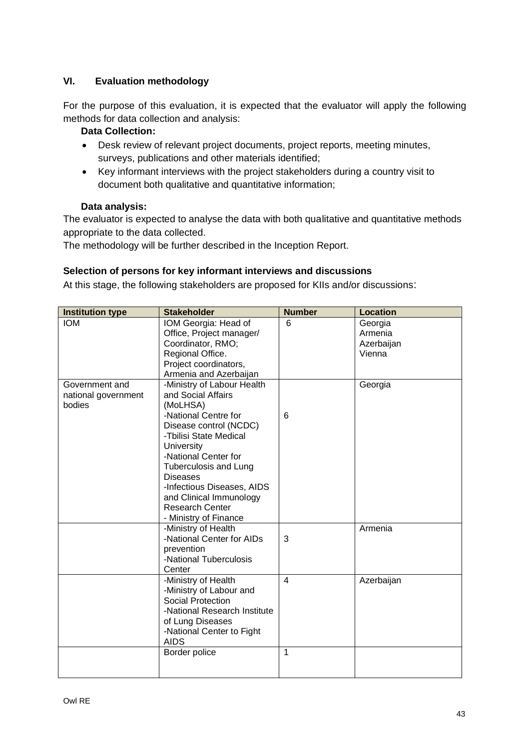## VI. Evaluation methodology

For the purpose of this evaluation, it is expected that the evaluator will apply the following methods for data collection and analysis:

**Data Collection:**

- Desk review of relevant project documents, project reports, meeting minutes, surveys, publications and other materials identified;
- Key informant interviews with the project stakeholders during a country visit to document both qualitative and quantitative information;

**Data analysis:**

The evaluator is expected to analyse the data with both qualitative and quantitative methods appropriate to the data collected.

The methodology will be further described in the Inception Report.

### Selection of persons for key informant interviews and discussions

At this stage, the following stakeholders are proposed for KIIs and/or discussions:

| Institution type | Stakeholder | Number | Location |
|---|---|---|---|
| IOM | IOM Georgia: Head of Office, Project manager/ Coordinator, RMO; Regional Office. Project coordinators, Armenia and Azerbaijan | 6 | Georgia Armenia Azerbaijan Vienna |
| Government and national government bodies | -Ministry of Labour Health and Social Affairs (MoLHSA) -National Centre for Disease control (NCDC) -Tbilisi State Medical University -National Center for Tuberculosis and Lung Diseases -Infectious Diseases, AIDS and Clinical Immunology Research Center - Ministry of Finance | 6 | Georgia |
| | -Ministry of Health -National Center for AIDs prevention -National Tuberculosis Center | 3 | Armenia |
| | -Ministry of Health -Ministry of Labour and Social Protection -National Research Institute of Lung Diseases -National Center to Fight AIDS | 4 | Azerbaijan |
| | Border police | 1 | |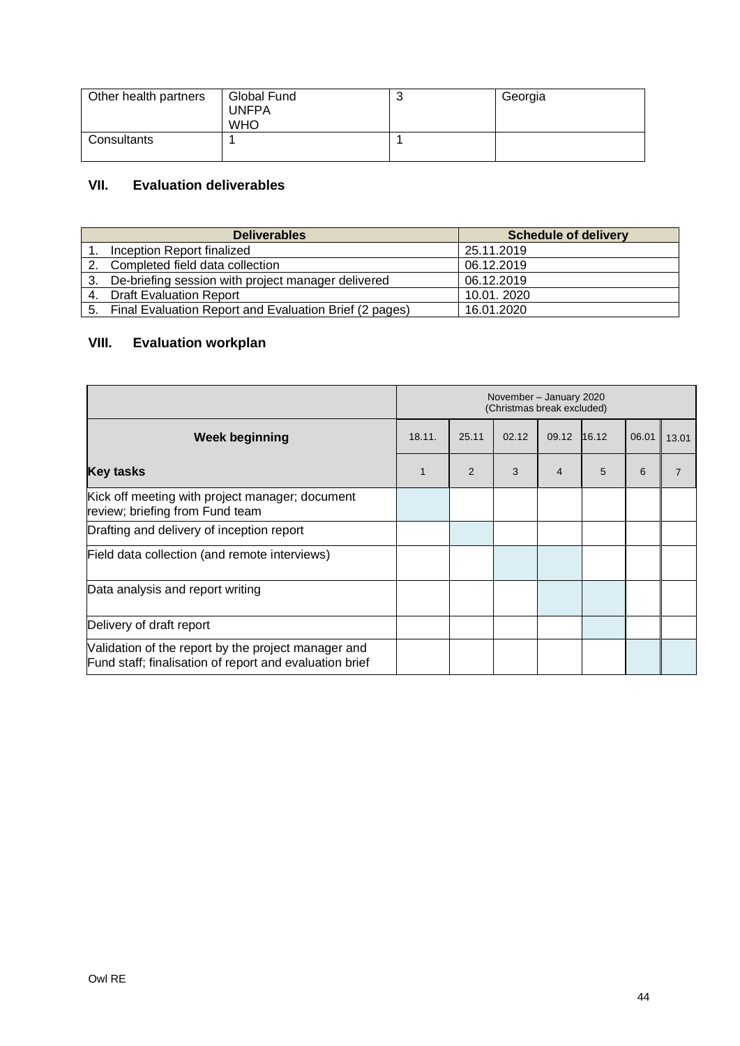| | | | |
|---|---|---|---|
| Other health partners | Global Fund<br>UNFPA<br>WHO | 3 | Georgia |
| Consultants | 1 | 1 | |

## VII. Evaluation deliverables

| Deliverables | Schedule of delivery |
|---|---|
| 1. Inception Report finalized | 25.11.2019 |
| 2. Completed field data collection | 06.12.2019 |
| 3. De-briefing session with project manager delivered | 06.12.2019 |
| 4. Draft Evaluation Report | 10.01. 2020 |
| 5. Final Evaluation Report and Evaluation Brief (2 pages) | 16.01.2020 |

## VIII. Evaluation workplan

| | November – January 2020 (Christmas break excluded) | | | | | | |
|---|---|---|---|---|---|---|---|
| **Week beginning** | 18.11. | 25.11 | 02.12 | 09.12 | 16.12 | 06.01 | 13.01 |
| **Key tasks** | 1 | 2 | 3 | 4 | 5 | 6 | 7 |
| Kick off meeting with project manager; document review; briefing from Fund team | ■ | | | | | | |
| Drafting and delivery of inception report | | ■ | | | | | |
| Field data collection (and remote interviews) | | | ■ | ■ | | | |
| Data analysis and report writing | | | | ■ | ■ | | |
| Delivery of draft report | | | | | ■ | | |
| Validation of the report by the project manager and Fund staff; finalisation of report and evaluation brief | | | | | | ■ | ■ |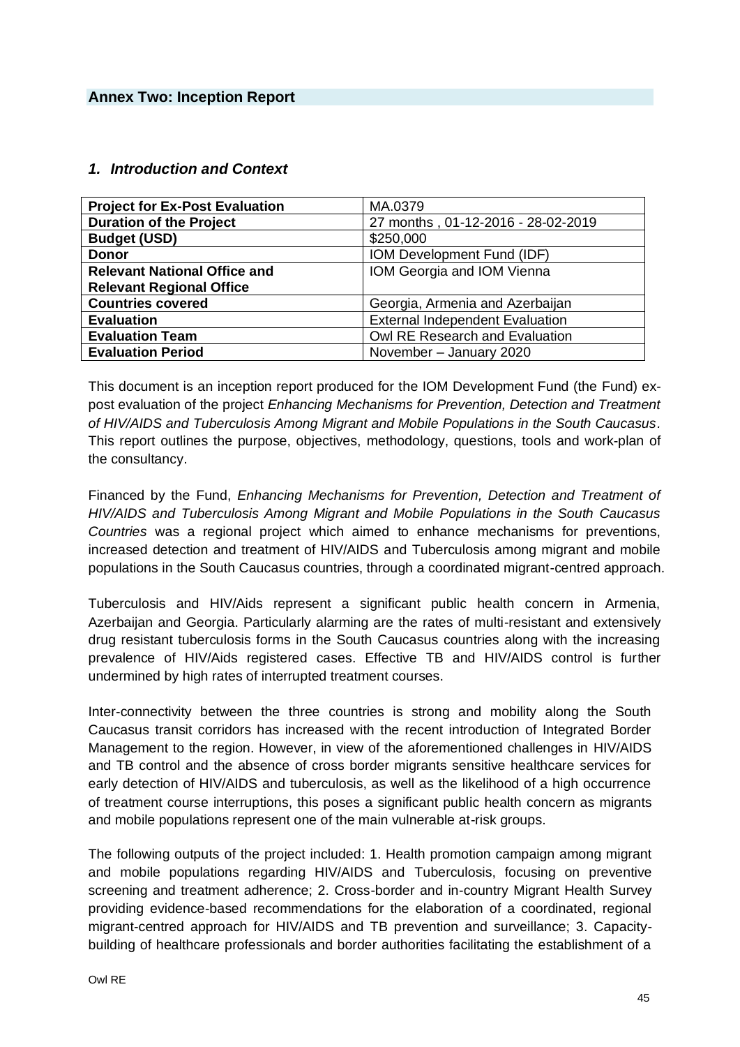## Annex Two: Inception Report

### *1. Introduction and Context*

| **Project for Ex-Post Evaluation** | MA.0379 |
|---|---|
| **Duration of the Project** | 27 months , 01-12-2016 - 28-02-2019 |
| **Budget (USD)** | $250,000 |
| **Donor** | IOM Development Fund (IDF) |
| **Relevant National Office and Relevant Regional Office** | IOM Georgia and IOM Vienna |
| **Countries covered** | Georgia, Armenia and Azerbaijan |
| **Evaluation** | External Independent Evaluation |
| **Evaluation Team** | Owl RE Research and Evaluation |
| **Evaluation Period** | November – January 2020 |

This document is an inception report produced for the IOM Development Fund (the Fund) ex-post evaluation of the project *Enhancing Mechanisms for Prevention, Detection and Treatment of HIV/AIDS and Tuberculosis Among Migrant and Mobile Populations in the South Caucasus*. This report outlines the purpose, objectives, methodology, questions, tools and work-plan of the consultancy.

Financed by the Fund, *Enhancing Mechanisms for Prevention, Detection and Treatment of HIV/AIDS and Tuberculosis Among Migrant and Mobile Populations in the South Caucasus Countries* was a regional project which aimed to enhance mechanisms for preventions, increased detection and treatment of HIV/AIDS and Tuberculosis among migrant and mobile populations in the South Caucasus countries, through a coordinated migrant-centred approach.

Tuberculosis and HIV/Aids represent a significant public health concern in Armenia, Azerbaijan and Georgia. Particularly alarming are the rates of multi-resistant and extensively drug resistant tuberculosis forms in the South Caucasus countries along with the increasing prevalence of HIV/Aids registered cases. Effective TB and HIV/AIDS control is further undermined by high rates of interrupted treatment courses.

Inter-connectivity between the three countries is strong and mobility along the South Caucasus transit corridors has increased with the recent introduction of Integrated Border Management to the region. However, in view of the aforementioned challenges in HIV/AIDS and TB control and the absence of cross border migrants sensitive healthcare services for early detection of HIV/AIDS and tuberculosis, as well as the likelihood of a high occurrence of treatment course interruptions, this poses a significant public health concern as migrants and mobile populations represent one of the main vulnerable at-risk groups.

The following outputs of the project included: 1. Health promotion campaign among migrant and mobile populations regarding HIV/AIDS and Tuberculosis, focusing on preventive screening and treatment adherence; 2. Cross-border and in-country Migrant Health Survey providing evidence-based recommendations for the elaboration of a coordinated, regional migrant-centred approach for HIV/AIDS and TB prevention and surveillance; 3. Capacity-building of healthcare professionals and border authorities facilitating the establishment of a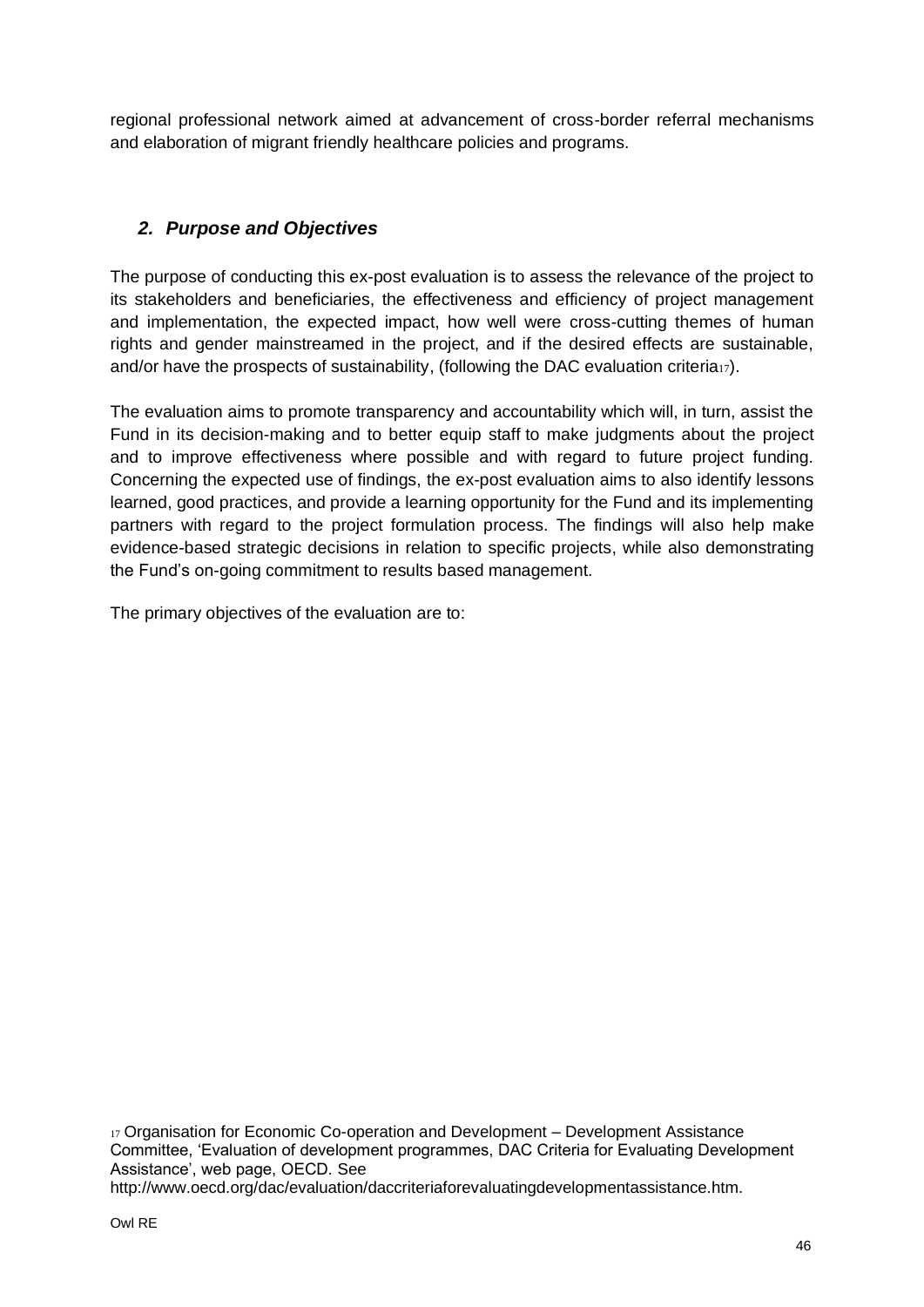regional professional network aimed at advancement of cross-border referral mechanisms and elaboration of migrant friendly healthcare policies and programs.

## *2. Purpose and Objectives*

The purpose of conducting this ex-post evaluation is to assess the relevance of the project to its stakeholders and beneficiaries, the effectiveness and efficiency of project management and implementation, the expected impact, how well were cross-cutting themes of human rights and gender mainstreamed in the project, and if the desired effects are sustainable, and/or have the prospects of sustainability, (following the DAC evaluation criteria[17]).

The evaluation aims to promote transparency and accountability which will, in turn, assist the Fund in its decision-making and to better equip staff to make judgments about the project and to improve effectiveness where possible and with regard to future project funding. Concerning the expected use of findings, the ex-post evaluation aims to also identify lessons learned, good practices, and provide a learning opportunity for the Fund and its implementing partners with regard to the project formulation process. The findings will also help make evidence-based strategic decisions in relation to specific projects, while also demonstrating the Fund's on-going commitment to results based management.

The primary objectives of the evaluation are to:

[17] Organisation for Economic Co-operation and Development – Development Assistance Committee, 'Evaluation of development programmes, DAC Criteria for Evaluating Development Assistance', web page, OECD. See http://www.oecd.org/dac/evaluation/daccriteriaforevaluatingdevelopmentassistance.htm.

Owl RE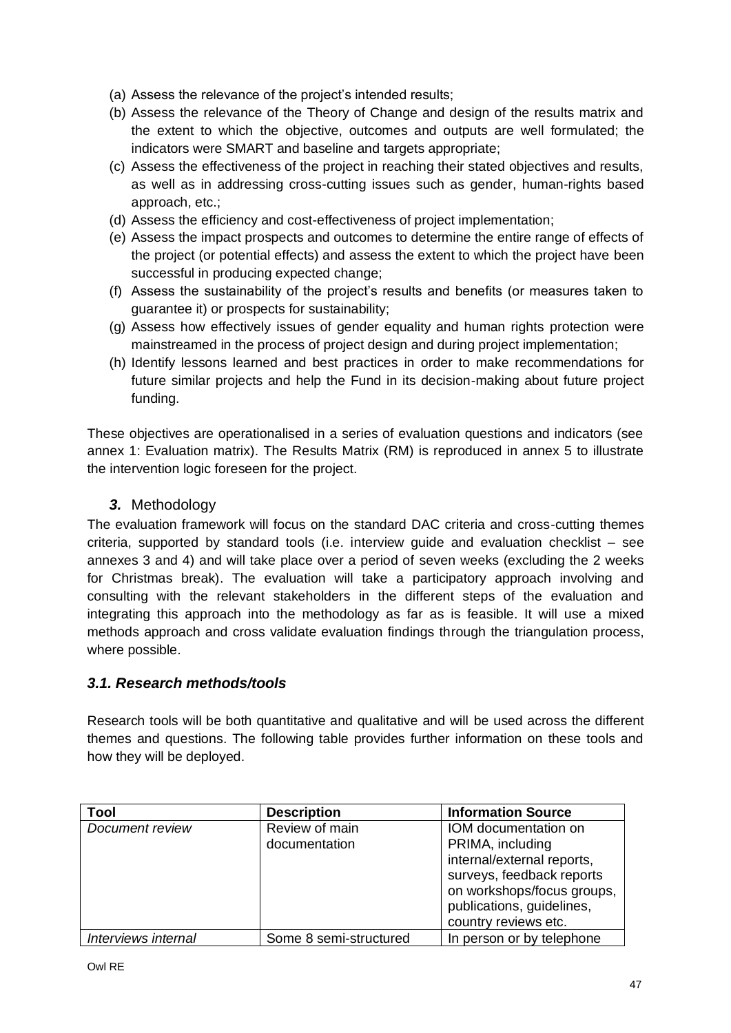(a) Assess the relevance of the project's intended results;
(b) Assess the relevance of the Theory of Change and design of the results matrix and the extent to which the objective, outcomes and outputs are well formulated; the indicators were SMART and baseline and targets appropriate;
(c) Assess the effectiveness of the project in reaching their stated objectives and results, as well as in addressing cross-cutting issues such as gender, human-rights based approach, etc.;
(d) Assess the efficiency and cost-effectiveness of project implementation;
(e) Assess the impact prospects and outcomes to determine the entire range of effects of the project (or potential effects) and assess the extent to which the project have been successful in producing expected change;
(f) Assess the sustainability of the project's results and benefits (or measures taken to guarantee it) or prospects for sustainability;
(g) Assess how effectively issues of gender equality and human rights protection were mainstreamed in the process of project design and during project implementation;
(h) Identify lessons learned and best practices in order to make recommendations for future similar projects and help the Fund in its decision-making about future project funding.

These objectives are operationalised in a series of evaluation questions and indicators (see annex 1: Evaluation matrix). The Results Matrix (RM) is reproduced in annex 5 to illustrate the intervention logic foreseen for the project.

## ***3.*** Methodology

The evaluation framework will focus on the standard DAC criteria and cross-cutting themes criteria, supported by standard tools (i.e. interview guide and evaluation checklist – see annexes 3 and 4) and will take place over a period of seven weeks (excluding the 2 weeks for Christmas break). The evaluation will take a participatory approach involving and consulting with the relevant stakeholders in the different steps of the evaluation and integrating this approach into the methodology as far as is feasible. It will use a mixed methods approach and cross validate evaluation findings through the triangulation process, where possible.

### ***3.1. Research methods/tools***

Research tools will be both quantitative and qualitative and will be used across the different themes and questions. The following table provides further information on these tools and how they will be deployed.

| Tool | Description | Information Source |
|---|---|---|
| *Document review* | Review of main documentation | IOM documentation on PRIMA, including internal/external reports, surveys, feedback reports on workshops/focus groups, publications, guidelines, country reviews etc. |
| *Interviews internal* | Some 8 semi-structured | In person or by telephone |

Owl RE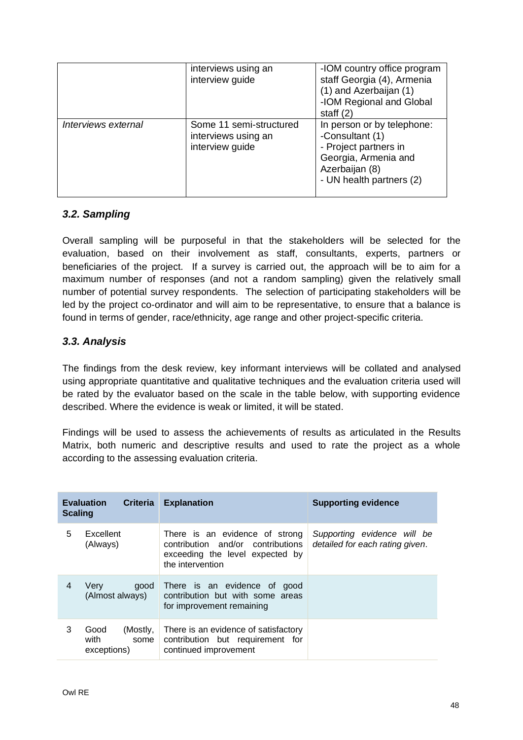| | | |
|---|---|---|
| | interviews using an interview guide | -IOM country office program staff Georgia (4), Armenia (1) and Azerbaijan (1)<br>-IOM Regional and Global staff (2) |
| *Interviews external* | Some 11 semi-structured interviews using an interview guide | In person or by telephone:<br>-Consultant (1)<br>- Project partners in Georgia, Armenia and Azerbaijan (8)<br>- UN health partners (2) |

### *3.2. Sampling*

Overall sampling will be purposeful in that the stakeholders will be selected for the evaluation, based on their involvement as staff, consultants, experts, partners or beneficiaries of the project. If a survey is carried out, the approach will be to aim for a maximum number of responses (and not a random sampling) given the relatively small number of potential survey respondents. The selection of participating stakeholders will be led by the project co-ordinator and will aim to be representative, to ensure that a balance is found in terms of gender, race/ethnicity, age range and other project-specific criteria.

### *3.3. Analysis*

The findings from the desk review, key informant interviews will be collated and analysed using appropriate quantitative and qualitative techniques and the evaluation criteria used will be rated by the evaluator based on the scale in the table below, with supporting evidence described. Where the evidence is weak or limited, it will be stated.

Findings will be used to assess the achievements of results as articulated in the Results Matrix, both numeric and descriptive results and used to rate the project as a whole according to the assessing evaluation criteria.

| **Evaluation Criteria Scaling** | | **Explanation** | **Supporting evidence** |
|---|---|---|---|
| 5 | Excellent (Always) | There is an evidence of strong contribution and/or contributions exceeding the level expected by the intervention | *Supporting evidence will be detailed for each rating given.* |
| 4 | Very good (Almost always) | There is an evidence of good contribution but with some areas for improvement remaining | |
| 3 | Good (Mostly, with some exceptions) | There is an evidence of satisfactory contribution but requirement for continued improvement | |

Owl RE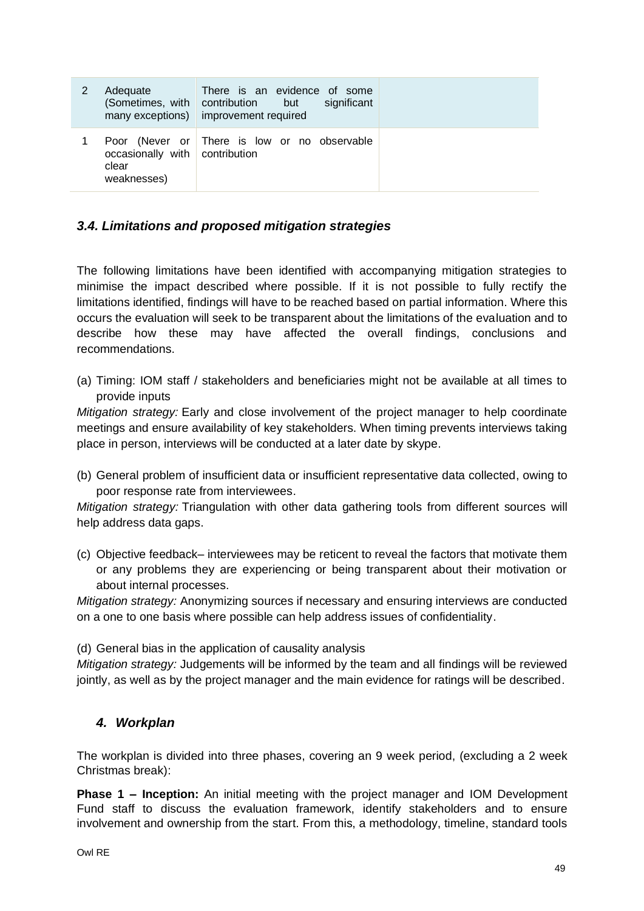| 2 | Adequate (Sometimes, with many exceptions) | There is an evidence of some contribution but significant improvement required | |
|---|---|---|---|
| 1 | Poor (Never or occasionally with clear weaknesses) | There is low or no observable contribution | |

### *3.4. Limitations and proposed mitigation strategies*

The following limitations have been identified with accompanying mitigation strategies to minimise the impact described where possible. If it is not possible to fully rectify the limitations identified, findings will have to be reached based on partial information. Where this occurs the evaluation will seek to be transparent about the limitations of the evaluation and to describe how these may have affected the overall findings, conclusions and recommendations.

(a) Timing: IOM staff / stakeholders and beneficiaries might not be available at all times to provide inputs

*Mitigation strategy:* Early and close involvement of the project manager to help coordinate meetings and ensure availability of key stakeholders. When timing prevents interviews taking place in person, interviews will be conducted at a later date by skype.

(b) General problem of insufficient data or insufficient representative data collected, owing to poor response rate from interviewees.

*Mitigation strategy:* Triangulation with other data gathering tools from different sources will help address data gaps.

(c) Objective feedback– interviewees may be reticent to reveal the factors that motivate them or any problems they are experiencing or being transparent about their motivation or about internal processes.

*Mitigation strategy:* Anonymizing sources if necessary and ensuring interviews are conducted on a one to one basis where possible can help address issues of confidentiality.

(d) General bias in the application of causality analysis

*Mitigation strategy:* Judgements will be informed by the team and all findings will be reviewed jointly, as well as by the project manager and the main evidence for ratings will be described.

## *4. Workplan*

The workplan is divided into three phases, covering an 9 week period, (excluding a 2 week Christmas break):

**Phase 1 – Inception:** An initial meeting with the project manager and IOM Development Fund staff to discuss the evaluation framework, identify stakeholders and to ensure involvement and ownership from the start. From this, a methodology, timeline, standard tools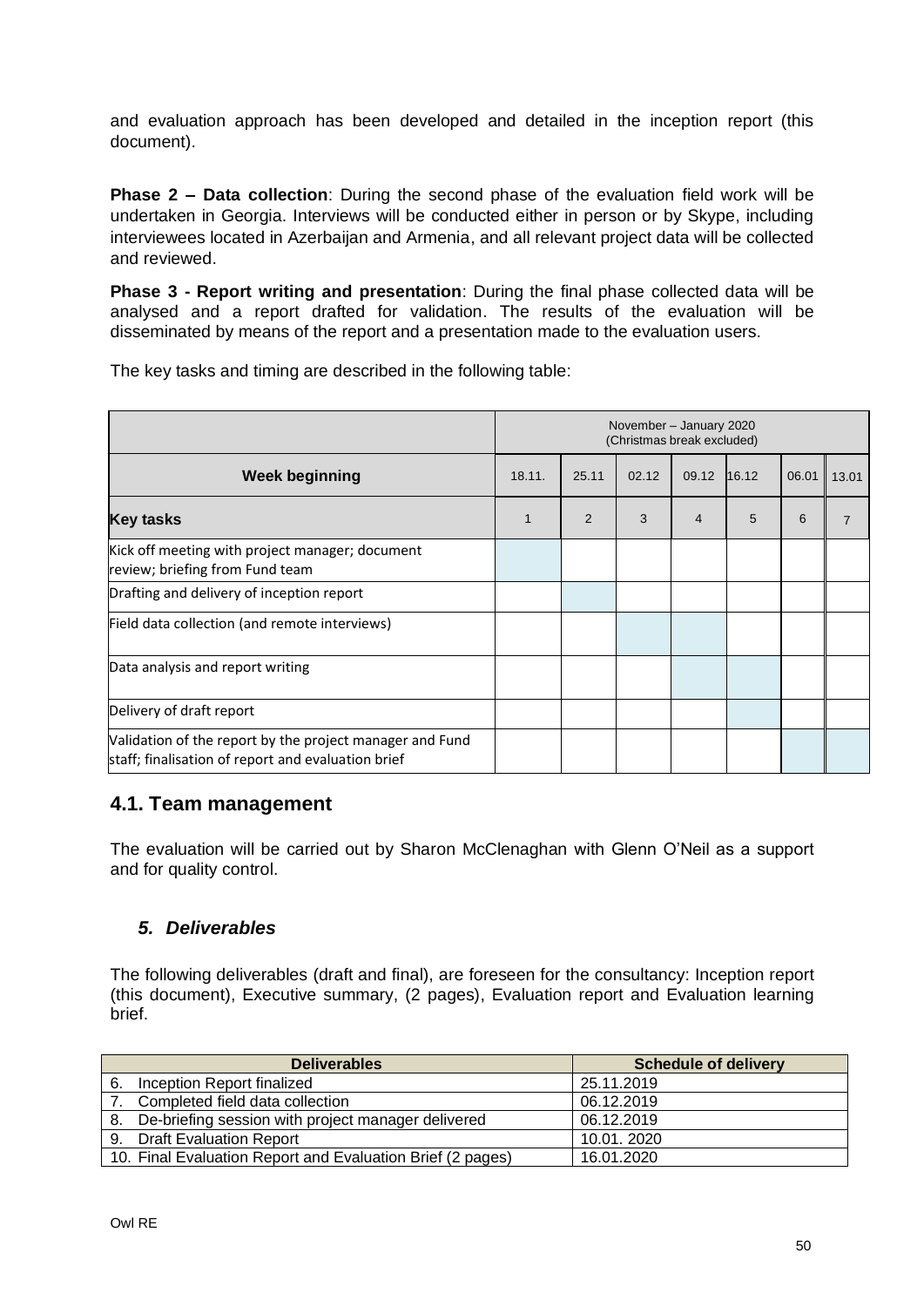and evaluation approach has been developed and detailed in the inception report (this document).

**Phase 2 – Data collection**: During the second phase of the evaluation field work will be undertaken in Georgia. Interviews will be conducted either in person or by Skype, including interviewees located in Azerbaijan and Armenia, and all relevant project data will be collected and reviewed.

**Phase 3 - Report writing and presentation**: During the final phase collected data will be analysed and a report drafted for validation. The results of the evaluation will be disseminated by means of the report and a presentation made to the evaluation users.

The key tasks and timing are described in the following table:

| | November – January 2020 (Christmas break excluded) | | | | | | |
|---|---|---|---|---|---|---|---|
| **Week beginning** | 18.11. | 25.11 | 02.12 | 09.12 | 16.12 | 06.01 | 13.01 |
| **Key tasks** | 1 | 2 | 3 | 4 | 5 | 6 | 7 |
| Kick off meeting with project manager; document review; briefing from Fund team | | | | | | | |
| Drafting and delivery of inception report | | | | | | | |
| Field data collection (and remote interviews) | | | | | | | |
| Data analysis and report writing | | | | | | | |
| Delivery of draft report | | | | | | | |
| Validation of the report by the project manager and Fund staff; finalisation of report and evaluation brief | | | | | | | |

## 4.1. Team management

The evaluation will be carried out by Sharon McClenaghan with Glenn O'Neil as a support and for quality control.

## *5. Deliverables*

The following deliverables (draft and final), are foreseen for the consultancy: Inception report (this document), Executive summary, (2 pages), Evaluation report and Evaluation learning brief.

| **Deliverables** | **Schedule of delivery** |
|---|---|
| 6. Inception Report finalized | 25.11.2019 |
| 7. Completed field data collection | 06.12.2019 |
| 8. De-briefing session with project manager delivered | 06.12.2019 |
| 9. Draft Evaluation Report | 10.01. 2020 |
| 10. Final Evaluation Report and Evaluation Brief (2 pages) | 16.01.2020 |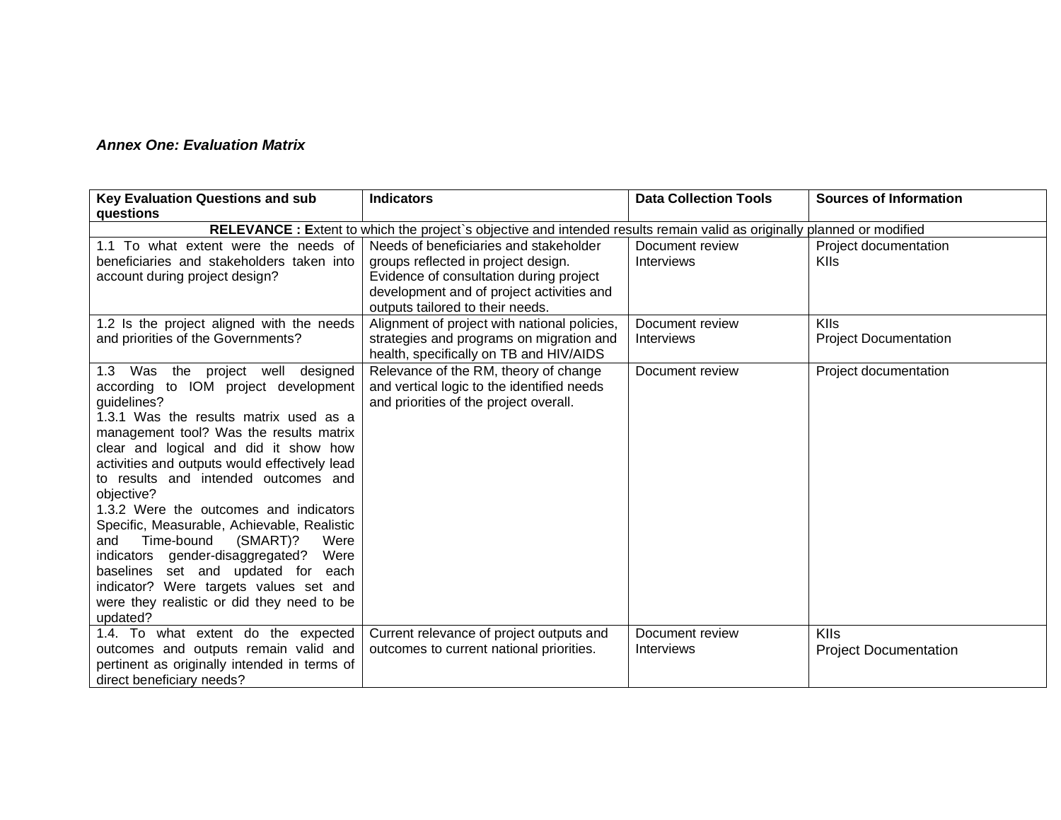***Annex One: Evaluation Matrix***

| Key Evaluation Questions and sub questions | Indicators | Data Collection Tools | Sources of Information |
|---|---|---|---|
| **RELEVANCE : E**xtent to which the project`s objective and intended results remain valid as originally planned or modified | | | |
| 1.1 To what extent were the needs of beneficiaries and stakeholders taken into account during project design? | Needs of beneficiaries and stakeholder groups reflected in project design. Evidence of consultation during project development and of project activities and outputs tailored to their needs. | Document review<br>Interviews | Project documentation<br>KIIs |
| 1.2 Is the project aligned with the needs and priorities of the Governments? | Alignment of project with national policies, strategies and programs on migration and health, specifically on TB and HIV/AIDS | Document review<br>Interviews | KIIs<br>Project Documentation |
| 1.3 Was the project well designed according to IOM project development guidelines?<br>1.3.1 Was the results matrix used as a management tool? Was the results matrix clear and logical and did it show how activities and outputs would effectively lead to results and intended outcomes and objective?<br>1.3.2 Were the outcomes and indicators Specific, Measurable, Achievable, Realistic and Time-bound (SMART)? Were indicators gender-disaggregated? Were baselines set and updated for each indicator? Were targets values set and were they realistic or did they need to be updated? | Relevance of the RM, theory of change and vertical logic to the identified needs and priorities of the project overall. | Document review | Project documentation |
| 1.4. To what extent do the expected outcomes and outputs remain valid and pertinent as originally intended in terms of direct beneficiary needs? | Current relevance of project outputs and outcomes to current national priorities. | Document review<br>Interviews | KIIs<br>Project Documentation |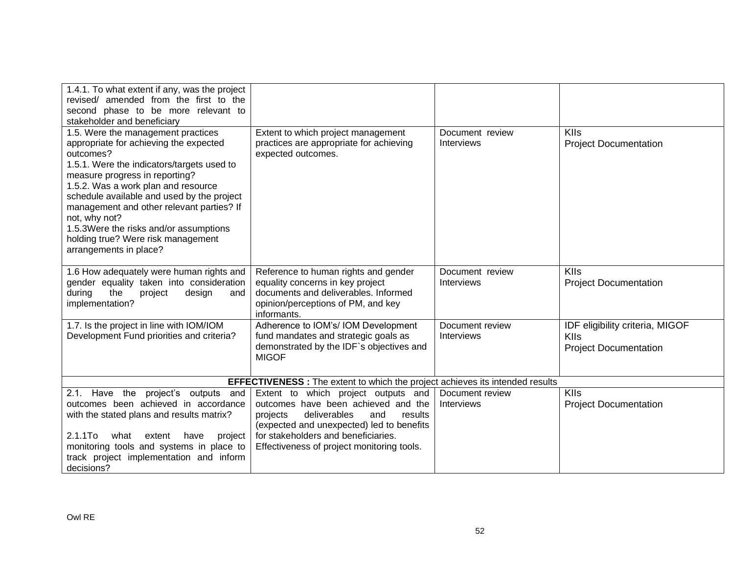| | | | |
|---|---|---|---|
| 1.4.1. To what extent if any, was the project revised/ amended from the first to the second phase to be more relevant to stakeholder and beneficiary | | | |
| 1.5. Were the management practices appropriate for achieving the expected outcomes?<br>1.5.1. Were the indicators/targets used to measure progress in reporting?<br>1.5.2. Was a work plan and resource schedule available and used by the project management and other relevant parties? If not, why not?<br>1.5.3Were the risks and/or assumptions holding true? Were risk management arrangements in place? | Extent to which project management practices are appropriate for achieving expected outcomes. | Document review<br>Interviews | KIIs<br>Project Documentation |
| 1.6 How adequately were human rights and gender equality taken into consideration during the project design and implementation? | Reference to human rights and gender equality concerns in key project documents and deliverables. Informed opinion/perceptions of PM, and key informants. | Document review<br>Interviews | KIIs<br>Project Documentation |
| 1.7. Is the project in line with IOM/IOM Development Fund priorities and criteria? | Adherence to IOM's/ IOM Development fund mandates and strategic goals as demonstrated by the IDF`s objectives and MIGOF | Document review<br>Interviews | IDF eligibility criteria, MIGOF<br>KIIs<br>Project Documentation |
| **EFFECTIVENESS :** The extent to which the project achieves its intended results | | | |
| 2.1. Have the project's outputs and outcomes been achieved in accordance with the stated plans and results matrix?<br><br>2.1.1To what extent have project monitoring tools and systems in place to track project implementation and inform decisions? | Extent to which project outputs and outcomes have been achieved and the projects deliverables and results (expected and unexpected) led to benefits for stakeholders and beneficiaries.<br>Effectiveness of project monitoring tools. | Document review<br>Interviews | KIIs<br>Project Documentation |

Owl RE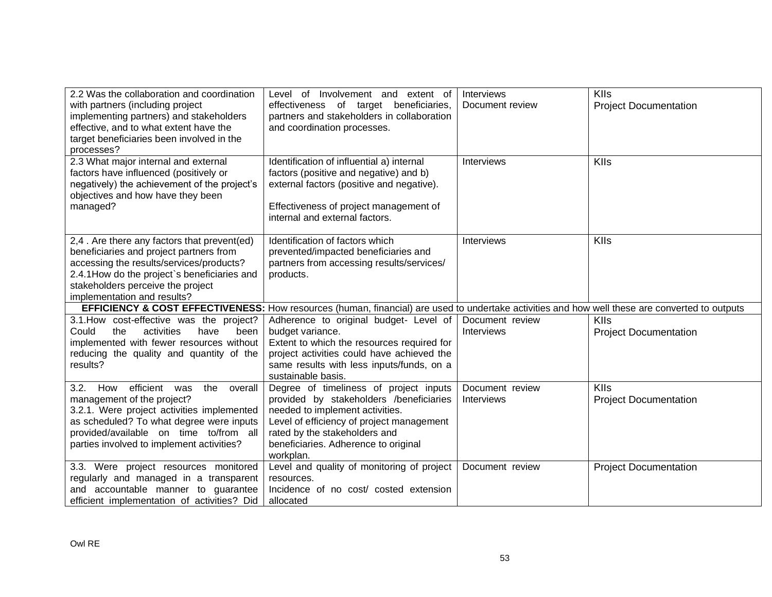| 2.2 Was the collaboration and coordination with partners (including project implementing partners) and stakeholders effective, and to what extent have the target beneficiaries been involved in the processes? | Level of Involvement and extent of effectiveness of target beneficiaries, partners and stakeholders in collaboration and coordination processes. | Interviews<br>Document review | KIIs<br>Project Documentation |
|---|---|---|---|
| 2.3 What major internal and external factors have influenced (positively or negatively) the achievement of the project's objectives and how have they been managed? | Identification of influential a) internal factors (positive and negative) and b) external factors (positive and negative).<br><br>Effectiveness of project management of internal and external factors. | Interviews | KIIs |
| 2,4 . Are there any factors that prevent(ed) beneficiaries and project partners from accessing the results/services/products?<br>2.4.1How do the project`s beneficiaries and stakeholders perceive the project implementation and results? | Identification of factors which prevented/impacted beneficiaries and partners from accessing results/services/ products. | Interviews | KIIs |
| **EFFICIENCY & COST EFFECTIVENESS:** How resources (human, financial) are used to undertake activities and how well these are converted to outputs | | | |
| 3.1.How cost-effective was the project? Could the activities have been implemented with fewer resources without reducing the quality and quantity of the results? | Adherence to original budget- Level of budget variance.<br>Extent to which the resources required for project activities could have achieved the same results with less inputs/funds, on a sustainable basis. | Document review<br>Interviews | KIIs<br>Project Documentation |
| 3.2. How efficient was the overall management of the project?<br>3.2.1. Were project activities implemented as scheduled? To what degree were inputs provided/available on time to/from all parties involved to implement activities? | Degree of timeliness of project inputs provided by stakeholders /beneficiaries needed to implement activities.<br>Level of efficiency of project management rated by the stakeholders and beneficiaries. Adherence to original workplan. | Document review<br>Interviews | KIIs<br>Project Documentation |
| 3.3. Were project resources monitored regularly and managed in a transparent and accountable manner to guarantee efficient implementation of activities? Did | Level and quality of monitoring of project resources.<br>Incidence of no cost/ costed extension allocated | Document review | Project Documentation |

Owl RE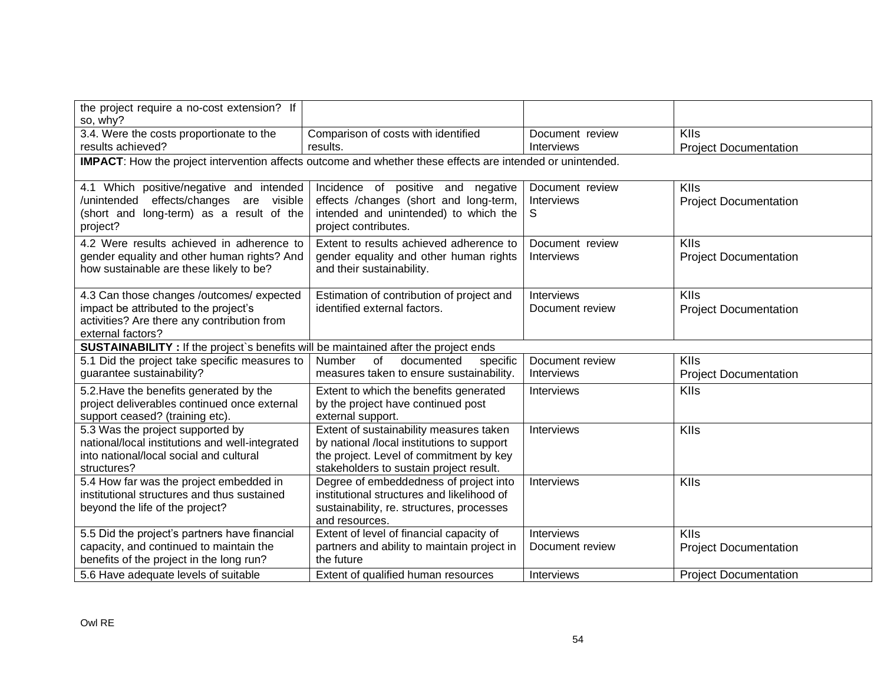| | | | |
|---|---|---|---|
| the project require a no-cost extension? If so, why? | | | |
| 3.4. Were the costs proportionate to the results achieved? | Comparison of costs with identified results. | Document review<br>Interviews | KIIs<br>Project Documentation |
| **IMPACT**: How the project intervention affects outcome and whether these effects are intended or unintended. | | | |
| 4.1 Which positive/negative and intended /unintended effects/changes are visible (short and long-term) as a result of the project? | Incidence of positive and negative effects /changes (short and long-term, intended and unintended) to which the project contributes. | Document review<br>Interviews<br>S | KIIs<br>Project Documentation |
| 4.2 Were results achieved in adherence to gender equality and other human rights? And how sustainable are these likely to be? | Extent to results achieved adherence to gender equality and other human rights and their sustainability. | Document review<br>Interviews | KIIs<br>Project Documentation |
| 4.3 Can those changes /outcomes/ expected impact be attributed to the project's activities? Are there any contribution from external factors? | Estimation of contribution of project and identified external factors. | Interviews<br>Document review | KIIs<br>Project Documentation |
| **SUSTAINABILITY :** If the project`s benefits will be maintained after the project ends | | | |
| 5.1 Did the project take specific measures to guarantee sustainability? | Number of documented specific measures taken to ensure sustainability. | Document review<br>Interviews | KIIs<br>Project Documentation |
| 5.2.Have the benefits generated by the project deliverables continued once external support ceased? (training etc). | Extent to which the benefits generated by the project have continued post external support. | Interviews | KIIs |
| 5.3 Was the project supported by national/local institutions and well-integrated into national/local social and cultural structures? | Extent of sustainability measures taken by national /local institutions to support the project. Level of commitment by key stakeholders to sustain project result. | Interviews | KIIs |
| 5.4 How far was the project embedded in institutional structures and thus sustained beyond the life of the project? | Degree of embeddedness of project into institutional structures and likelihood of sustainability, re. structures, processes and resources. | Interviews | KIIs |
| 5.5 Did the project's partners have financial capacity, and continued to maintain the benefits of the project in the long run? | Extent of level of financial capacity of partners and ability to maintain project in the future | Interviews<br>Document review | KIIs<br>Project Documentation |
| 5.6 Have adequate levels of suitable | Extent of qualified human resources | Interviews | Project Documentation |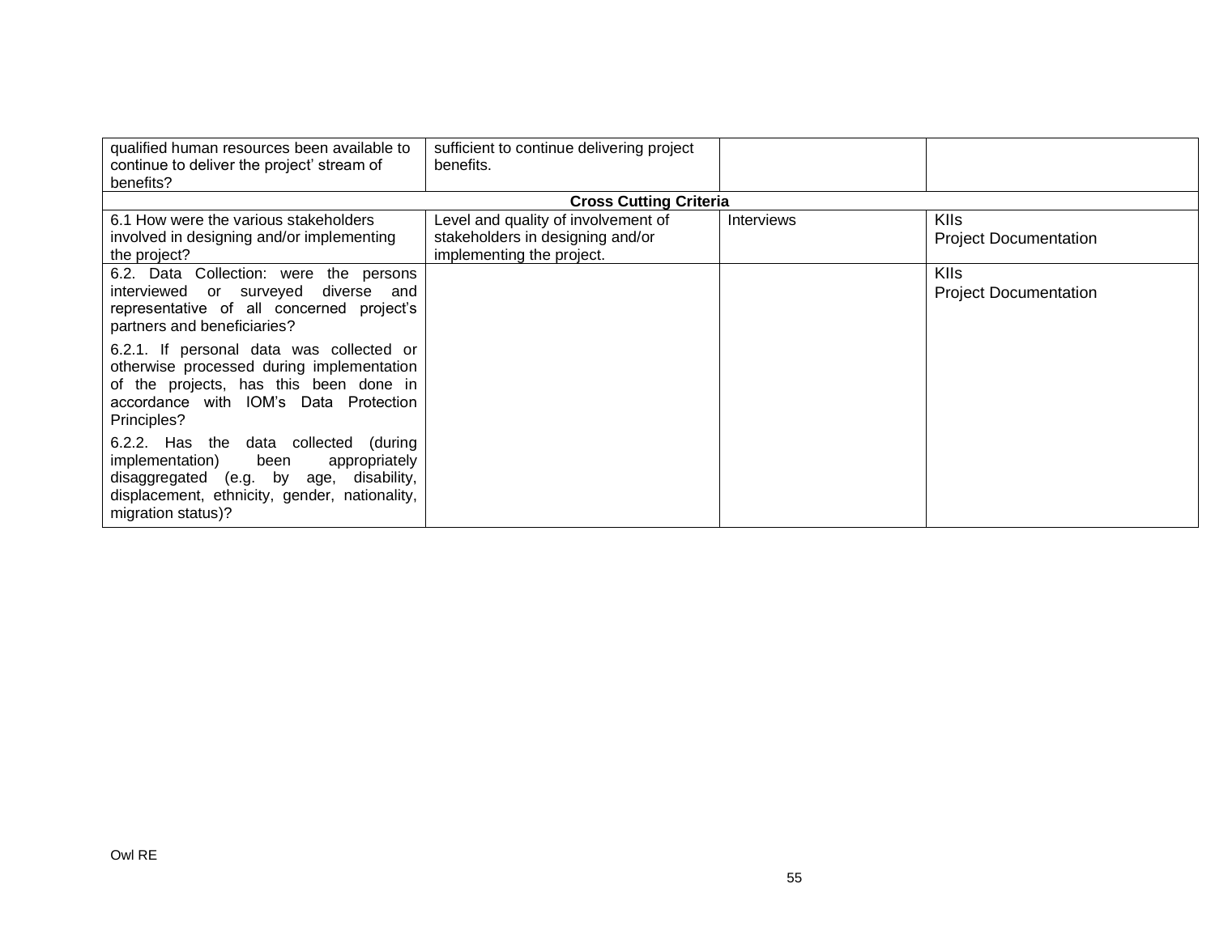| | | | |
|---|---|---|---|
| qualified human resources been available to continue to deliver the project' stream of benefits? | sufficient to continue delivering project benefits. | | |
| **Cross Cutting Criteria** | | | |
| 6.1 How were the various stakeholders involved in designing and/or implementing the project? | Level and quality of involvement of stakeholders in designing and/or implementing the project. | Interviews | KIIs<br>Project Documentation |
| 6.2. Data Collection: were the persons interviewed or surveyed diverse and representative of all concerned project's partners and beneficiaries?<br><br>6.2.1. If personal data was collected or otherwise processed during implementation of the projects, has this been done in accordance with IOM's Data Protection Principles?<br><br>6.2.2. Has the data collected (during implementation) been appropriately disaggregated (e.g. by age, disability, displacement, ethnicity, gender, nationality, migration status)? | | | KIIs<br>Project Documentation |

Owl RE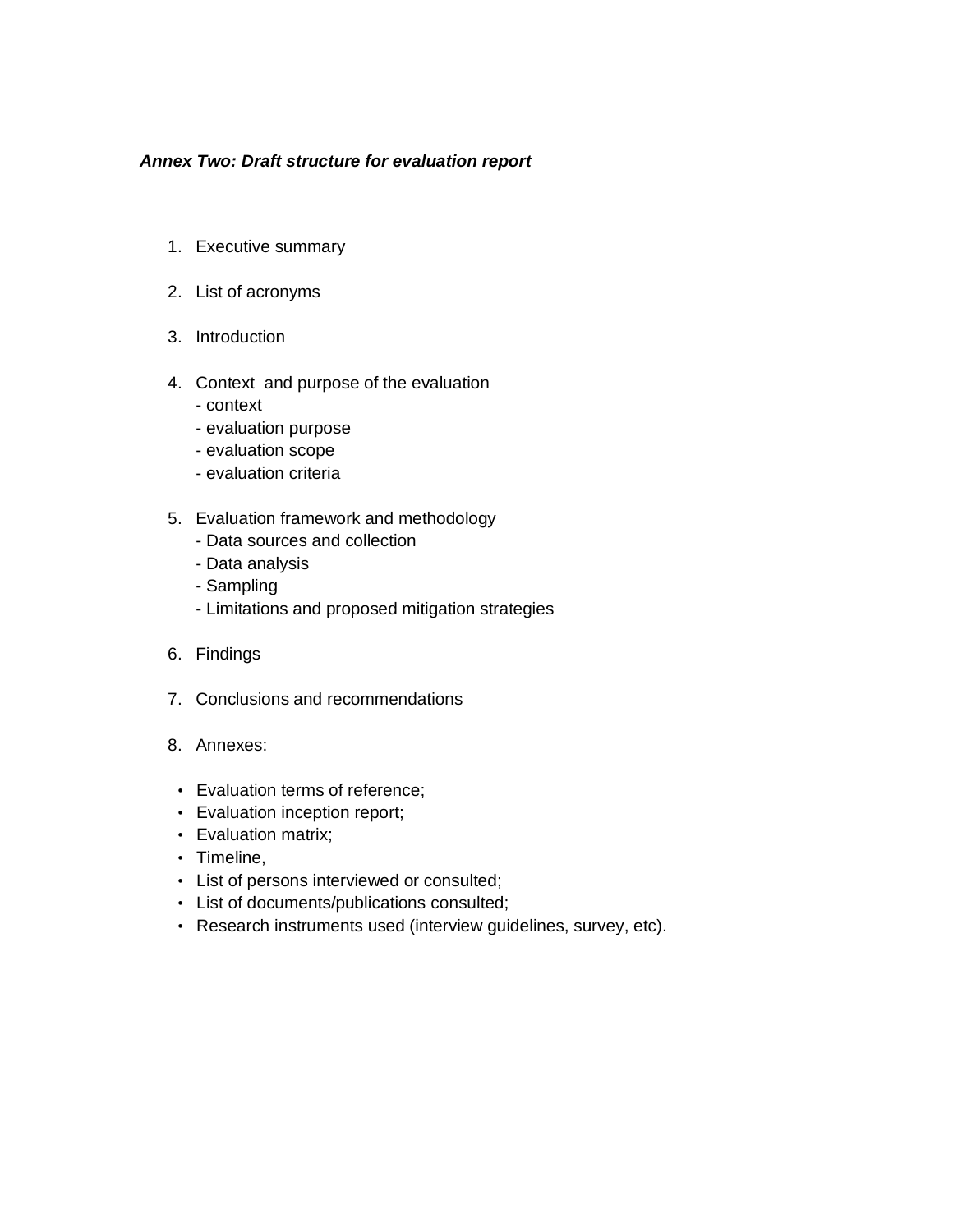***Annex Two: Draft structure for evaluation report***

1. Executive summary

2. List of acronyms

3. Introduction

4. Context and purpose of the evaluation
   - context
   - evaluation purpose
   - evaluation scope
   - evaluation criteria

5. Evaluation framework and methodology
   - Data sources and collection
   - Data analysis
   - Sampling
   - Limitations and proposed mitigation strategies

6. Findings

7. Conclusions and recommendations

8. Annexes:

- Evaluation terms of reference;
- Evaluation inception report;
- Evaluation matrix;
- Timeline,
- List of persons interviewed or consulted;
- List of documents/publications consulted;
- Research instruments used (interview guidelines, survey, etc).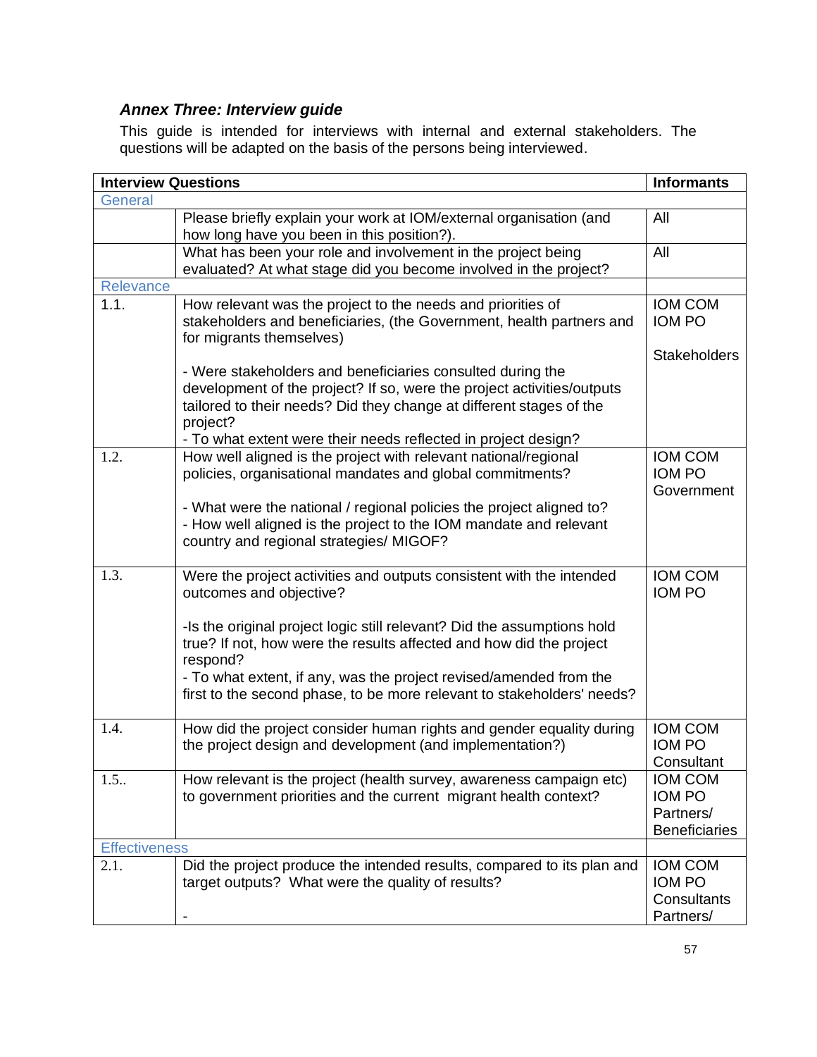### *Annex Three: Interview guide*

This guide is intended for interviews with internal and external stakeholders. The questions will be adapted on the basis of the persons being interviewed.

| Interview Questions | | Informants |
|---|---|---|
| General | | |
| | Please briefly explain your work at IOM/external organisation (and how long have you been in this position?). | All |
| | What has been your role and involvement in the project being evaluated? At what stage did you become involved in the project? | All |
| Relevance | | |
| 1.1. | How relevant was the project to the needs and priorities of stakeholders and beneficiaries, (the Government, health partners and for migrants themselves)<br><br>- Were stakeholders and beneficiaries consulted during the development of the project? If so, were the project activities/outputs tailored to their needs? Did they change at different stages of the project?<br>- To what extent were their needs reflected in project design? | IOM COM<br>IOM PO<br><br>Stakeholders |
| 1.2. | How well aligned is the project with relevant national/regional policies, organisational mandates and global commitments?<br><br>- What were the national / regional policies the project aligned to?<br>- How well aligned is the project to the IOM mandate and relevant country and regional strategies/ MIGOF? | IOM COM<br>IOM PO<br>Government |
| 1.3. | Were the project activities and outputs consistent with the intended outcomes and objective?<br><br>-Is the original project logic still relevant? Did the assumptions hold true? If not, how were the results affected and how did the project respond?<br>- To what extent, if any, was the project revised/amended from the first to the second phase, to be more relevant to stakeholders' needs? | IOM COM<br>IOM PO |
| 1.4. | How did the project consider human rights and gender equality during the project design and development (and implementation?) | IOM COM<br>IOM PO<br>Consultant |
| 1.5.. | How relevant is the project (health survey, awareness campaign etc) to government priorities and the current migrant health context? | IOM COM<br>IOM PO<br>Partners/<br>Beneficiaries |
| Effectiveness | | |
| 2.1. | Did the project produce the intended results, compared to its plan and target outputs? What were the quality of results?<br><br>- | IOM COM<br>IOM PO<br>Consultants<br>Partners/ |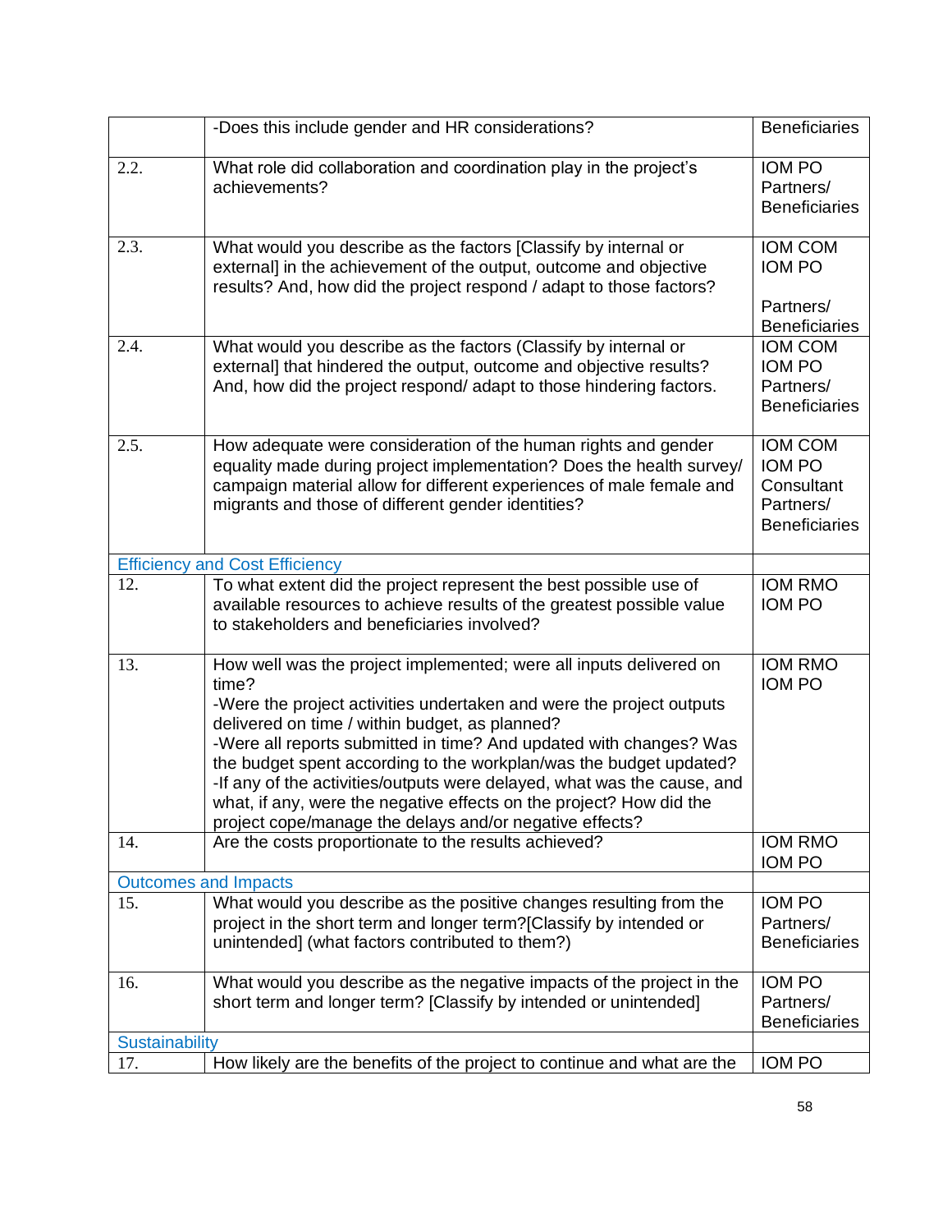| | | |
|---|---|---|
| | -Does this include gender and HR considerations? | Beneficiaries |
| 2.2. | What role did collaboration and coordination play in the project's achievements? | IOM PO<br>Partners/<br>Beneficiaries |
| 2.3. | What would you describe as the factors [Classify by internal or external] in the achievement of the output, outcome and objective results? And, how did the project respond / adapt to those factors? | IOM COM<br>IOM PO<br><br>Partners/<br>Beneficiaries |
| 2.4. | What would you describe as the factors (Classify by internal or external] that hindered the output, outcome and objective results? And, how did the project respond/ adapt to those hindering factors. | IOM COM<br>IOM PO<br>Partners/<br>Beneficiaries |
| 2.5. | How adequate were consideration of the human rights and gender equality made during project implementation? Does the health survey/ campaign material allow for different experiences of male female and migrants and those of different gender identities? | IOM COM<br>IOM PO<br>Consultant<br>Partners/<br>Beneficiaries |
| Efficiency and Cost Efficiency | | |
| 12. | To what extent did the project represent the best possible use of available resources to achieve results of the greatest possible value to stakeholders and beneficiaries involved? | IOM RMO<br>IOM PO |
| 13. | How well was the project implemented; were all inputs delivered on time?<br>-Were the project activities undertaken and were the project outputs delivered on time / within budget, as planned?<br>-Were all reports submitted in time? And updated with changes? Was the budget spent according to the workplan/was the budget updated?<br>-If any of the activities/outputs were delayed, what was the cause, and what, if any, were the negative effects on the project? How did the project cope/manage the delays and/or negative effects? | IOM RMO<br>IOM PO |
| 14. | Are the costs proportionate to the results achieved? | IOM RMO<br>IOM PO |
| Outcomes and Impacts | | |
| 15. | What would you describe as the positive changes resulting from the project in the short term and longer term?[Classify by intended or unintended] (what factors contributed to them?) | IOM PO<br>Partners/<br>Beneficiaries |
| 16. | What would you describe as the negative impacts of the project in the short term and longer term? [Classify by intended or unintended] | IOM PO<br>Partners/<br>Beneficiaries |
| Sustainability | | |
| 17. | How likely are the benefits of the project to continue and what are the | IOM PO |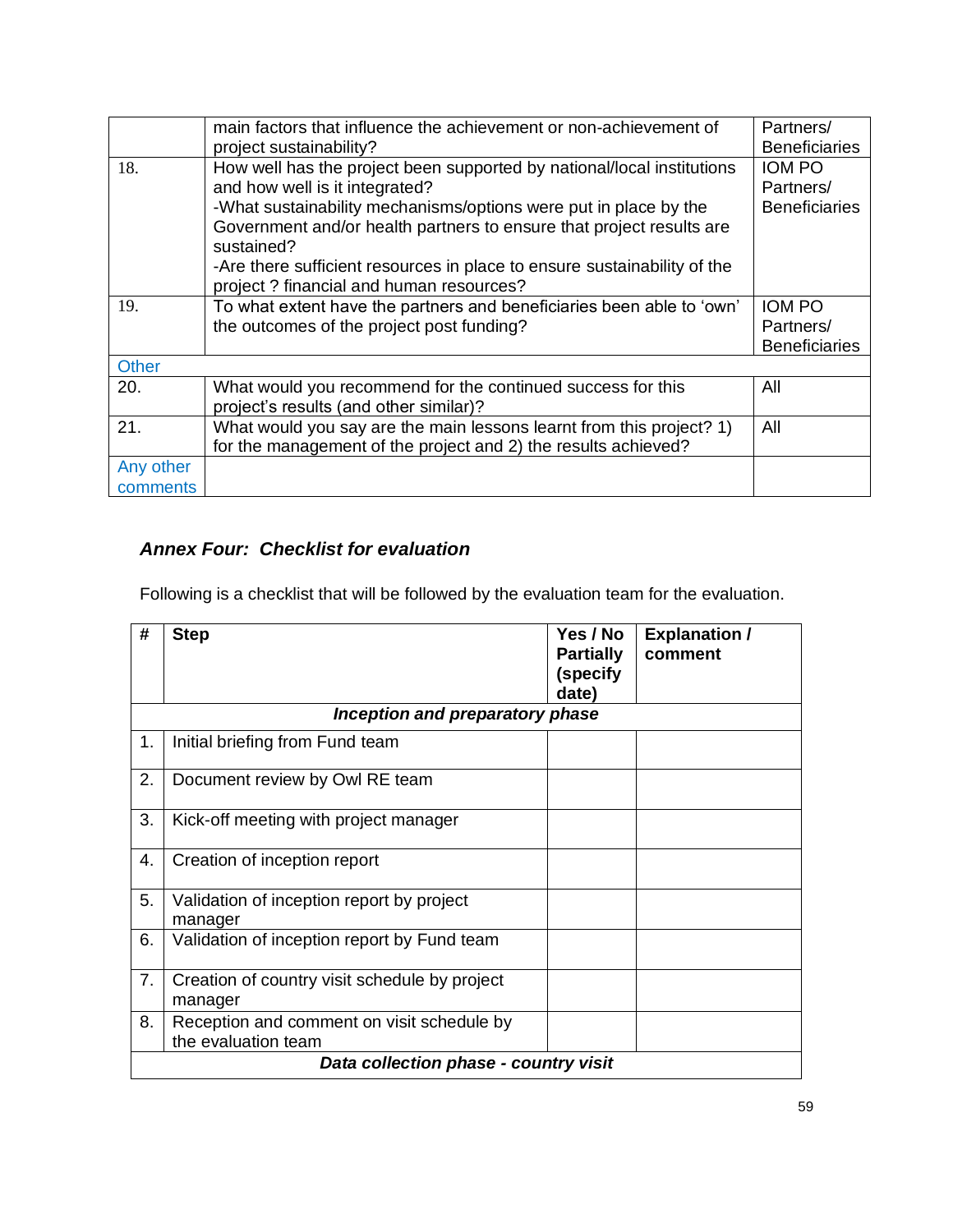| | | |
|---|---|---|
| | main factors that influence the achievement or non-achievement of project sustainability? | Partners/ Beneficiaries |
| 18. | How well has the project been supported by national/local institutions and how well is it integrated?<br>-What sustainability mechanisms/options were put in place by the Government and/or health partners to ensure that project results are sustained?<br>-Are there sufficient resources in place to ensure sustainability of the project ? financial and human resources? | IOM PO Partners/ Beneficiaries |
| 19. | To what extent have the partners and beneficiaries been able to 'own' the outcomes of the project post funding? | IOM PO Partners/ Beneficiaries |
| Other | | |
| 20. | What would you recommend for the continued success for this project's results (and other similar)? | All |
| 21. | What would you say are the main lessons learnt from this project? 1) for the management of the project and 2) the results achieved? | All |
| Any other comments | | |

### *Annex Four: Checklist for evaluation*

Following is a checklist that will be followed by the evaluation team for the evaluation.

| # | Step | Yes / No Partially (specify date) | Explanation / comment |
|---|---|---|---|
| | ***Inception and preparatory phase*** | | |
| 1. | Initial briefing from Fund team | | |
| 2. | Document review by Owl RE team | | |
| 3. | Kick-off meeting with project manager | | |
| 4. | Creation of inception report | | |
| 5. | Validation of inception report by project manager | | |
| 6. | Validation of inception report by Fund team | | |
| 7. | Creation of country visit schedule by project manager | | |
| 8. | Reception and comment on visit schedule by the evaluation team | | |
| | ***Data collection phase - country visit*** | | |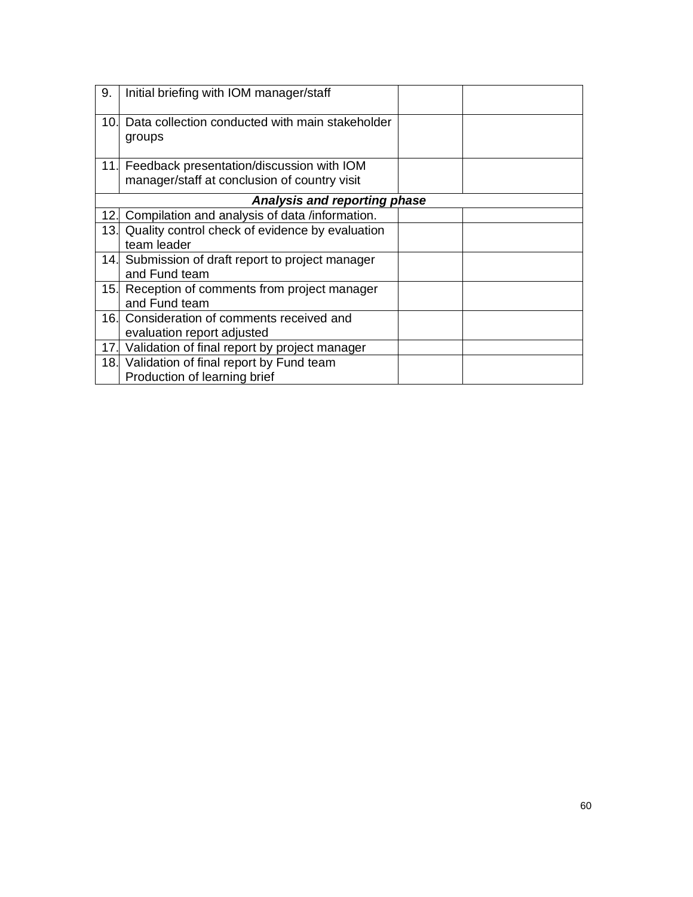| | | | |
|---|---|---|---|
| 9. | Initial briefing with IOM manager/staff | | |
| 10. | Data collection conducted with main stakeholder groups | | |
| 11. | Feedback presentation/discussion with IOM manager/staff at conclusion of country visit | | |
| | ***Analysis and reporting phase*** | | |
| 12. | Compilation and analysis of data /information. | | |
| 13. | Quality control check of evidence by evaluation team leader | | |
| 14. | Submission of draft report to project manager and Fund team | | |
| 15. | Reception of comments from project manager and Fund team | | |
| 16. | Consideration of comments received and evaluation report adjusted | | |
| 17. | Validation of final report by project manager | | |
| 18. | Validation of final report by Fund team Production of learning brief | | |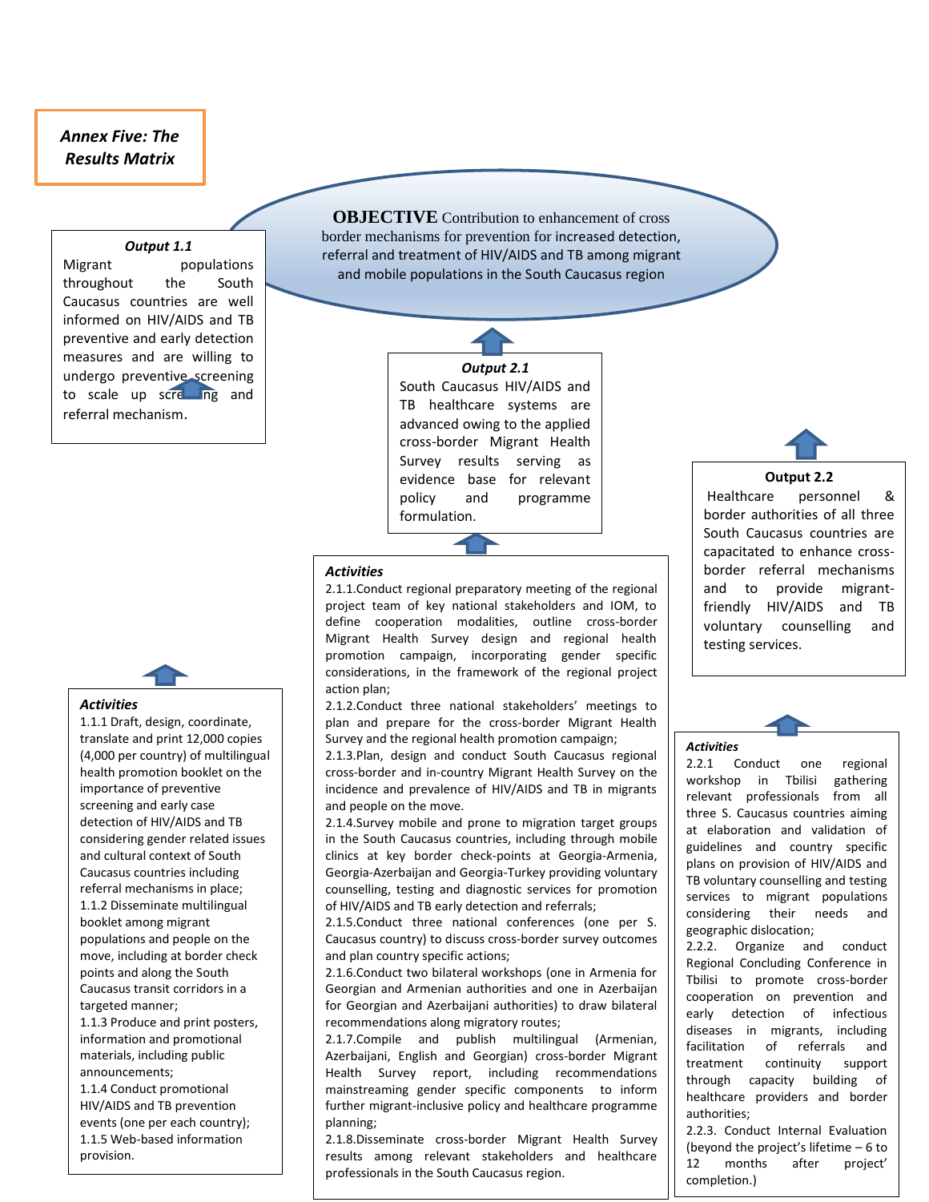*Annex Five: The Results Matrix*

**OBJECTIVE** Contribution to enhancement of cross border mechanisms for prevention for increased detection, referral and treatment of HIV/AIDS and TB among migrant and mobile populations in the South Caucasus region

***Output 1.1***

Migrant populations throughout the South Caucasus countries are well informed on HIV/AIDS and TB preventive and early detection measures and are willing to undergo preventive screening to scale up screening and referral mechanism.

***Activities***

1.1.1 Draft, design, coordinate, translate and print 12,000 copies (4,000 per country) of multilingual health promotion booklet on the importance of preventive screening and early case detection of HIV/AIDS and TB considering gender related issues and cultural context of South Caucasus countries including referral mechanisms in place;

1.1.2 Disseminate multilingual booklet among migrant populations and people on the move, including at border check points and along the South Caucasus transit corridors in a targeted manner;

1.1.3 Produce and print posters, information and promotional materials, including public announcements;

1.1.4 Conduct promotional HIV/AIDS and TB prevention events (one per each country);

1.1.5 Web-based information provision.

***Output 2.1***

South Caucasus HIV/AIDS and TB healthcare systems are advanced owing to the applied cross-border Migrant Health Survey results serving as evidence base for relevant policy and programme formulation.

***Activities***

2.1.1.Conduct regional preparatory meeting of the regional project team of key national stakeholders and IOM, to define cooperation modalities, outline cross-border Migrant Health Survey design and regional health promotion campaign, incorporating gender specific considerations, in the framework of the regional project action plan;

2.1.2.Conduct three national stakeholders' meetings to plan and prepare for the cross-border Migrant Health Survey and the regional health promotion campaign;

2.1.3.Plan, design and conduct South Caucasus regional cross-border and in-country Migrant Health Survey on the incidence and prevalence of HIV/AIDS and TB in migrants and people on the move;

2.1.4.Survey mobile and prone to migration target groups in the South Caucasus countries, including through mobile clinics at key border check-points at Georgia-Armenia, Georgia-Azerbaijan and Georgia-Turkey providing voluntary counselling, testing and diagnostic services for promotion of HIV/AIDS and TB early detection and referrals;

2.1.5.Conduct three national conferences (one per S. Caucasus country) to discuss cross-border survey outcomes and plan country specific actions;

2.1.6.Conduct two bilateral workshops (one in Armenia for Georgian and Armenian authorities and one in Azerbaijan for Georgian and Azerbaijani authorities) to draw bilateral recommendations along migratory routes;

2.1.7.Compile and publish multilingual (Armenian, Azerbaijani, English and Georgian) cross-border Migrant Health Survey report, including recommendations mainstreaming gender specific components to inform further migrant-inclusive policy and healthcare programme planning;

2.1.8.Disseminate cross-border Migrant Health Survey results among relevant stakeholders and healthcare professionals in the South Caucasus region.

**Output 2.2**

Healthcare personnel & border authorities of all three South Caucasus countries are capacitated to enhance cross-border referral mechanisms and to provide migrant-friendly HIV/AIDS and TB voluntary counselling and testing services.

***Activities***

2.2.1 Conduct one regional workshop in Tbilisi gathering relevant professionals from all three S. Caucasus countries aiming at elaboration and validation of guidelines and country specific plans on provision of HIV/AIDS and TB voluntary counselling and testing services to migrant populations considering their needs and geographic dislocation;

2.2.2. Organize and conduct Regional Concluding Conference in Tbilisi to promote cross-border cooperation on prevention and early detection of infectious diseases in migrants, including facilitation of referrals and treatment continuity support through capacity building of healthcare providers and border authorities;

2.2.3. Conduct Internal Evaluation (beyond the project's lifetime – 6 to 12 months after project' completion.)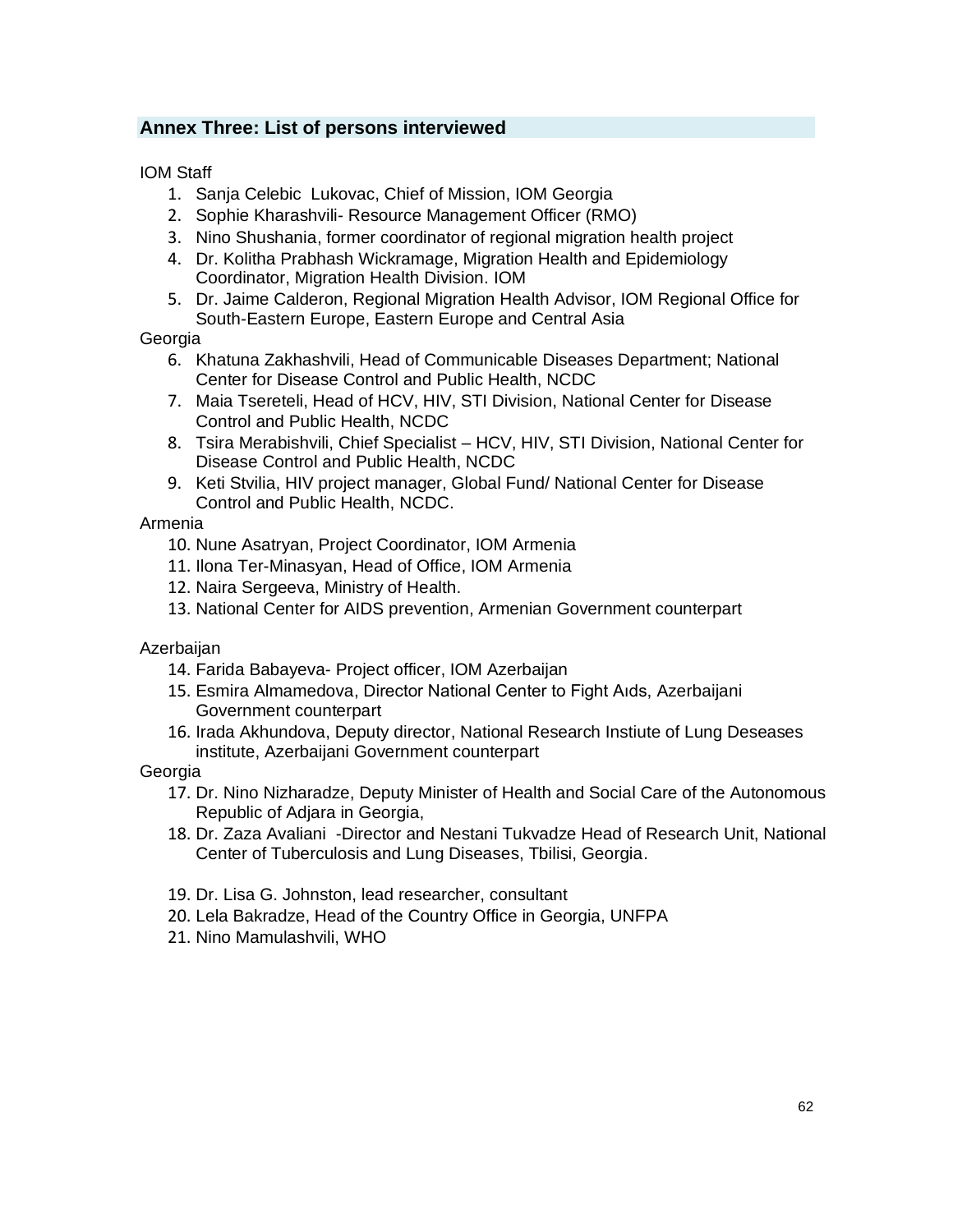## Annex Three: List of persons interviewed

IOM Staff

1. Sanja Celebic  Lukovac, Chief of Mission, IOM Georgia
2. Sophie Kharashvili- Resource Management Officer (RMO)
3. Nino Shushania, former coordinator of regional migration health project
4. Dr. Kolitha Prabhash Wickramage, Migration Health and Epidemiology Coordinator, Migration Health Division. IOM
5. Dr. Jaime Calderon, Regional Migration Health Advisor, IOM Regional Office for South-Eastern Europe, Eastern Europe and Central Asia

Georgia

6. Khatuna Zakhashvili, Head of Communicable Diseases Department; National Center for Disease Control and Public Health, NCDC
7. Maia Tsereteli, Head of HCV, HIV, STI Division, National Center for Disease Control and Public Health, NCDC
8. Tsira Merabishvili, Chief Specialist – HCV, HIV, STI Division, National Center for Disease Control and Public Health, NCDC
9. Keti Stvilia, HIV project manager, Global Fund/ National Center for Disease Control and Public Health, NCDC.

Armenia

10. Nune Asatryan, Project Coordinator, IOM Armenia
11. Ilona Ter-Minasyan, Head of Office, IOM Armenia
12. Naira Sergeeva, Ministry of Health.
13. National Center for AIDS prevention, Armenian Government counterpart

Azerbaijan

14. Farida Babayeva- Project officer, IOM Azerbaijan
15. Esmira Almamedova, Director National Center to Fight Aıds, Azerbaijani Government counterpart
16. Irada Akhundova, Deputy director, National Research Instiute of Lung Deseases institute, Azerbaijani Government counterpart

Georgia

17. Dr. Nino Nizharadze, Deputy Minister of Health and Social Care of the Autonomous Republic of Adjara in Georgia,
18. Dr. Zaza Avaliani  -Director and Nestani Tukvadze Head of Research Unit, National Center of Tuberculosis and Lung Diseases, Tbilisi, Georgia.

19. Dr. Lisa G. Johnston, lead researcher, consultant
20. Lela Bakradze, Head of the Country Office in Georgia, UNFPA
21. Nino Mamulashvili, WHO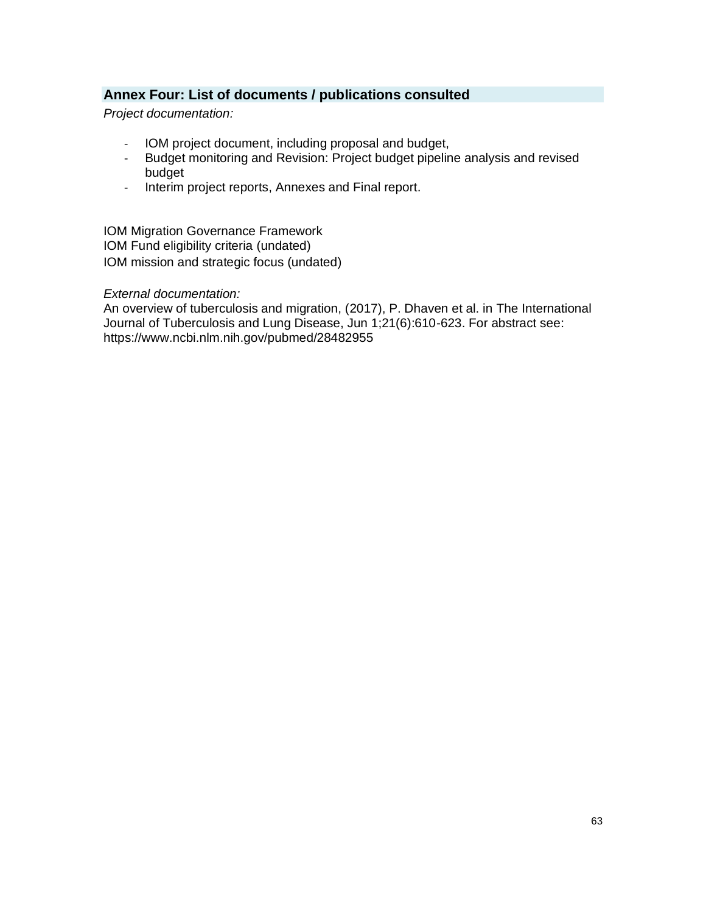## Annex Four: List of documents / publications consulted

*Project documentation:*

- IOM project document, including proposal and budget,
- Budget monitoring and Revision: Project budget pipeline analysis and revised budget
- Interim project reports, Annexes and Final report.

IOM Migration Governance Framework
IOM Fund eligibility criteria (undated)
IOM mission and strategic focus (undated)

*External documentation:*
An overview of tuberculosis and migration, (2017), P. Dhaven et al. in The International Journal of Tuberculosis and Lung Disease, Jun 1;21(6):610-623. For abstract see: https://www.ncbi.nlm.nih.gov/pubmed/28482955